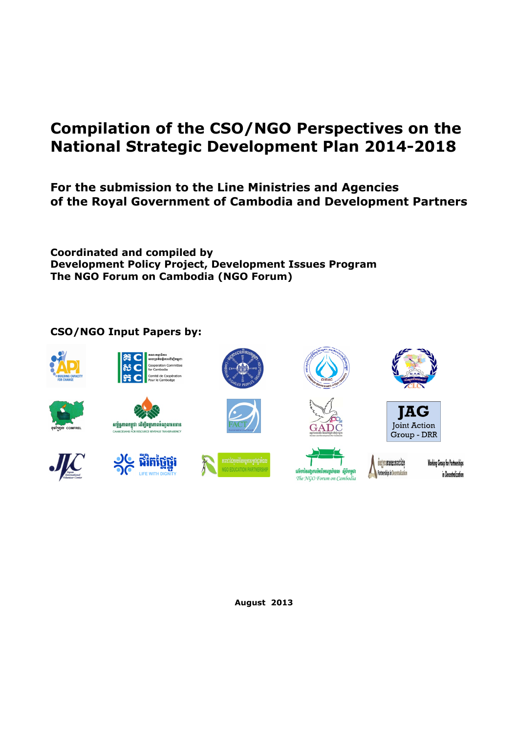# Compilation of the CSO/NGO Perspectives on the National Strategic Development Plan 2014-2018

## For the submission to the Line Ministries and Agencies of the Royal Government of Cambodia and Development Partners

**Coordinated and compiled by**
**Development Policy Project, Development Issues Program**
**The NGO Forum on Cambodia (NGO Forum)**

**CSO/NGO Input Papers by:**

**August 2013**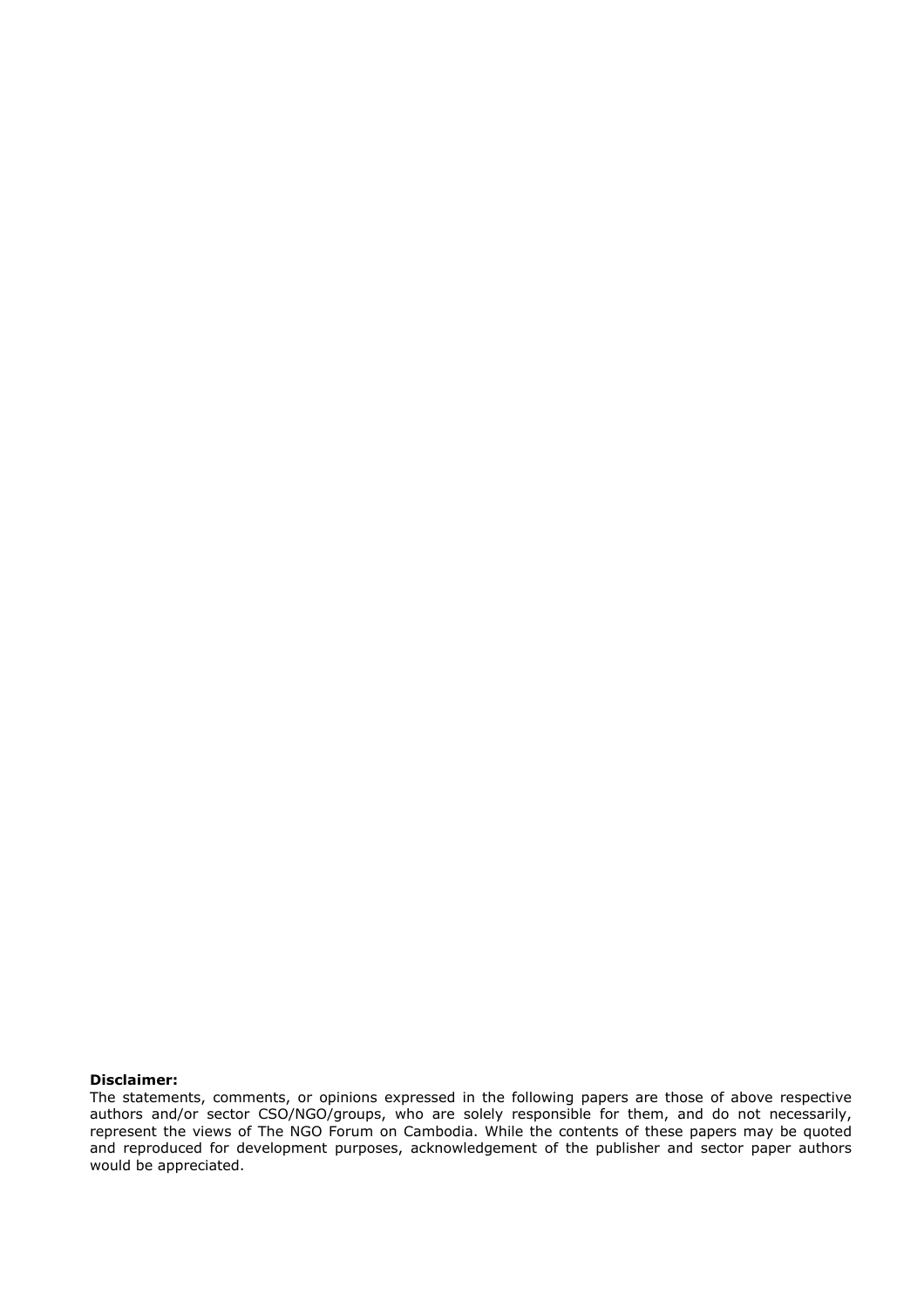**Disclaimer:**

The statements, comments, or opinions expressed in the following papers are those of above respective authors and/or sector CSO/NGO/groups, who are solely responsible for them, and do not necessarily, represent the views of The NGO Forum on Cambodia. While the contents of these papers may be quoted and reproduced for development purposes, acknowledgement of the publisher and sector paper authors would be appreciated.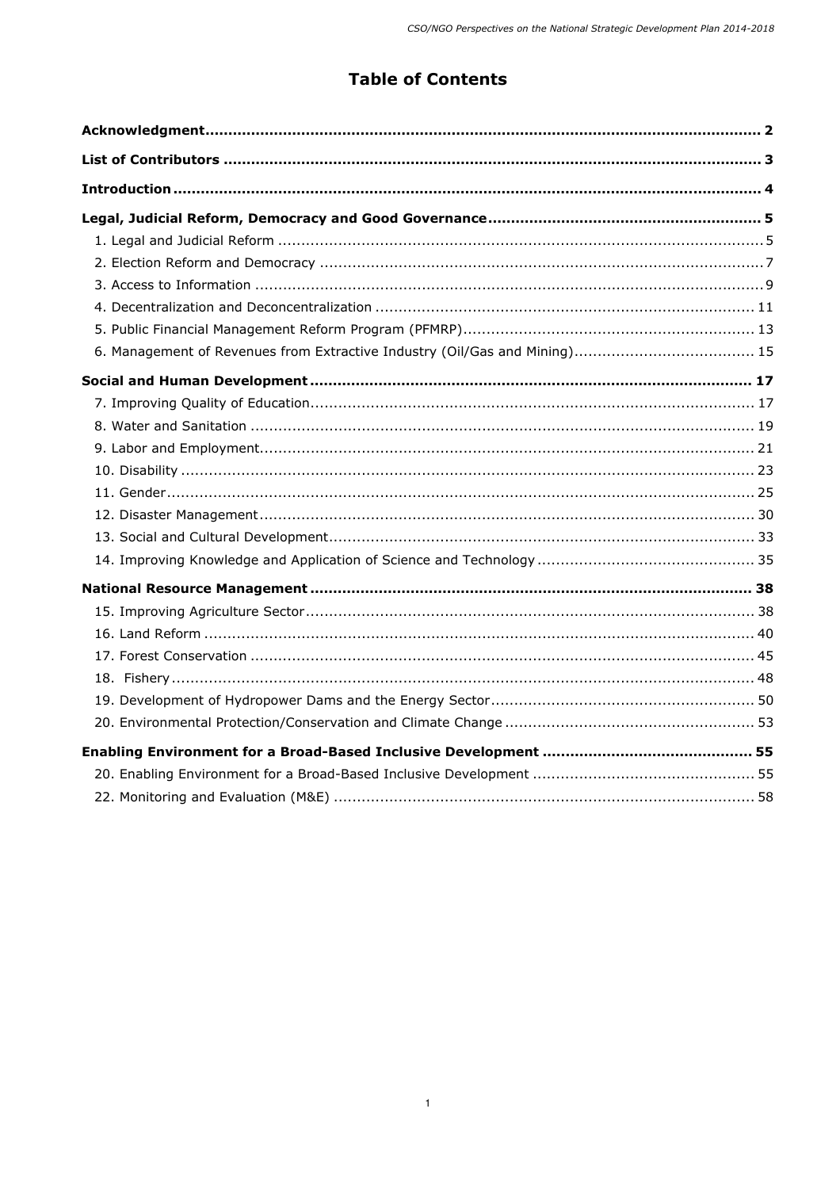# Table of Contents

**Acknowledgment** ..... 2

**List of Contributors** ..... 3

**Introduction** ..... 4

**Legal, Judicial Reform, Democracy and Good Governance** ..... 5

- 1. Legal and Judicial Reform ..... 5
- 2. Election Reform and Democracy ..... 7
- 3. Access to Information ..... 9
- 4. Decentralization and Deconcentralization ..... 11
- 5. Public Financial Management Reform Program (PFMRP) ..... 13
- 6. Management of Revenues from Extractive Industry (Oil/Gas and Mining) ..... 15

**Social and Human Development** ..... 17

- 7. Improving Quality of Education ..... 17
- 8. Water and Sanitation ..... 19
- 9. Labor and Employment ..... 21
- 10. Disability ..... 23
- 11. Gender ..... 25
- 12. Disaster Management ..... 30
- 13. Social and Cultural Development ..... 33
- 14. Improving Knowledge and Application of Science and Technology ..... 35

**National Resource Management** ..... 38

- 15. Improving Agriculture Sector ..... 38
- 16. Land Reform ..... 40
- 17. Forest Conservation ..... 45
- 18. Fishery ..... 48
- 19. Development of Hydropower Dams and the Energy Sector ..... 50
- 20. Environmental Protection/Conservation and Climate Change ..... 53

**Enabling Environment for a Broad-Based Inclusive Development** ..... 55

- 20. Enabling Environment for a Broad-Based Inclusive Development ..... 55
- 22. Monitoring and Evaluation (M&E) ..... 58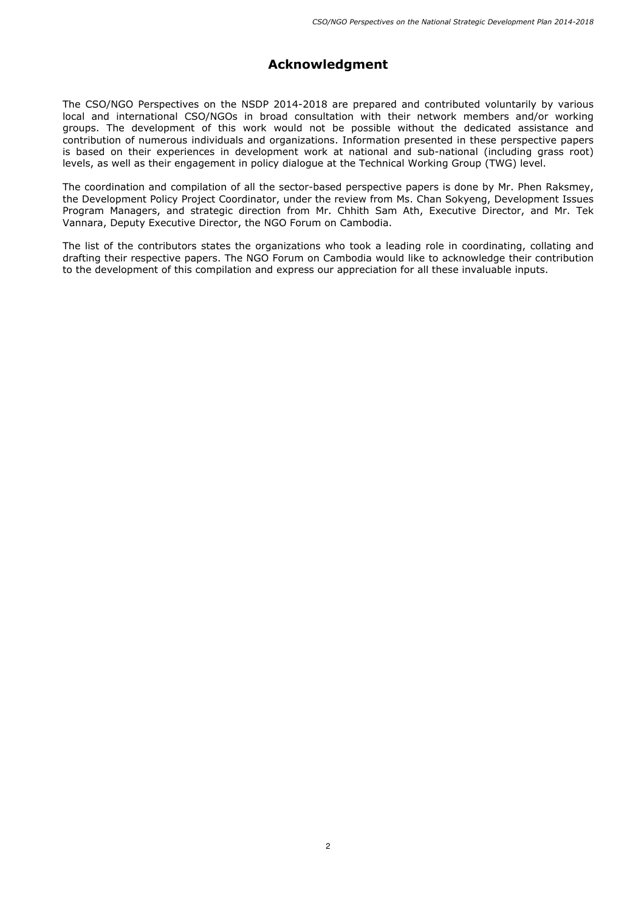# Acknowledgment

The CSO/NGO Perspectives on the NSDP 2014-2018 are prepared and contributed voluntarily by various local and international CSO/NGOs in broad consultation with their network members and/or working groups. The development of this work would not be possible without the dedicated assistance and contribution of numerous individuals and organizations. Information presented in these perspective papers is based on their experiences in development work at national and sub-national (including grass root) levels, as well as their engagement in policy dialogue at the Technical Working Group (TWG) level.

The coordination and compilation of all the sector-based perspective papers is done by Mr. Phen Raksmey, the Development Policy Project Coordinator, under the review from Ms. Chan Sokyeng, Development Issues Program Managers, and strategic direction from Mr. Chhith Sam Ath, Executive Director, and Mr. Tek Vannara, Deputy Executive Director, the NGO Forum on Cambodia.

The list of the contributors states the organizations who took a leading role in coordinating, collating and drafting their respective papers. The NGO Forum on Cambodia would like to acknowledge their contribution to the development of this compilation and express our appreciation for all these invaluable inputs.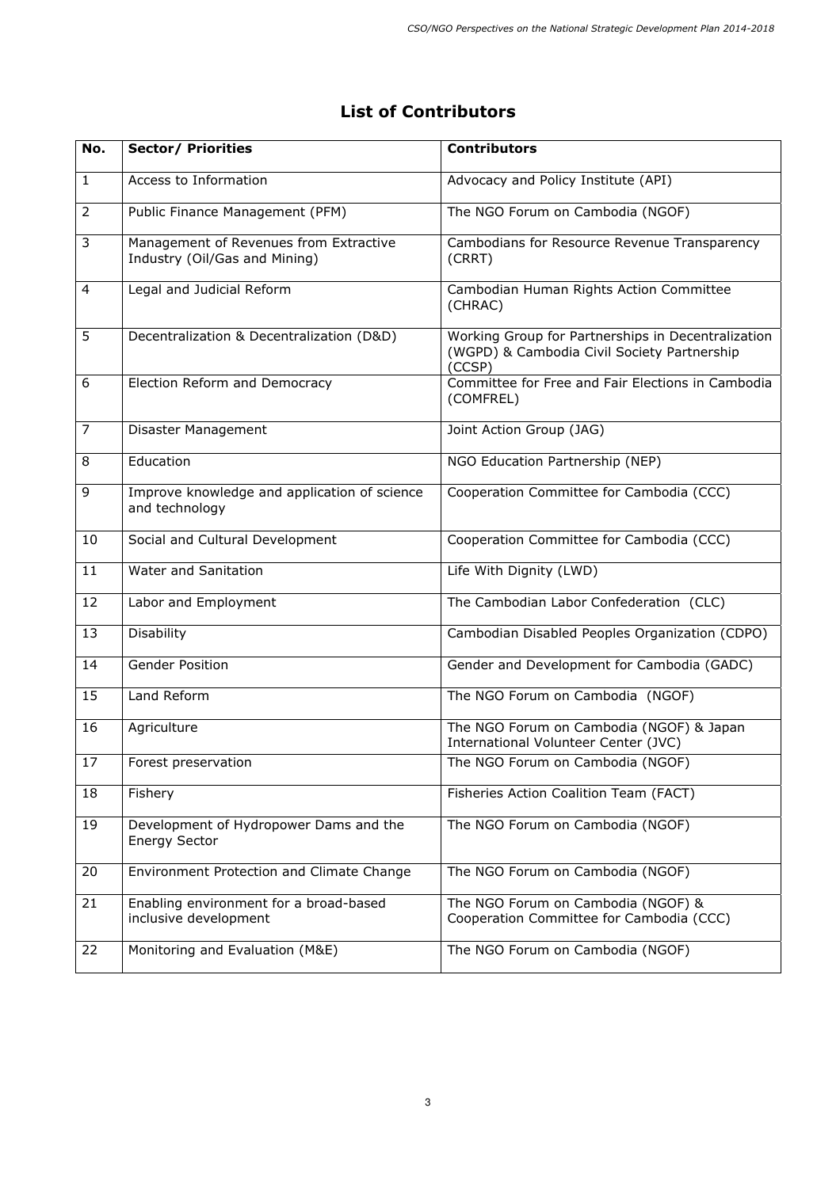## List of Contributors

| No. | Sector/ Priorities | Contributors |
|---|---|---|
| 1 | Access to Information | Advocacy and Policy Institute (API) |
| 2 | Public Finance Management (PFM) | The NGO Forum on Cambodia (NGOF) |
| 3 | Management of Revenues from Extractive Industry (Oil/Gas and Mining) | Cambodians for Resource Revenue Transparency (CRRT) |
| 4 | Legal and Judicial Reform | Cambodian Human Rights Action Committee (CHRAC) |
| 5 | Decentralization & Decentralization (D&D) | Working Group for Partnerships in Decentralization (WGPD) & Cambodia Civil Society Partnership (CCSP) |
| 6 | Election Reform and Democracy | Committee for Free and Fair Elections in Cambodia (COMFREL) |
| 7 | Disaster Management | Joint Action Group (JAG) |
| 8 | Education | NGO Education Partnership (NEP) |
| 9 | Improve knowledge and application of science and technology | Cooperation Committee for Cambodia (CCC) |
| 10 | Social and Cultural Development | Cooperation Committee for Cambodia (CCC) |
| 11 | Water and Sanitation | Life With Dignity (LWD) |
| 12 | Labor and Employment | The Cambodian Labor Confederation (CLC) |
| 13 | Disability | Cambodian Disabled Peoples Organization (CDPO) |
| 14 | Gender Position | Gender and Development for Cambodia (GADC) |
| 15 | Land Reform | The NGO Forum on Cambodia (NGOF) |
| 16 | Agriculture | The NGO Forum on Cambodia (NGOF) & Japan International Volunteer Center (JVC) |
| 17 | Forest preservation | The NGO Forum on Cambodia (NGOF) |
| 18 | Fishery | Fisheries Action Coalition Team (FACT) |
| 19 | Development of Hydropower Dams and the Energy Sector | The NGO Forum on Cambodia (NGOF) |
| 20 | Environment Protection and Climate Change | The NGO Forum on Cambodia (NGOF) |
| 21 | Enabling environment for a broad-based inclusive development | The NGO Forum on Cambodia (NGOF) & Cooperation Committee for Cambodia (CCC) |
| 22 | Monitoring and Evaluation (M&E) | The NGO Forum on Cambodia (NGOF) |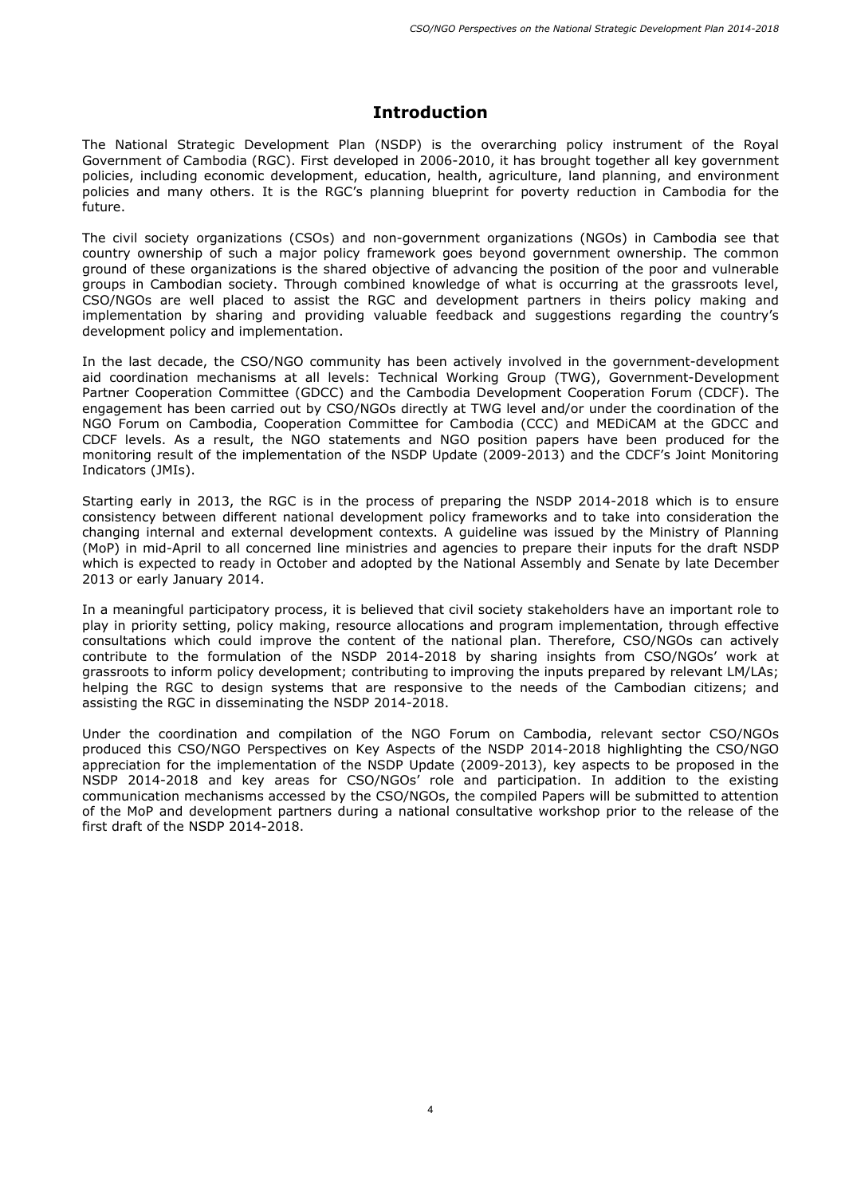# Introduction

The National Strategic Development Plan (NSDP) is the overarching policy instrument of the Royal Government of Cambodia (RGC). First developed in 2006-2010, it has brought together all key government policies, including economic development, education, health, agriculture, land planning, and environment policies and many others. It is the RGC's planning blueprint for poverty reduction in Cambodia for the future.

The civil society organizations (CSOs) and non-government organizations (NGOs) in Cambodia see that country ownership of such a major policy framework goes beyond government ownership. The common ground of these organizations is the shared objective of advancing the position of the poor and vulnerable groups in Cambodian society. Through combined knowledge of what is occurring at the grassroots level, CSO/NGOs are well placed to assist the RGC and development partners in theirs policy making and implementation by sharing and providing valuable feedback and suggestions regarding the country's development policy and implementation.

In the last decade, the CSO/NGO community has been actively involved in the government-development aid coordination mechanisms at all levels: Technical Working Group (TWG), Government-Development Partner Cooperation Committee (GDCC) and the Cambodia Development Cooperation Forum (CDCF). The engagement has been carried out by CSO/NGOs directly at TWG level and/or under the coordination of the NGO Forum on Cambodia, Cooperation Committee for Cambodia (CCC) and MEDiCAM at the GDCC and CDCF levels. As a result, the NGO statements and NGO position papers have been produced for the monitoring result of the implementation of the NSDP Update (2009-2013) and the CDCF's Joint Monitoring Indicators (JMIs).

Starting early in 2013, the RGC is in the process of preparing the NSDP 2014-2018 which is to ensure consistency between different national development policy frameworks and to take into consideration the changing internal and external development contexts. A guideline was issued by the Ministry of Planning (MoP) in mid-April to all concerned line ministries and agencies to prepare their inputs for the draft NSDP which is expected to ready in October and adopted by the National Assembly and Senate by late December 2013 or early January 2014.

In a meaningful participatory process, it is believed that civil society stakeholders have an important role to play in priority setting, policy making, resource allocations and program implementation, through effective consultations which could improve the content of the national plan. Therefore, CSO/NGOs can actively contribute to the formulation of the NSDP 2014-2018 by sharing insights from CSO/NGOs' work at grassroots to inform policy development; contributing to improving the inputs prepared by relevant LM/LAs; helping the RGC to design systems that are responsive to the needs of the Cambodian citizens; and assisting the RGC in disseminating the NSDP 2014-2018.

Under the coordination and compilation of the NGO Forum on Cambodia, relevant sector CSO/NGOs produced this CSO/NGO Perspectives on Key Aspects of the NSDP 2014-2018 highlighting the CSO/NGO appreciation for the implementation of the NSDP Update (2009-2013), key aspects to be proposed in the NSDP 2014-2018 and key areas for CSO/NGOs' role and participation. In addition to the existing communication mechanisms accessed by the CSO/NGOs, the compiled Papers will be submitted to attention of the MoP and development partners during a national consultative workshop prior to the release of the first draft of the NSDP 2014-2018.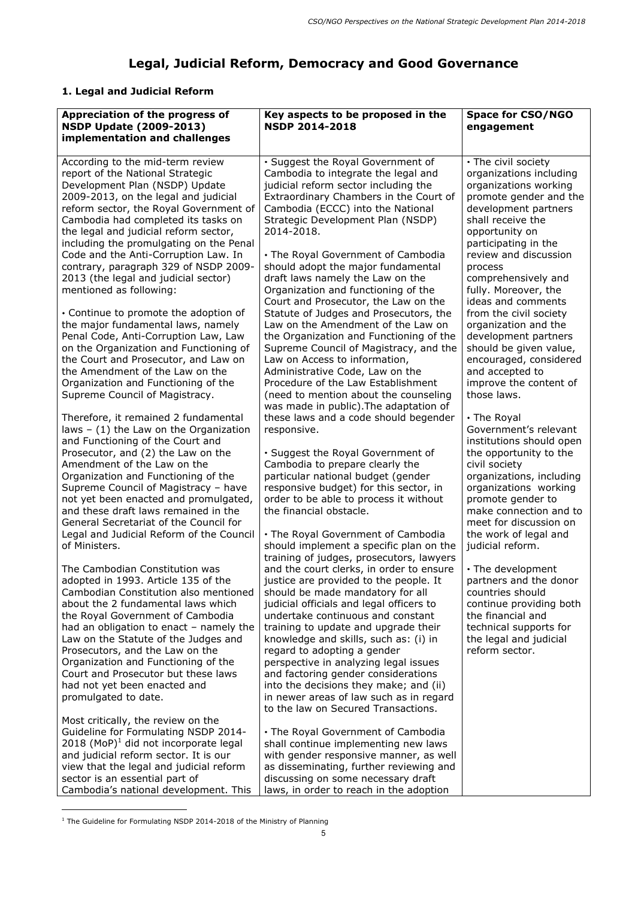# Legal, Judicial Reform, Democracy and Good Governance

## 1. Legal and Judicial Reform

| Appreciation of the progress of NSDP Update (2009-2013) implementation and challenges | Key aspects to be proposed in the NSDP 2014-2018 | Space for CSO/NGO engagement |
|---|---|---|
| According to the mid-term review report of the National Strategic Development Plan (NSDP) Update 2009-2013, on the legal and judicial reform sector, the Royal Government of Cambodia had completed its tasks on the legal and judicial reform sector, including the promulgating on the Penal Code and the Anti-Corruption Law. In contrary, paragraph 329 of NSDP 2009-2013 (the legal and judicial sector) mentioned as following:<br><br>• Continue to promote the adoption of the major fundamental laws, namely Penal Code, Anti-Corruption Law, Law on the Organization and Functioning of the Court and Prosecutor, and Law on the Amendment of the Law on the Organization and Functioning of the Supreme Council of Magistracy.<br><br>Therefore, it remained 2 fundamental laws – (1) the Law on the Organization and Functioning of the Court and Prosecutor, and (2) the Law on the Amendment of the Law on the Organization and Functioning of the Supreme Council of Magistracy – have not yet been enacted and promulgated, and these draft laws remained in the General Secretariat of the Council for Legal and Judicial Reform of the Council of Ministers.<br><br>The Cambodian Constitution was adopted in 1993. Article 135 of the Cambodian Constitution also mentioned about the 2 fundamental laws which the Royal Government of Cambodia had an obligation to enact – namely the Law on the Statute of the Judges and Prosecutors, and the Law on the Organization and Functioning of the Court and Prosecutor but these laws had not yet been enacted and promulgated to date.<br><br>Most critically, the review on the Guideline for Formulating NSDP 2014-2018 (MoP)[1] did not incorporate legal and judicial reform sector. It is our view that the legal and judicial reform sector is an essential part of Cambodia's national development. This | • Suggest the Royal Government of Cambodia to integrate the legal and judicial reform sector including the Extraordinary Chambers in the Court of Cambodia (ECCC) into the National Strategic Development Plan (NSDP) 2014-2018.<br><br>• The Royal Government of Cambodia should adopt the major fundamental draft laws namely the Law on the Organization and functioning of the Court and Prosecutor, the Law on the Statute of Judges and Prosecutors, the Law on the Amendment of the Law on the Organization and Functioning of the Supreme Council of Magistracy, and the Law on Access to information, Administrative Code, Law on the Procedure of the Law Establishment (need to mention about the counseling was made in public).The adaptation of these laws and a code should begender responsive.<br><br>• Suggest the Royal Government of Cambodia to prepare clearly the particular national budget (gender responsive budget) for this sector, in order to be able to process it without the financial obstacle.<br><br>• The Royal Government of Cambodia should implement a specific plan on the training of judges, prosecutors, lawyers and the court clerks, in order to ensure justice are provided to the people. It should be made mandatory for all judicial officials and legal officers to undertake continuous and constant training to update and upgrade their knowledge and skills, such as: (i) in regard to adopting a gender perspective in analyzing legal issues and factoring gender considerations into the decisions they make; and (ii) in newer areas of law such as in regard to the law on Secured Transactions.<br><br>• The Royal Government of Cambodia shall continue implementing new laws with gender responsive manner, as well as disseminating, further reviewing and discussing on some necessary draft laws, in order to reach in the adoption | • The civil society organizations including organizations working promote gender and the development partners shall receive the opportunity on participating in the review and discussion process comprehensively and fully. Moreover, the ideas and comments from the civil society organization and the development partners should be given value, encouraged, considered and accepted to improve the content of those laws.<br><br>• The Royal Government's relevant institutions should open the opportunity to the civil society organizations, including organizations working promote gender to make connection and to meet for discussion on the work of legal and judicial reform.<br><br>• The development partners and the donor countries should continue providing both the financial and technical supports for the legal and judicial reform sector. |

[1] The Guideline for Formulating NSDP 2014-2018 of the Ministry of Planning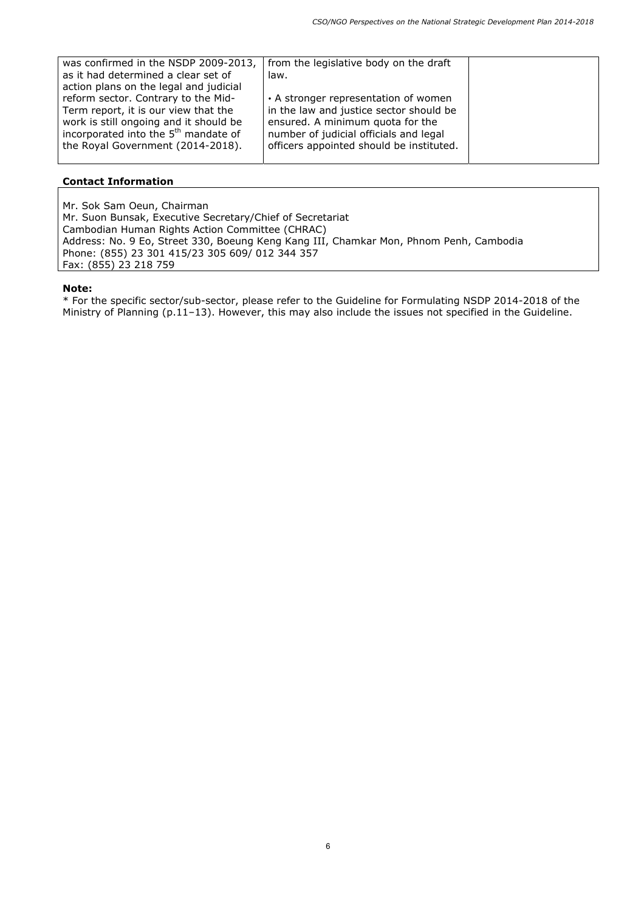| | | |
|---|---|---|
| was confirmed in the NSDP 2009-2013, as it had determined a clear set of action plans on the legal and judicial reform sector. Contrary to the Mid-Term report, it is our view that the work is still ongoing and it should be incorporated into the 5th mandate of the Royal Government (2014-2018). | from the legislative body on the draft law.<br><br>• A stronger representation of women in the law and justice sector should be ensured. A minimum quota for the number of judicial officials and legal officers appointed should be instituted. | |

**Contact Information**

Mr. Sok Sam Oeun, Chairman
Mr. Suon Bunsak, Executive Secretary/Chief of Secretariat
Cambodian Human Rights Action Committee (CHRAC)
Address: No. 9 Eo, Street 330, Boeung Keng Kang III, Chamkar Mon, Phnom Penh, Cambodia
Phone: (855) 23 301 415/23 305 609/ 012 344 357
Fax: (855) 23 218 759

**Note:**
* For the specific sector/sub-sector, please refer to the Guideline for Formulating NSDP 2014-2018 of the Ministry of Planning (p.11–13). However, this may also include the issues not specified in the Guideline.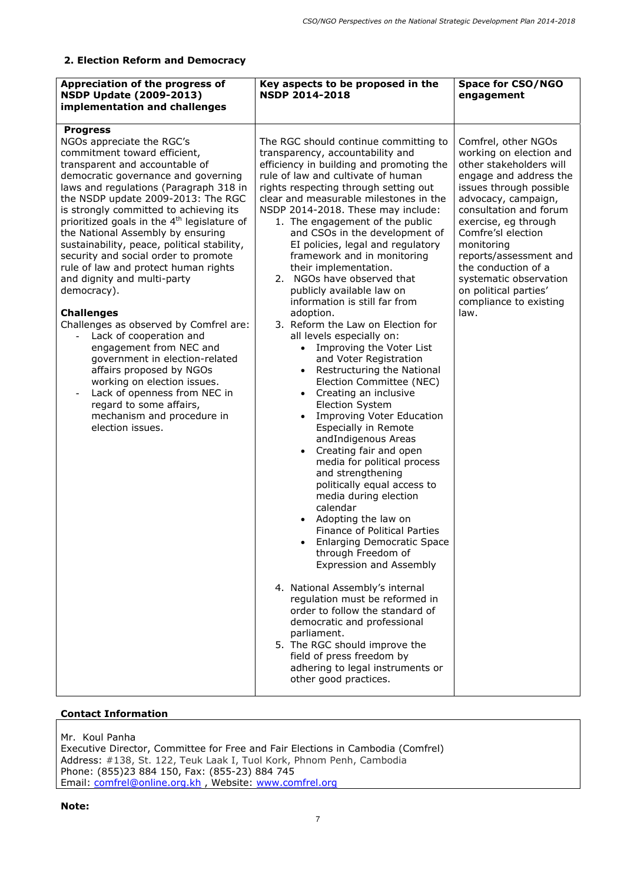## 2. Election Reform and Democracy

| Appreciation of the progress of NSDP Update (2009-2013) implementation and challenges | Key aspects to be proposed in the NSDP 2014-2018 | Space for CSO/NGO engagement |
|---|---|---|
| **Progress**<br>NGOs appreciate the RGC's commitment toward efficient, transparent and accountable of democratic governance and governing laws and regulations (Paragraph 318 in the NSDP update 2009-2013: The RGC is strongly committed to achieving its prioritized goals in the 4th legislature of the National Assembly by ensuring sustainability, peace, political stability, security and social order to promote rule of law and protect human rights and dignity and multi-party democracy).<br><br>**Challenges**<br>Challenges as observed by Comfrel are:<br>- Lack of cooperation and engagement from NEC and government in election-related affairs proposed by NGOs working on election issues.<br>- Lack of openness from NEC in regard to some affairs, mechanism and procedure in election issues. | The RGC should continue committing to transparency, accountability and efficiency in building and promoting the rule of law and cultivate of human rights respecting through setting out clear and measurable milestones in the NSDP 2014-2018. These may include:<br>1. The engagement of the public and CSOs in the development of EI policies, legal and regulatory framework and in monitoring their implementation.<br>2. NGOs have observed that publicly available law on information is still far from adoption.<br>3. Reform the Law on Election for all levels especially on:<br>• Improving the Voter List and Voter Registration<br>• Restructuring the National Election Committee (NEC)<br>• Creating an inclusive Election System<br>• Improving Voter Education Especially in Remote andIndigenous Areas<br>• Creating fair and open media for political process and strengthening politically equal access to media during election calendar<br>• Adopting the law on Finance of Political Parties<br>• Enlarging Democratic Space through Freedom of Expression and Assembly<br><br>4. National Assembly's internal regulation must be reformed in order to follow the standard of democratic and professional parliament.<br>5. The RGC should improve the field of press freedom by adhering to legal instruments or other good practices. | Comfrel, other NGOs working on election and other stakeholders will engage and address the issues through possible advocacy, campaign, consultation and forum exercise, eg through Comfre'sl election monitoring reports/assessment and the conduction of a systematic observation on political parties' compliance to existing law. |

**Contact Information**

Mr. Koul Panha
Executive Director, Committee for Free and Fair Elections in Cambodia (Comfrel)
Address: #138, St. 122, Teuk Laak I, Tuol Kork, Phnom Penh, Cambodia
Phone: (855)23 884 150, Fax: (855-23) 884 745
Email: comfrel@online.org.kh , Website: www.comfrel.org

**Note:**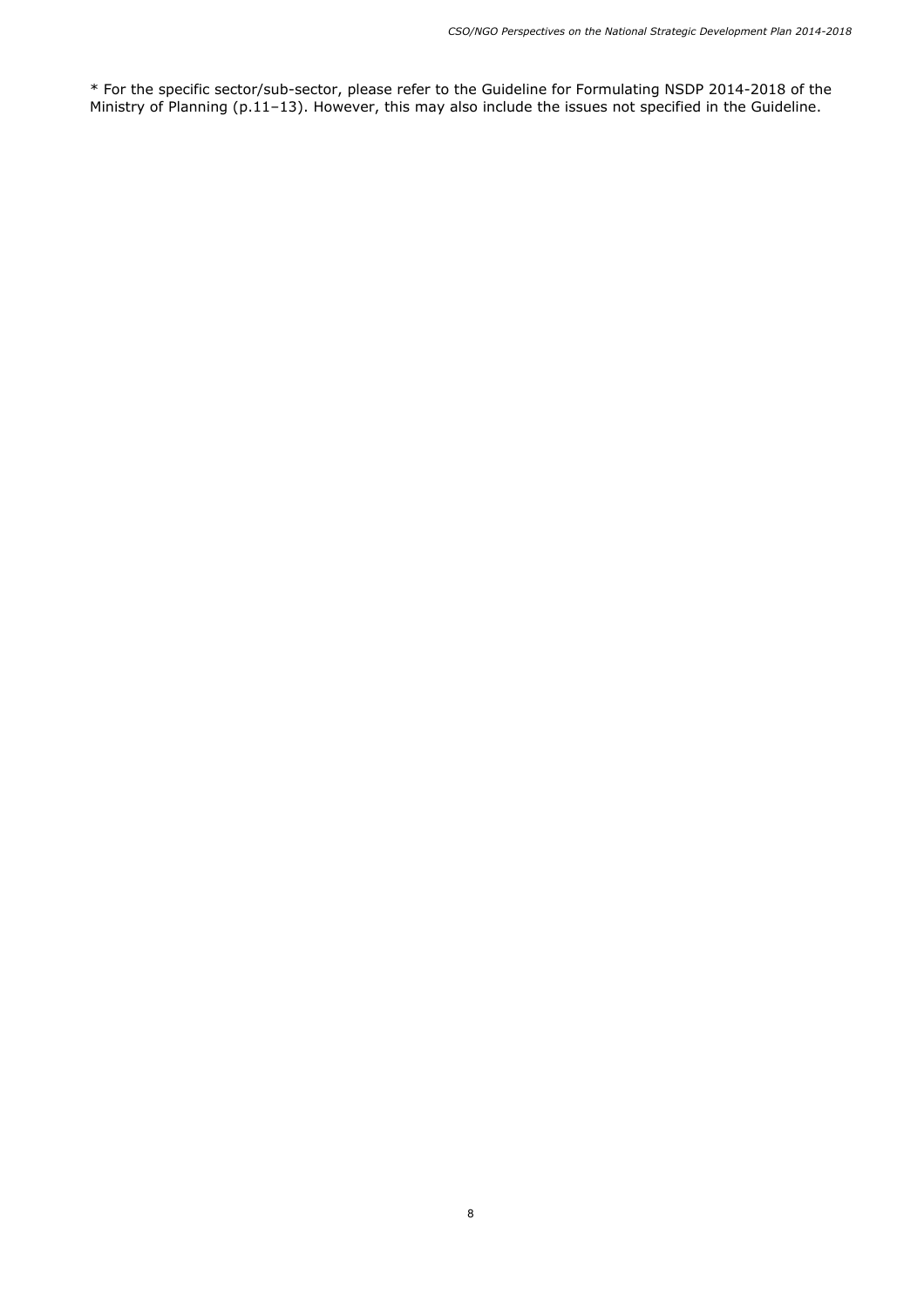* For the specific sector/sub-sector, please refer to the Guideline for Formulating NSDP 2014-2018 of the Ministry of Planning (p.11–13). However, this may also include the issues not specified in the Guideline.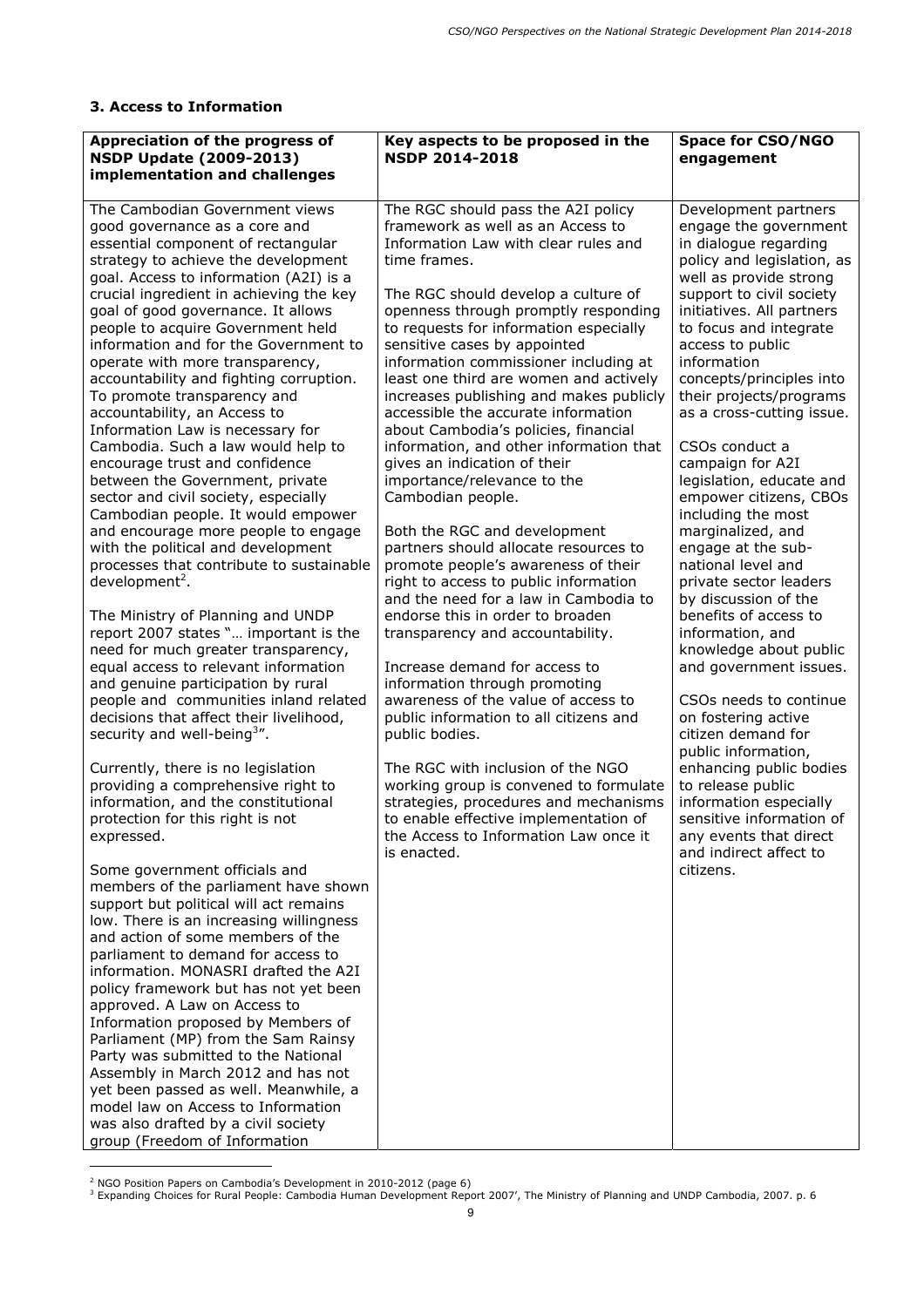### 3. Access to Information

| Appreciation of the progress of NSDP Update (2009-2013) implementation and challenges | Key aspects to be proposed in the NSDP 2014-2018 | Space for CSO/NGO engagement |
|---|---|---|
| The Cambodian Government views good governance as a core and essential component of rectangular strategy to achieve the development goal. Access to information (A2I) is a crucial ingredient in achieving the key goal of good governance. It allows people to acquire Government held information and for the Government to operate with more transparency, accountability and fighting corruption. To promote transparency and accountability, an Access to Information Law is necessary for Cambodia. Such a law would help to encourage trust and confidence between the Government, private sector and civil society, especially Cambodian people. It would empower and encourage more people to engage with the political and development processes that contribute to sustainable development[2].<br><br>The Ministry of Planning and UNDP report 2007 states "… important is the need for much greater transparency, equal access to relevant information and genuine participation by rural people and communities inland related decisions that affect their livelihood, security and well-being[3]".<br><br>Currently, there is no legislation providing a comprehensive right to information, and the constitutional protection for this right is not expressed.<br><br>Some government officials and members of the parliament have shown support but political will act remains low. There is an increasing willingness and action of some members of the parliament to demand for access to information. MONASRI drafted the A2I policy framework but has not yet been approved. A Law on Access to Information proposed by Members of Parliament (MP) from the Sam Rainsy Party was submitted to the National Assembly in March 2012 and has not yet been passed as well. Meanwhile, a model law on Access to Information was also drafted by a civil society group (Freedom of Information | The RGC should pass the A2I policy framework as well as an Access to Information Law with clear rules and time frames.<br><br>The RGC should develop a culture of openness through promptly responding to requests for information especially sensitive cases by appointed information commissioner including at least one third are women and actively increases publishing and makes publicly accessible the accurate information about Cambodia's policies, financial information, and other information that gives an indication of their importance/relevance to the Cambodian people.<br><br>Both the RGC and development partners should allocate resources to promote people's awareness of their right to access to public information and the need for a law in Cambodia to endorse this in order to broaden transparency and accountability.<br><br>Increase demand for access to information through promoting awareness of the value of access to public information to all citizens and public bodies.<br><br>The RGC with inclusion of the NGO working group is convened to formulate strategies, procedures and mechanisms to enable effective implementation of the Access to Information Law once it is enacted. | Development partners engage the government in dialogue regarding policy and legislation, as well as provide strong support to civil society initiatives. All partners to focus and integrate access to public information concepts/principles into their projects/programs as a cross-cutting issue.<br><br>CSOs conduct a campaign for A2I legislation, educate and empower citizens, CBOs including the most marginalized, and engage at the sub-national level and private sector leaders by discussion of the benefits of access to information, and knowledge about public and government issues.<br><br>CSOs needs to continue on fostering active citizen demand for public information, enhancing public bodies to release public information especially sensitive information of any events that direct and indirect affect to citizens. |

[2] NGO Position Papers on Cambodia's Development in 2010-2012 (page 6)

[3] Expanding Choices for Rural People: Cambodia Human Development Report 2007', The Ministry of Planning and UNDP Cambodia, 2007. p. 6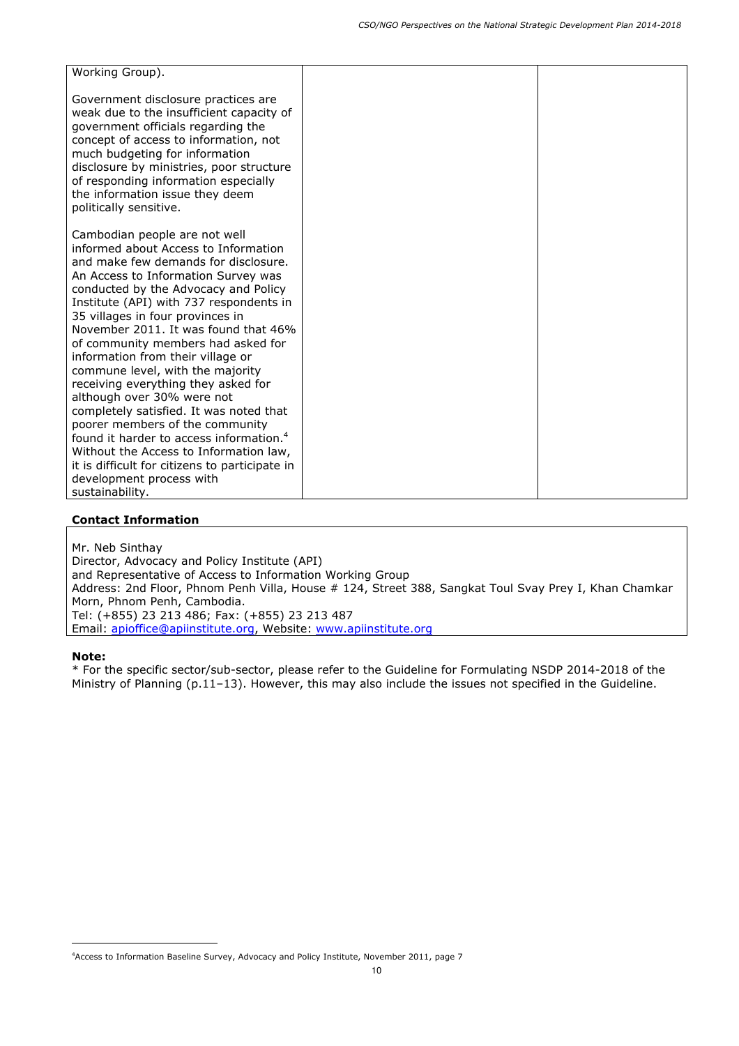| | | |
|---|---|---|
| Working Group).<br><br>Government disclosure practices are weak due to the insufficient capacity of government officials regarding the concept of access to information, not much budgeting for information disclosure by ministries, poor structure of responding information especially the information issue they deem politically sensitive.<br><br>Cambodian people are not well informed about Access to Information and make few demands for disclosure. An Access to Information Survey was conducted by the Advocacy and Policy Institute (API) with 737 respondents in 35 villages in four provinces in November 2011. It was found that 46% of community members had asked for information from their village or commune level, with the majority receiving everything they asked for although over 30% were not completely satisfied. It was noted that poorer members of the community found it harder to access information.[4] Without the Access to Information law, it is difficult for citizens to participate in development process with sustainability. | | |

**Contact Information**

Mr. Neb Sinthay
Director, Advocacy and Policy Institute (API)
and Representative of Access to Information Working Group
Address: 2nd Floor, Phnom Penh Villa, House # 124, Street 388, Sangkat Toul Svay Prey I, Khan Chamkar Morn, Phnom Penh, Cambodia.
Tel: (+855) 23 213 486; Fax: (+855) 23 213 487
Email: apioffice@apiinstitute.org, Website: www.apiinstitute.org

**Note:**
* For the specific sector/sub-sector, please refer to the Guideline for Formulating NSDP 2014-2018 of the Ministry of Planning (p.11–13). However, this may also include the issues not specified in the Guideline.

[4] Access to Information Baseline Survey, Advocacy and Policy Institute, November 2011, page 7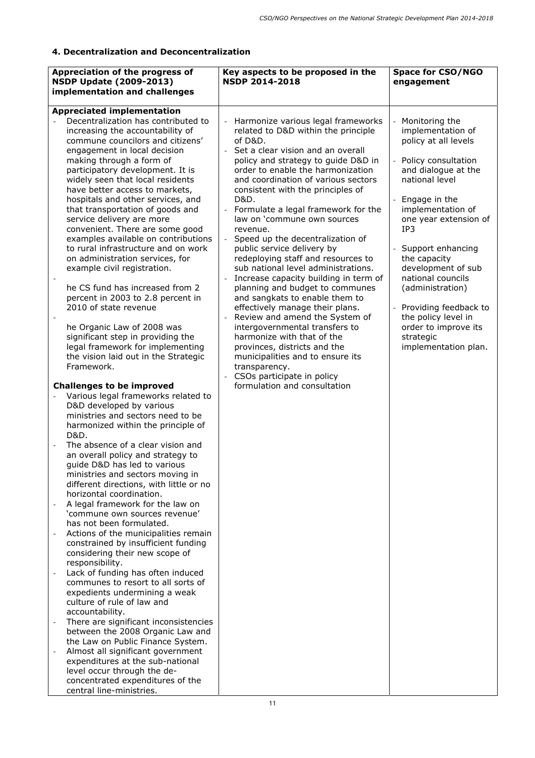## 4. Decentralization and Deconcentralization

| Appreciation of the progress of NSDP Update (2009-2013) implementation and challenges | Key aspects to be proposed in the NSDP 2014-2018 | Space for CSO/NGO engagement |
|---|---|---|
| **Appreciated implementation**<br>- Decentralization has contributed to increasing the accountability of commune councilors and citizens' engagement in local decision making through a form of participatory development. It is widely seen that local residents have better access to markets, hospitals and other services, and that transportation of goods and service delivery are more convenient. There are some good examples available on contributions to rural infrastructure and on work on administration services, for example civil registration.<br>- he CS fund has increased from 2 percent in 2003 to 2.8 percent in 2010 of state revenue<br>- he Organic Law of 2008 was significant step in providing the legal framework for implementing the vision laid out in the Strategic Framework.<br><br>**Challenges to be improved**<br>- Various legal frameworks related to D&D developed by various ministries and sectors need to be harmonized within the principle of D&D.<br>- The absence of a clear vision and an overall policy and strategy to guide D&D has led to various ministries and sectors moving in different directions, with little or no horizontal coordination.<br>- A legal framework for the law on 'commune own sources revenue' has not been formulated.<br>- Actions of the municipalities remain constrained by insufficient funding considering their new scope of responsibility.<br>- Lack of funding has often induced communes to resort to all sorts of expedients undermining a weak culture of rule of law and accountability.<br>- There are significant inconsistencies between the 2008 Organic Law and the Law on Public Finance System.<br>- Almost all significant government expenditures at the sub-national level occur through the de-concentrated expenditures of the central line-ministries. | - Harmonize various legal frameworks related to D&D within the principle of D&D.<br>- Set a clear vision and an overall policy and strategy to guide D&D in order to enable the harmonization and coordination of various sectors consistent with the principles of D&D.<br>- Formulate a legal framework for the law on 'commune own sources revenue.<br>- Speed up the decentralization of public service delivery by redeploying staff and resources to sub national level administrations.<br>- Increase capacity building in term of planning and budget to communes and sangkats to enable them to effectively manage their plans.<br>- Review and amend the System of intergovernmental transfers to harmonize with that of the provinces, districts and the municipalities and to ensure its transparency.<br>- CSOs participate in policy formulation and consultation | - Monitoring the implementation of policy at all levels<br>- Policy consultation and dialogue at the national level<br>- Engage in the implementation of one year extension of IP3<br>- Support enhancing the capacity development of sub national councils (administration)<br>- Providing feedback to the policy level in order to improve its strategic implementation plan. |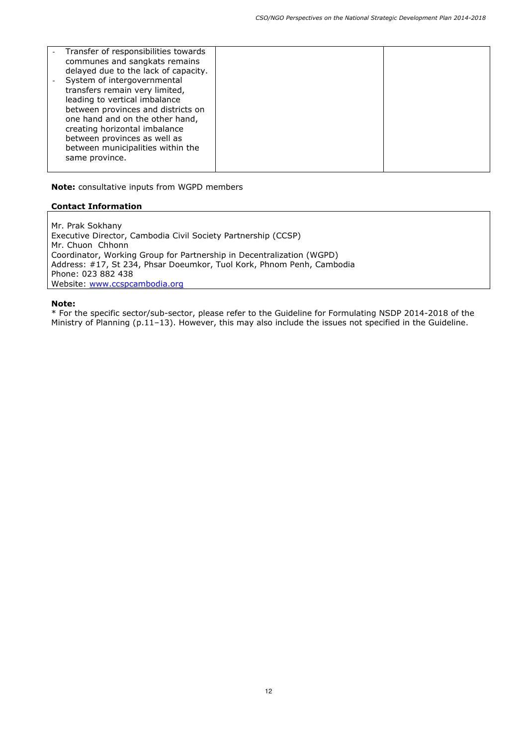| | | |
|---|---|---|
| - Transfer of responsibilities towards communes and sangkats remains delayed due to the lack of capacity.<br>- System of intergovernmental transfers remain very limited, leading to vertical imbalance between provinces and districts on one hand and on the other hand, creating horizontal imbalance between provinces as well as between municipalities within the same province. | | |

**Note:** consultative inputs from WGPD members

**Contact Information**

Mr. Prak Sokhany
Executive Director, Cambodia Civil Society Partnership (CCSP)
Mr. Chuon Chhonn
Coordinator, Working Group for Partnership in Decentralization (WGPD)
Address: #17, St 234, Phsar Doeumkor, Tuol Kork, Phnom Penh, Cambodia
Phone: 023 882 438
Website: www.ccspcambodia.org

**Note:**
* For the specific sector/sub-sector, please refer to the Guideline for Formulating NSDP 2014-2018 of the Ministry of Planning (p.11–13). However, this may also include the issues not specified in the Guideline.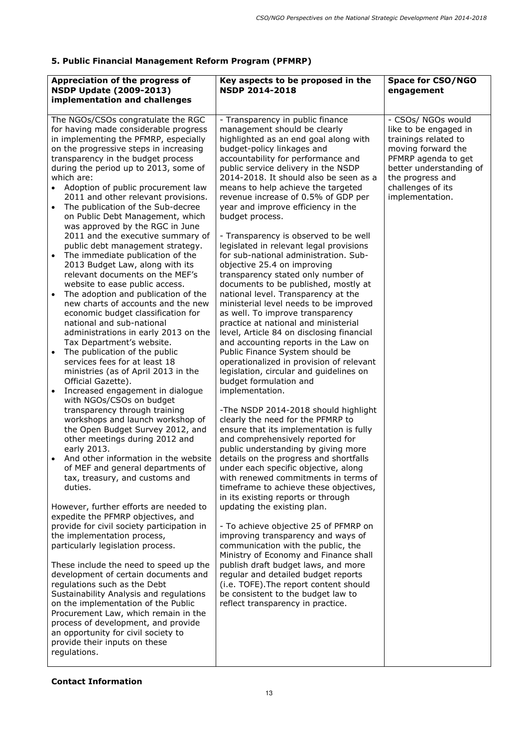## 5. Public Financial Management Reform Program (PFMRP)

| Appreciation of the progress of NSDP Update (2009-2013) implementation and challenges | Key aspects to be proposed in the NSDP 2014-2018 | Space for CSO/NGO engagement |
|---|---|---|
| The NGOs/CSOs congratulate the RGC for having made considerable progress in implementing the PFMRP, especially on the progressive steps in increasing transparency in the budget process during the period up to 2013, some of which are:<br>• Adoption of public procurement law 2011 and other relevant provisions.<br>• The publication of the Sub-decree on Public Debt Management, which was approved by the RGC in June 2011 and the executive summary of public debt management strategy.<br>• The immediate publication of the 2013 Budget Law, along with its relevant documents on the MEF's website to ease public access.<br>• The adoption and publication of the new charts of accounts and the new economic budget classification for national and sub-national administrations in early 2013 on the Tax Department's website.<br>• The publication of the public services fees for at least 18 ministries (as of April 2013 in the Official Gazette).<br>• Increased engagement in dialogue with NGOs/CSOs on budget transparency through training workshops and launch workshop of the Open Budget Survey 2012, and other meetings during 2012 and early 2013.<br>• And other information in the website of MEF and general departments of tax, treasury, and customs and duties.<br><br>However, further efforts are needed to expedite the PFMRP objectives, and provide for civil society participation in the implementation process, particularly legislation process.<br><br>These include the need to speed up the development of certain documents and regulations such as the Debt Sustainability Analysis and regulations on the implementation of the Public Procurement Law, which remain in the process of development, and provide an opportunity for civil society to provide their inputs on these regulations. | - Transparency in public finance management should be clearly highlighted as an end goal along with budget-policy linkages and accountability for performance and public service delivery in the NSDP 2014-2018. It should also be seen as a means to help achieve the targeted revenue increase of 0.5% of GDP per year and improve efficiency in the budget process.<br><br>- Transparency is observed to be well legislated in relevant legal provisions for sub-national administration. Sub-objective 25.4 on improving transparency stated only number of documents to be published, mostly at national level. Transparency at the ministerial level needs to be improved as well. To improve transparency practice at national and ministerial level, Article 84 on disclosing financial and accounting reports in the Law on Public Finance System should be operationalized in provision of relevant legislation, circular and guidelines on budget formulation and implementation.<br><br>-The NSDP 2014-2018 should highlight clearly the need for the PFMRP to ensure that its implementation is fully and comprehensively reported for public understanding by giving more details on the progress and shortfalls under each specific objective, along with renewed commitments in terms of timeframe to achieve these objectives, in its existing reports or through updating the existing plan.<br><br>- To achieve objective 25 of PFMRP on improving transparency and ways of communication with the public, the Ministry of Economy and Finance shall publish draft budget laws, and more regular and detailed budget reports (i.e. TOFE).The report content should be consistent to the budget law to reflect transparency in practice. | - CSOs/ NGOs would like to be engaged in trainings related to moving forward the PFMRP agenda to get better understanding of the progress and challenges of its implementation. |

**Contact Information**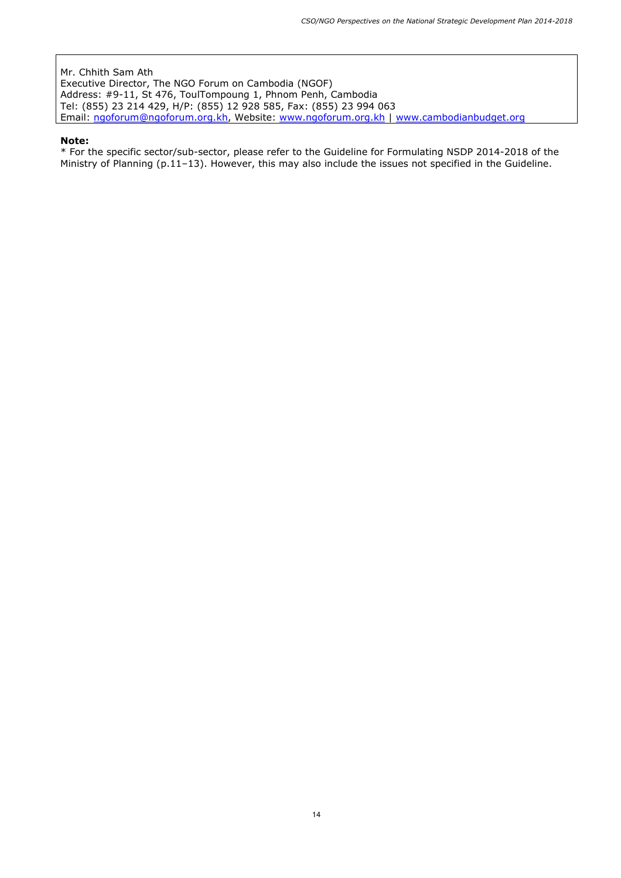Mr. Chhith Sam Ath
Executive Director, The NGO Forum on Cambodia (NGOF)
Address: #9-11, St 476, ToulTompoung 1, Phnom Penh, Cambodia
Tel: (855) 23 214 429, H/P: (855) 12 928 585, Fax: (855) 23 994 063
Email: ngoforum@ngoforum.org.kh, Website: www.ngoforum.org.kh | www.cambodianbudget.org

**Note:**
* For the specific sector/sub-sector, please refer to the Guideline for Formulating NSDP 2014-2018 of the Ministry of Planning (p.11–13). However, this may also include the issues not specified in the Guideline.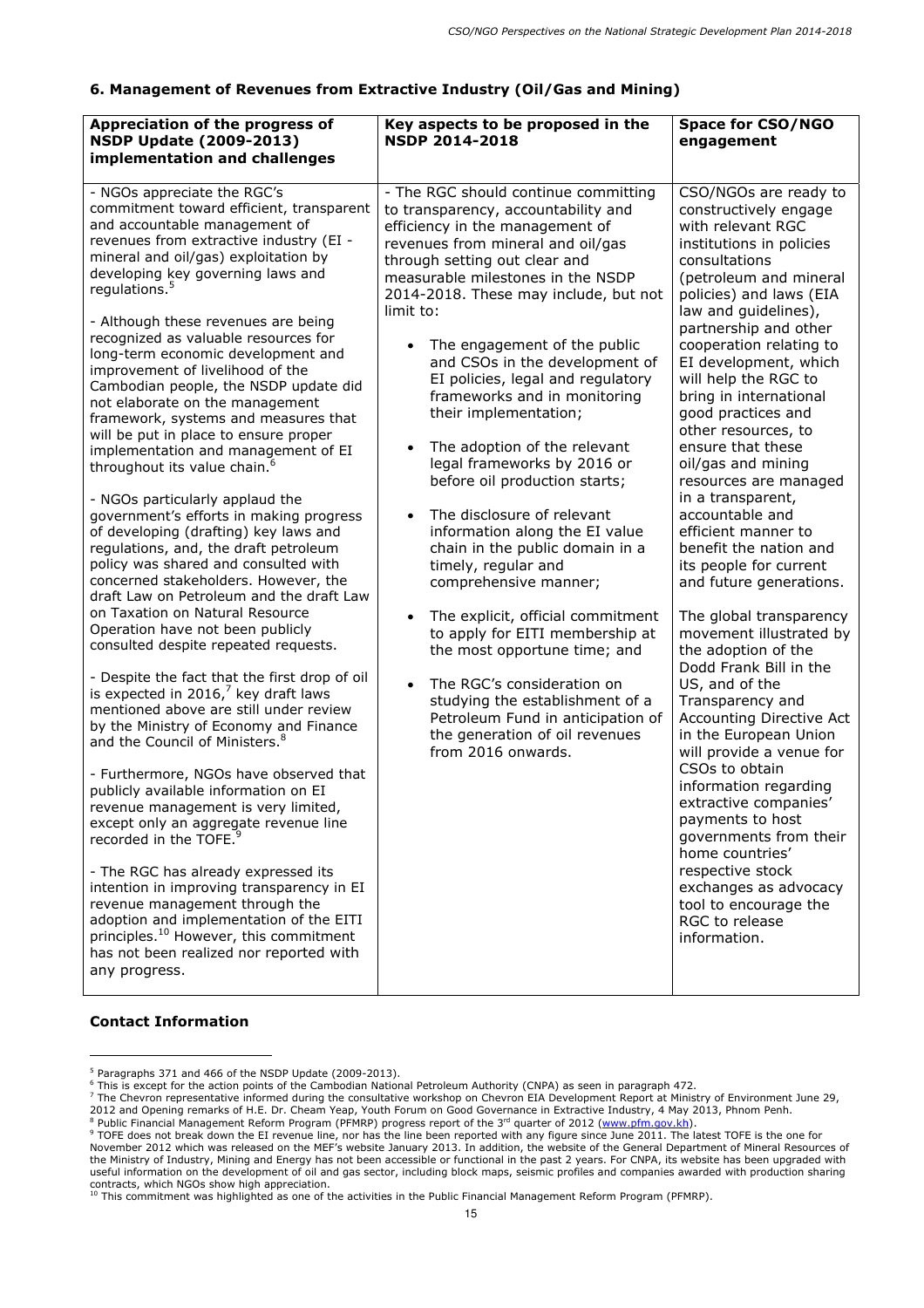## 6. Management of Revenues from Extractive Industry (Oil/Gas and Mining)

| Appreciation of the progress of NSDP Update (2009-2013) implementation and challenges | Key aspects to be proposed in the NSDP 2014-2018 | Space for CSO/NGO engagement |
|---|---|---|
| - NGOs appreciate the RGC's commitment toward efficient, transparent and accountable management of revenues from extractive industry (EI - mineral and oil/gas) exploitation by developing key governing laws and regulations.[5]<br><br>- Although these revenues are being recognized as valuable resources for long-term economic development and improvement of livelihood of the Cambodian people, the NSDP update did not elaborate on the management framework, systems and measures that will be put in place to ensure proper implementation and management of EI throughout its value chain.[6]<br><br>- NGOs particularly applaud the government's efforts in making progress of developing (drafting) key laws and regulations, and, the draft petroleum policy was shared and consulted with concerned stakeholders. However, the draft Law on Petroleum and the draft Law on Taxation on Natural Resource Operation have not been publicly consulted despite repeated requests.<br><br>- Despite the fact that the first drop of oil is expected in 2016,[7] key draft laws mentioned above are still under review by the Ministry of Economy and Finance and the Council of Ministers.[8]<br><br>- Furthermore, NGOs have observed that publicly available information on EI revenue management is very limited, except only an aggregate revenue line recorded in the TOFE.[9]<br><br>- The RGC has already expressed its intention in improving transparency in EI revenue management through the adoption and implementation of the EITI principles.[10] However, this commitment has not been realized nor reported with any progress. | - The RGC should continue committing to transparency, accountability and efficiency in the management of revenues from mineral and oil/gas through setting out clear and measurable milestones in the NSDP 2014-2018. These may include, but not limit to:<br><br>• The engagement of the public and CSOs in the development of EI policies, legal and regulatory frameworks and in monitoring their implementation;<br><br>• The adoption of the relevant legal frameworks by 2016 or before oil production starts;<br><br>• The disclosure of relevant information along the EI value chain in the public domain in a timely, regular and comprehensive manner;<br><br>• The explicit, official commitment to apply for EITI membership at the most opportune time; and<br><br>• The RGC's consideration on studying the establishment of a Petroleum Fund in anticipation of the generation of oil revenues from 2016 onwards. | CSO/NGOs are ready to constructively engage with relevant RGC institutions in policies consultations (petroleum and mineral policies) and laws (EIA law and guidelines), partnership and other cooperation relating to EI development, which will help the RGC to bring in international good practices and other resources, to ensure that these oil/gas and mining resources are managed in a transparent, accountable and efficient manner to benefit the nation and its people for current and future generations.<br><br>The global transparency movement illustrated by the adoption of the Dodd Frank Bill in the US, and of the Transparency and Accounting Directive Act in the European Union will provide a venue for CSOs to obtain information regarding extractive companies' payments to host governments from their home countries' respective stock exchanges as advocacy tool to encourage the RGC to release information. |

### Contact Information

---

[5] Paragraphs 371 and 466 of the NSDP Update (2009-2013).

[6] This is except for the action points of the Cambodian National Petroleum Authority (CNPA) as seen in paragraph 472.

[7] The Chevron representative informed during the consultative workshop on Chevron EIA Development Report at Ministry of Environment June 29, 2012 and Opening remarks of H.E. Dr. Cheam Yeap, Youth Forum on Good Governance in Extractive Industry, 4 May 2013, Phnom Penh.

[8] Public Financial Management Reform Program (PFMRP) progress report of the 3rd quarter of 2012 (www.pfm.gov.kh).

[9] TOFE does not break down the EI revenue line, nor has the line been reported with any figure since June 2011. The latest TOFE is the one for November 2012 which was released on the MEF's website January 2013. In addition, the website of the General Department of Mineral Resources of the Ministry of Industry, Mining and Energy has not been accessible or functional in the past 2 years. For CNPA, its website has been upgraded with useful information on the development of oil and gas sector, including block maps, seismic profiles and companies awarded with production sharing contracts, which NGOs show high appreciation.

[10] This commitment was highlighted as one of the activities in the Public Financial Management Reform Program (PFMRP).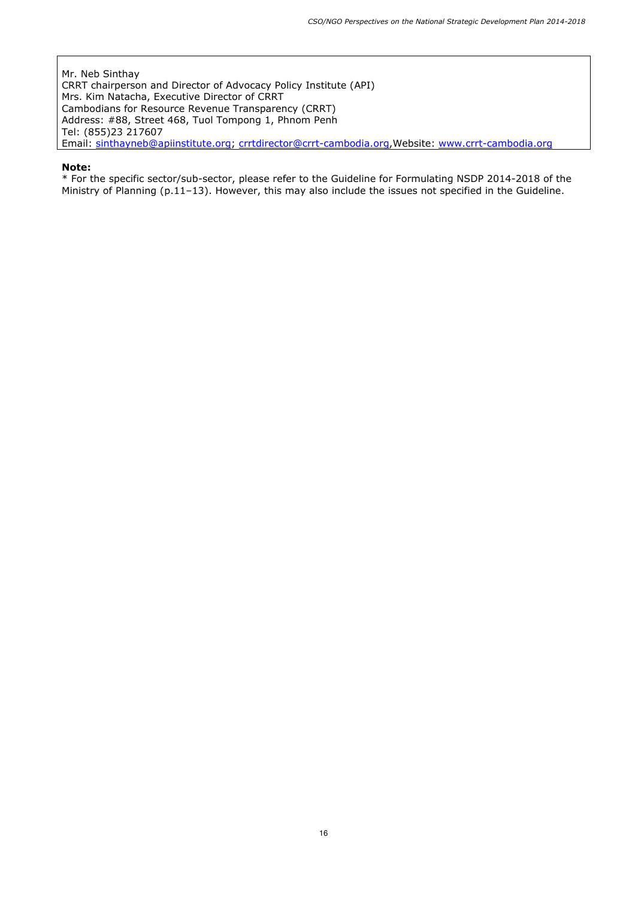| Mr. Neb Sinthay<br>CRRT chairperson and Director of Advocacy Policy Institute (API)<br>Mrs. Kim Natacha, Executive Director of CRRT<br>Cambodians for Resource Revenue Transparency (CRRT)<br>Address: #88, Street 468, Tuol Tompong 1, Phnom Penh<br>Tel: (855)23 217607<br>Email: sinthayneb@apiinstitute.org; crrtdirector@crrt-cambodia.org,Website: www.crrt-cambodia.org |
|---|

**Note:**

* For the specific sector/sub-sector, please refer to the Guideline for Formulating NSDP 2014-2018 of the Ministry of Planning (p.11–13). However, this may also include the issues not specified in the Guideline.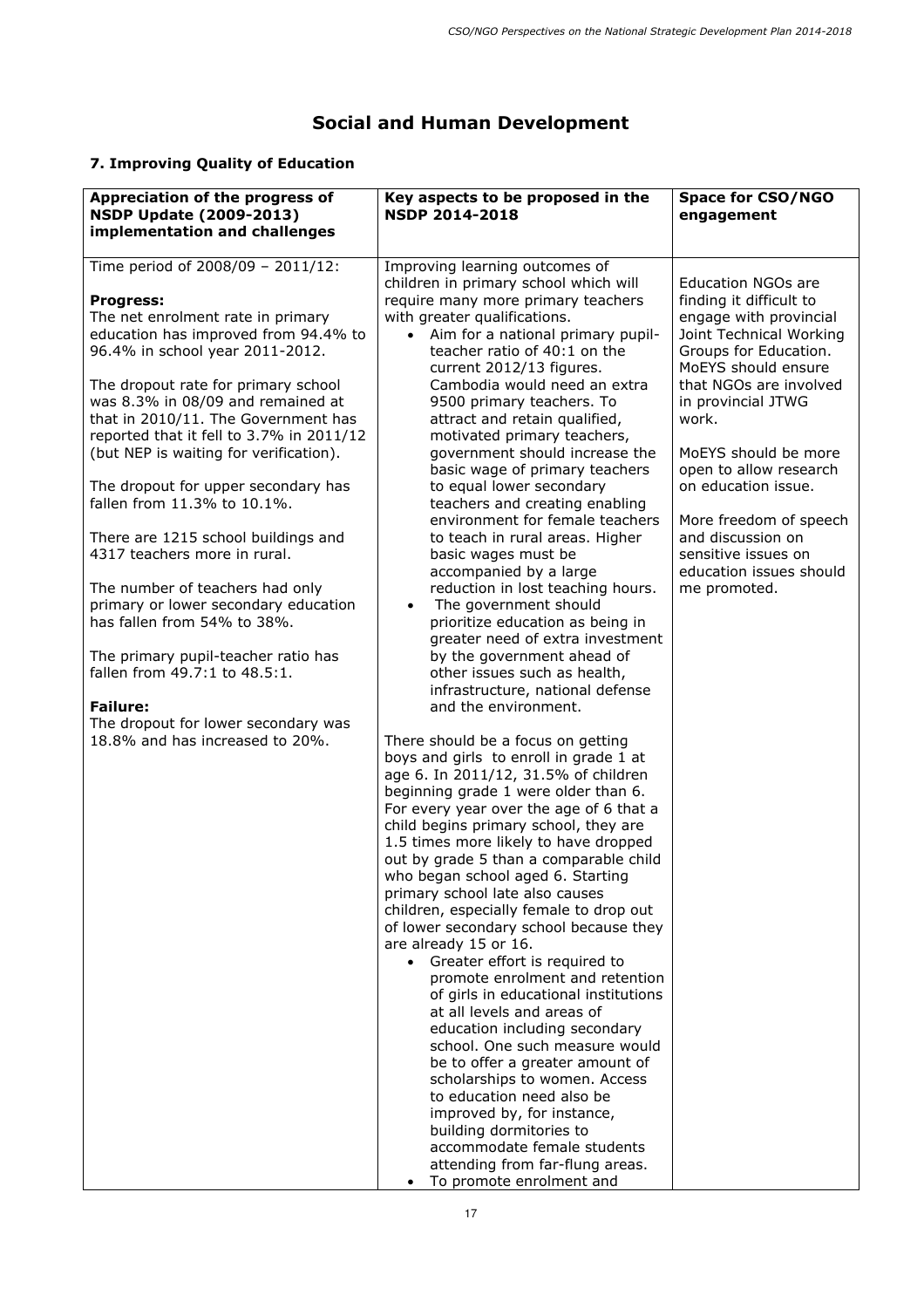# Social and Human Development

## 7. Improving Quality of Education

| Appreciation of the progress of NSDP Update (2009-2013) implementation and challenges | Key aspects to be proposed in the NSDP 2014-2018 | Space for CSO/NGO engagement |
|---|---|---|
| Time period of 2008/09 – 2011/12:<br><br>**Progress:**<br>The net enrolment rate in primary education has improved from 94.4% to 96.4% in school year 2011-2012.<br><br>The dropout rate for primary school was 8.3% in 08/09 and remained at that in 2010/11. The Government has reported that it fell to 3.7% in 2011/12 (but NEP is waiting for verification).<br><br>The dropout for upper secondary has fallen from 11.3% to 10.1%.<br><br>There are 1215 school buildings and 4317 teachers more in rural.<br><br>The number of teachers had only primary or lower secondary education has fallen from 54% to 38%.<br><br>The primary pupil-teacher ratio has fallen from 49.7:1 to 48.5:1.<br><br>**Failure:**<br>The dropout for lower secondary was 18.8% and has increased to 20%. | Improving learning outcomes of children in primary school which will require many more primary teachers with greater qualifications.<br>• Aim for a national primary pupil-teacher ratio of 40:1 on the current 2012/13 figures. Cambodia would need an extra 9500 primary teachers. To attract and retain qualified, motivated primary teachers, government should increase the basic wage of primary teachers to equal lower secondary teachers and creating enabling environment for female teachers to teach in rural areas. Higher basic wages must be accompanied by a large reduction in lost teaching hours.<br>• The government should prioritize education as being in greater need of extra investment by the government ahead of other issues such as health, infrastructure, national defense and the environment.<br><br>There should be a focus on getting boys and girls to enroll in grade 1 at age 6. In 2011/12, 31.5% of children beginning grade 1 were older than 6. For every year over the age of 6 that a child begins primary school, they are 1.5 times more likely to have dropped out by grade 5 than a comparable child who began school aged 6. Starting primary school late also causes children, especially female to drop out of lower secondary school because they are already 15 or 16.<br>• Greater effort is required to promote enrolment and retention of girls in educational institutions at all levels and areas of education including secondary school. One such measure would be to offer a greater amount of scholarships to women. Access to education need also be improved by, for instance, building dormitories to accommodate female students attending from far-flung areas.<br>• To promote enrolment and | Education NGOs are finding it difficult to engage with provincial Joint Technical Working Groups for Education. MoEYS should ensure that NGOs are involved in provincial JTWG work.<br><br>MoEYS should be more open to allow research on education issue.<br><br>More freedom of speech and discussion on sensitive issues on education issues should me promoted. |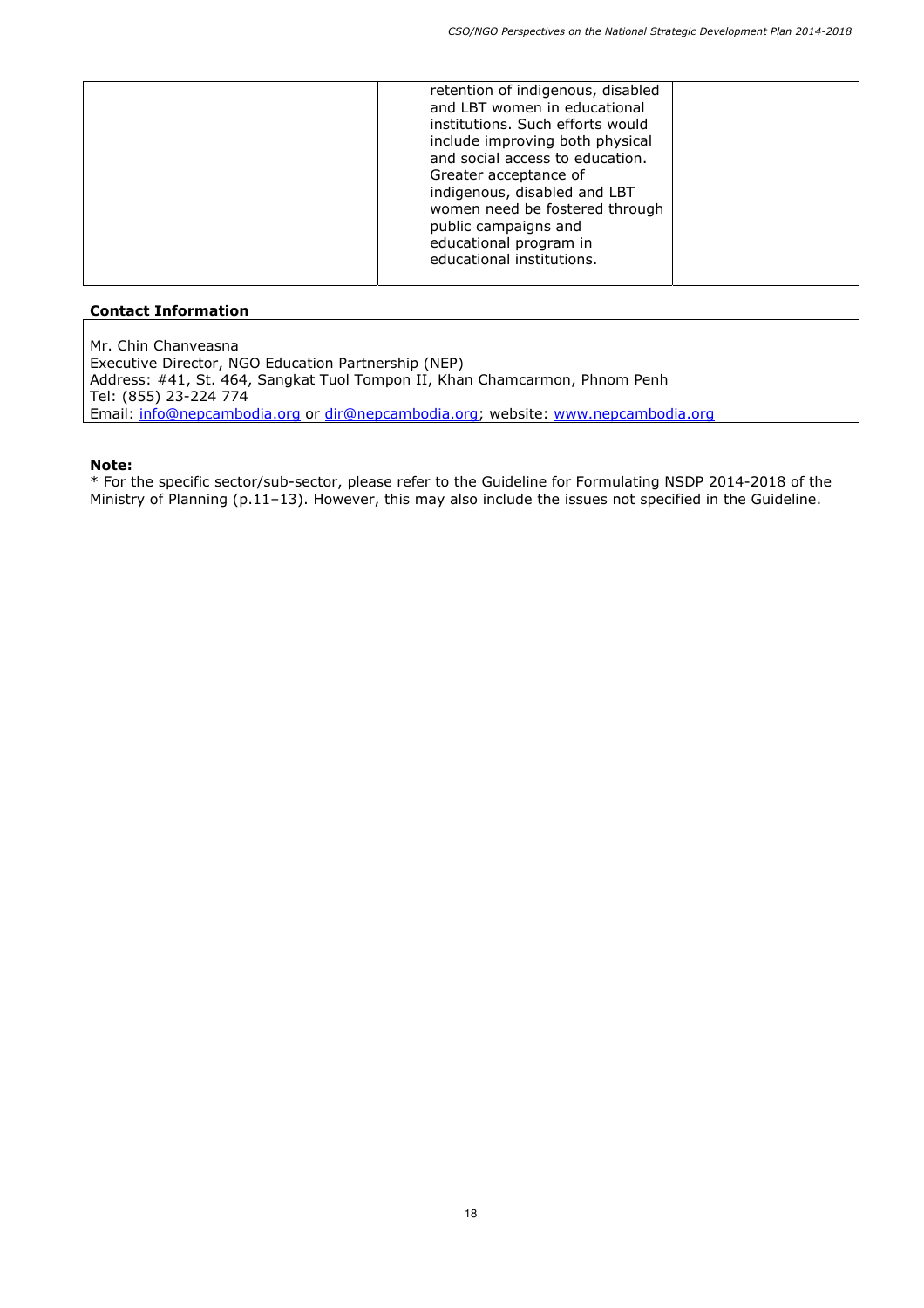|  | retention of indigenous, disabled and LBT women in educational institutions. Such efforts would include improving both physical and social access to education. Greater acceptance of indigenous, disabled and LBT women need be fostered through public campaigns and educational program in educational institutions. |  |
|---|---|---|

**Contact Information**

Mr. Chin Chanveasna
Executive Director, NGO Education Partnership (NEP)
Address: #41, St. 464, Sangkat Tuol Tompon II, Khan Chamcarmon, Phnom Penh
Tel: (855) 23-224 774
Email: info@nepcambodia.org or dir@nepcambodia.org; website: www.nepcambodia.org

**Note:**
* For the specific sector/sub-sector, please refer to the Guideline for Formulating NSDP 2014-2018 of the Ministry of Planning (p.11–13). However, this may also include the issues not specified in the Guideline.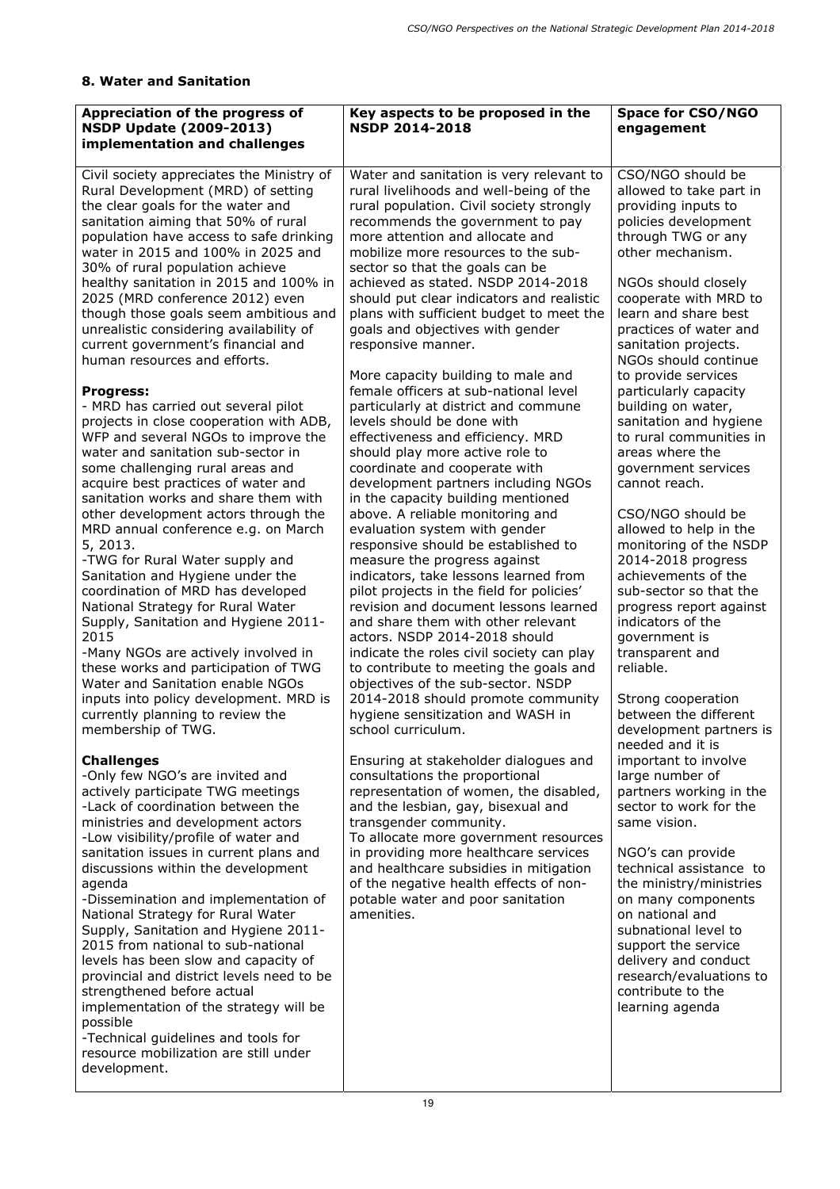## 8. Water and Sanitation

| Appreciation of the progress of NSDP Update (2009-2013) implementation and challenges | Key aspects to be proposed in the NSDP 2014-2018 | Space for CSO/NGO engagement |
|---|---|---|
| Civil society appreciates the Ministry of Rural Development (MRD) of setting the clear goals for the water and sanitation aiming that 50% of rural population have access to safe drinking water in 2015 and 100% in 2025 and 30% of rural population achieve healthy sanitation in 2015 and 100% in 2025 (MRD conference 2012) even though those goals seem ambitious and unrealistic considering availability of current government's financial and human resources and efforts.<br><br>**Progress:**<br>- MRD has carried out several pilot projects in close cooperation with ADB, WFP and several NGOs to improve the water and sanitation sub-sector in some challenging rural areas and acquire best practices of water and sanitation works and share them with other development actors through the MRD annual conference e.g. on March 5, 2013.<br>-TWG for Rural Water supply and Sanitation and Hygiene under the coordination of MRD has developed National Strategy for Rural Water Supply, Sanitation and Hygiene 2011-2015<br>-Many NGOs are actively involved in these works and participation of TWG Water and Sanitation enable NGOs inputs into policy development. MRD is currently planning to review the membership of TWG.<br><br>**Challenges**<br>-Only few NGO's are invited and actively participate TWG meetings<br>-Lack of coordination between the ministries and development actors<br>-Low visibility/profile of water and sanitation issues in current plans and discussions within the development agenda<br>-Dissemination and implementation of National Strategy for Rural Water Supply, Sanitation and Hygiene 2011-2015 from national to sub-national levels has been slow and capacity of provincial and district levels need to be strengthened before actual implementation of the strategy will be possible<br>-Technical guidelines and tools for resource mobilization are still under development. | Water and sanitation is very relevant to rural livelihoods and well-being of the rural population. Civil society strongly recommends the government to pay more attention and allocate and mobilize more resources to the sub-sector so that the goals can be achieved as stated. NSDP 2014-2018 should put clear indicators and realistic plans with sufficient budget to meet the goals and objectives with gender responsive manner.<br><br>More capacity building to male and female officers at sub-national level particularly at district and commune levels should be done with effectiveness and efficiency. MRD should play more active role to coordinate and cooperate with development partners including NGOs in the capacity building mentioned above. A reliable monitoring and evaluation system with gender responsive should be established to measure the progress against indicators, take lessons learned from pilot projects in the field for policies' revision and document lessons learned and share them with other relevant actors. NSDP 2014-2018 should indicate the roles civil society can play to contribute to meeting the goals and objectives of the sub-sector. NSDP 2014-2018 should promote community hygiene sensitization and WASH in school curriculum.<br><br>Ensuring at stakeholder dialogues and consultations the proportional representation of women, the disabled, and the lesbian, gay, bisexual and transgender community.<br>To allocate more government resources in providing more healthcare services and healthcare subsidies in mitigation of the negative health effects of non-potable water and poor sanitation amenities. | CSO/NGO should be allowed to take part in providing inputs to policies development through TWG or any other mechanism.<br><br>NGOs should closely cooperate with MRD to learn and share best practices of water and sanitation projects. NGOs should continue to provide services particularly capacity building on water, sanitation and hygiene to rural communities in areas where the government services cannot reach.<br><br>CSO/NGO should be allowed to help in the monitoring of the NSDP 2014-2018 progress achievements of the sub-sector so that the progress report against indicators of the government is transparent and reliable.<br><br>Strong cooperation between the different development partners is needed and it is important to involve large number of partners working in the sector to work for the same vision.<br><br>NGO's can provide technical assistance to the ministry/ministries on many components on national and subnational level to support the service delivery and conduct research/evaluations to contribute to the learning agenda |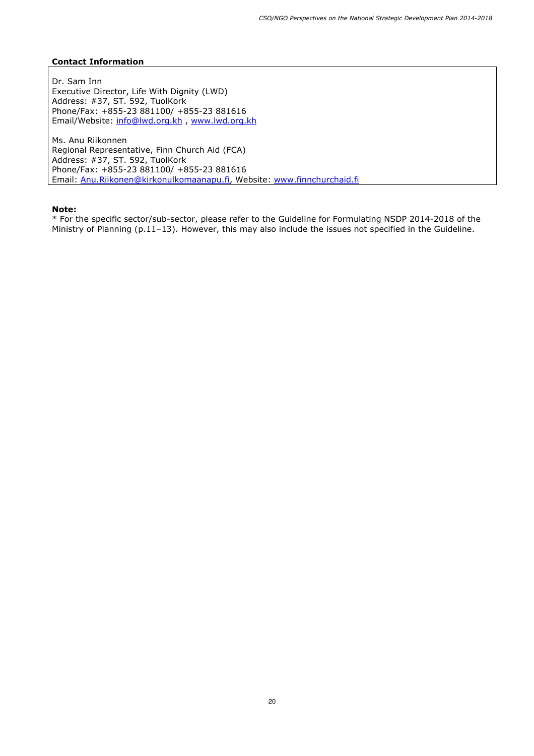**Contact Information**

Dr. Sam Inn
Executive Director, Life With Dignity (LWD)
Address: #37, ST. 592, TuolKork
Phone/Fax: +855-23 881100/ +855-23 881616
Email/Website: info@lwd.org.kh , www.lwd.org.kh

Ms. Anu Riikonnen
Regional Representative, Finn Church Aid (FCA)
Address: #37, ST. 592, TuolKork
Phone/Fax: +855-23 881100/ +855-23 881616
Email: Anu.Riikonen@kirkonulkomaanapu.fi, Website: www.finnchurchaid.fi

**Note:**
* For the specific sector/sub-sector, please refer to the Guideline for Formulating NSDP 2014-2018 of the Ministry of Planning (p.11–13). However, this may also include the issues not specified in the Guideline.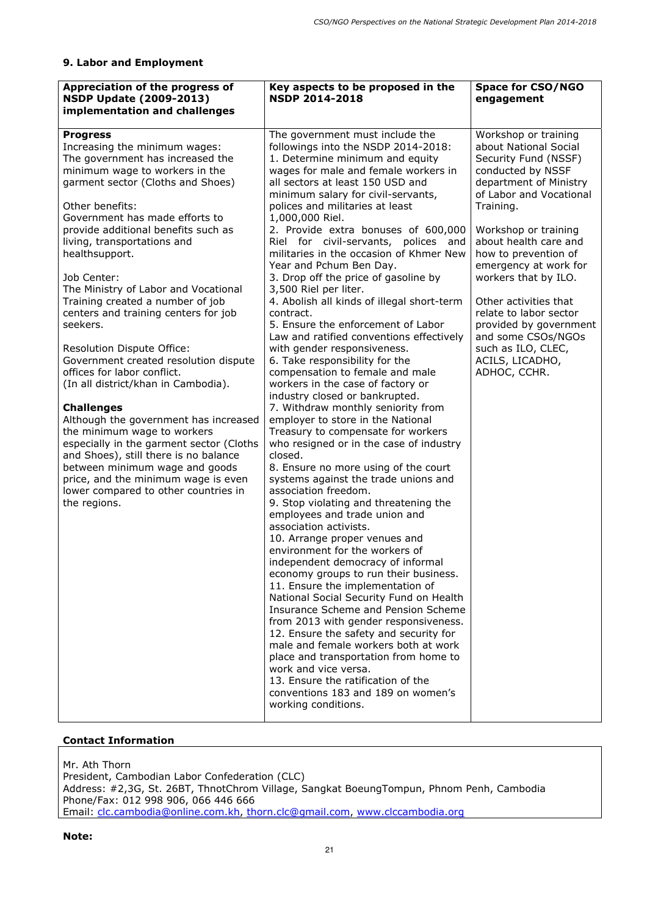## 9. Labor and Employment

| Appreciation of the progress of NSDP Update (2009-2013) implementation and challenges | Key aspects to be proposed in the NSDP 2014-2018 | Space for CSO/NGO engagement |
|---|---|---|
| **Progress**<br>Increasing the minimum wages:<br>The government has increased the minimum wage to workers in the garment sector (Cloths and Shoes)<br><br>Other benefits:<br>Government has made efforts to provide additional benefits such as living, transportations and healthsupport.<br><br>Job Center:<br>The Ministry of Labor and Vocational Training created a number of job centers and training centers for job seekers.<br><br>Resolution Dispute Office:<br>Government created resolution dispute offices for labor conflict.<br>(In all district/khan in Cambodia).<br><br>**Challenges**<br>Although the government has increased the minimum wage to workers especially in the garment sector (Cloths and Shoes), still there is no balance between minimum wage and goods price, and the minimum wage is even lower compared to other countries in the regions. | The government must include the followings into the NSDP 2014-2018:<br>1. Determine minimum and equity wages for male and female workers in all sectors at least 150 USD and minimum salary for civil-servants, polices and militaries at least 1,000,000 Riel.<br>2. Provide extra bonuses of 600,000 Riel for civil-servants, polices and militaries in the occasion of Khmer New Year and Pchum Ben Day.<br>3. Drop off the price of gasoline by 3,500 Riel per liter.<br>4. Abolish all kinds of illegal short-term contract.<br>5. Ensure the enforcement of Labor Law and ratified conventions effectively with gender responsiveness.<br>6. Take responsibility for the compensation to female and male workers in the case of factory or industry closed or bankrupted.<br>7. Withdraw monthly seniority from employer to store in the National Treasury to compensate for workers who resigned or in the case of industry closed.<br>8. Ensure no more using of the court systems against the trade unions and association freedom.<br>9. Stop violating and threatening the employees and trade union and association activists.<br>10. Arrange proper venues and environment for the workers of independent democracy of informal economy groups to run their business.<br>11. Ensure the implementation of National Social Security Fund on Health Insurance Scheme and Pension Scheme from 2013 with gender responsiveness.<br>12. Ensure the safety and security for male and female workers both at work place and transportation from home to work and vice versa.<br>13. Ensure the ratification of the conventions 183 and 189 on women's working conditions. | Workshop or training about National Social Security Fund (NSSF) conducted by NSSF department of Ministry of Labor and Vocational Training.<br><br>Workshop or training about health care and how to prevention of emergency at work for workers that by ILO.<br><br>Other activities that relate to labor sector provided by government and some CSOs/NGOs such as ILO, CLEC, ACILS, LICADHO, ADHOC, CCHR. |

**Contact Information**

Mr. Ath Thorn
President, Cambodian Labor Confederation (CLC)
Address: #2,3G, St. 26BT, ThnotChrom Village, Sangkat BoeungTompun, Phnom Penh, Cambodia
Phone/Fax: 012 998 906, 066 446 666
Email: clc.cambodia@online.com.kh, thorn.clc@gmail.com, www.clccambodia.org

**Note:**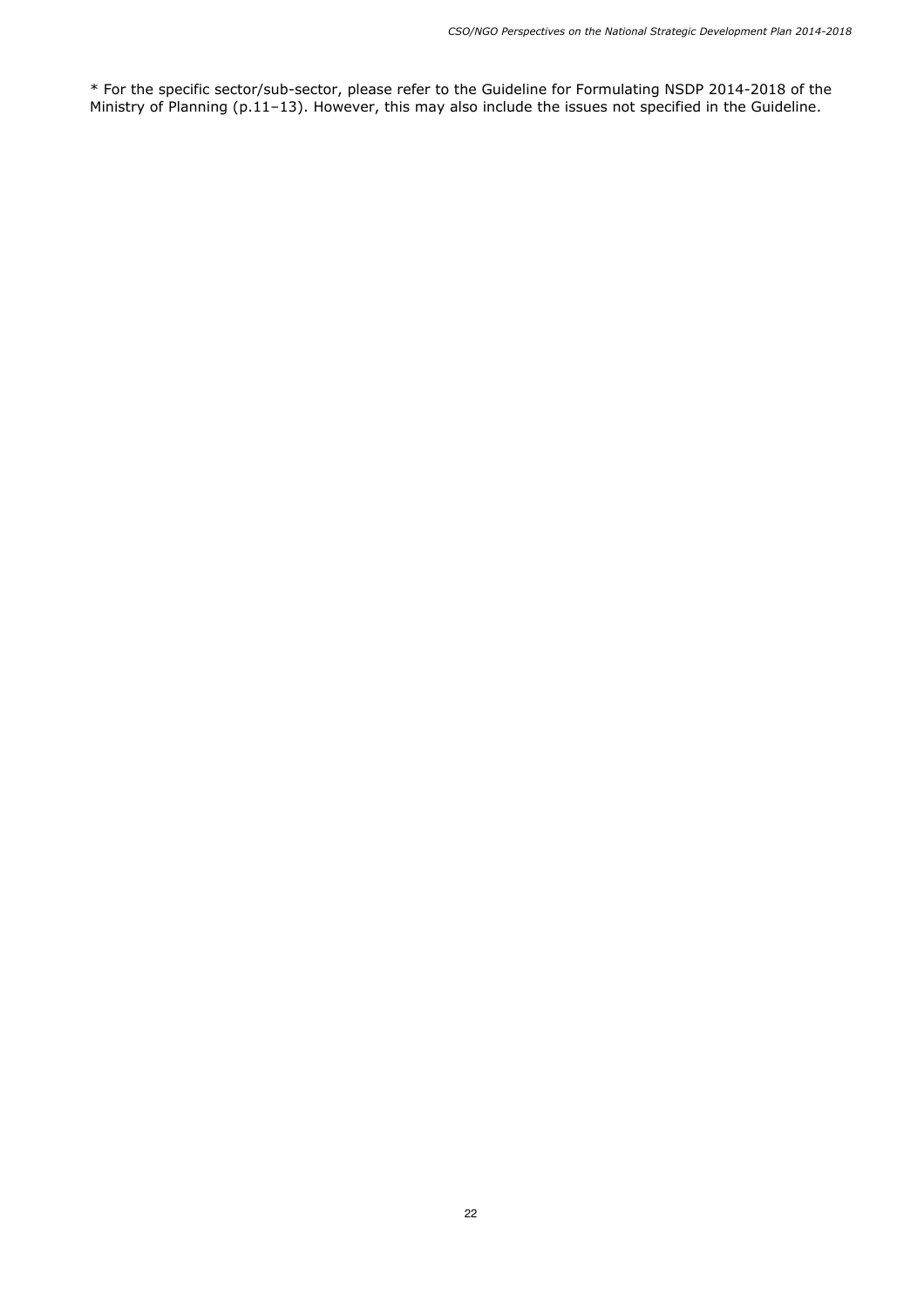* For the specific sector/sub-sector, please refer to the Guideline for Formulating NSDP 2014-2018 of the Ministry of Planning (p.11–13). However, this may also include the issues not specified in the Guideline.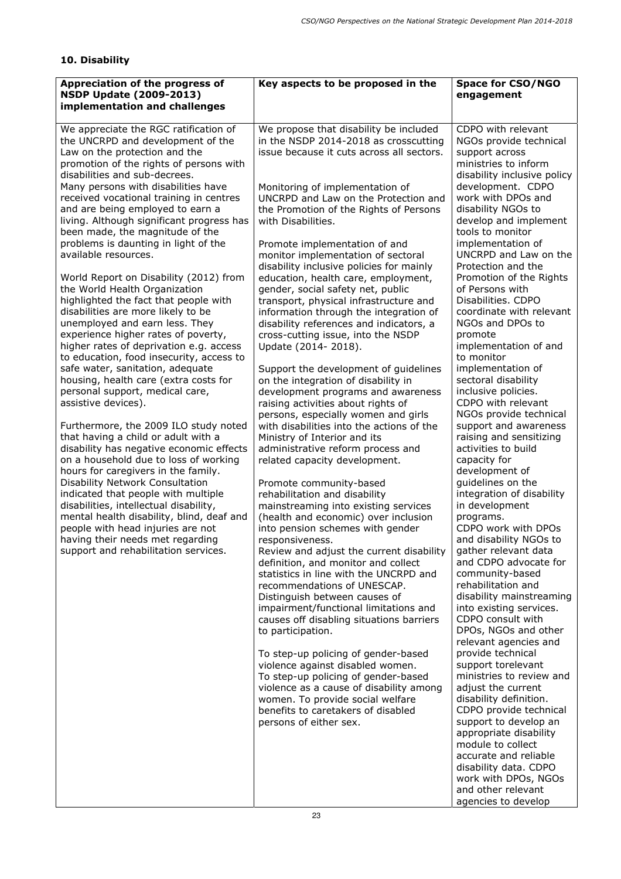## 10. Disability

| Appreciation of the progress of NSDP Update (2009-2013) implementation and challenges | Key aspects to be proposed in the | Space for CSO/NGO engagement |
|---|---|---|
| We appreciate the RGC ratification of the UNCRPD and development of the Law on the protection and the promotion of the rights of persons with disabilities and sub-decrees.<br>Many persons with disabilities have received vocational training in centres and are being employed to earn a living. Although significant progress has been made, the magnitude of the problems is daunting in light of the available resources.<br><br>World Report on Disability (2012) from the World Health Organization highlighted the fact that people with disabilities are more likely to be unemployed and earn less. They experience higher rates of poverty, higher rates of deprivation e.g. access to education, food insecurity, access to safe water, sanitation, adequate housing, health care (extra costs for personal support, medical care, assistive devices).<br><br>Furthermore, the 2009 ILO study noted that having a child or adult with a disability has negative economic effects on a household due to loss of working hours for caregivers in the family.<br>Disability Network Consultation indicated that people with multiple disabilities, intellectual disability, mental health disability, blind, deaf and people with head injuries are not having their needs met regarding support and rehabilitation services. | We propose that disability be included in the NSDP 2014-2018 as crosscutting issue because it cuts across all sectors.<br><br>Monitoring of implementation of UNCRPD and Law on the Protection and the Promotion of the Rights of Persons with Disabilities.<br><br>Promote implementation of and monitor implementation of sectoral disability inclusive policies for mainly education, health care, employment, gender, social safety net, public transport, physical infrastructure and information through the integration of disability references and indicators, a cross-cutting issue, into the NSDP Update (2014- 2018).<br><br>Support the development of guidelines on the integration of disability in development programs and awareness raising activities about rights of persons, especially women and girls with disabilities into the actions of the Ministry of Interior and its administrative reform process and related capacity development.<br><br>Promote community-based rehabilitation and disability mainstreaming into existing services (health and economic) over inclusion into pension schemes with gender responsiveness.<br>Review and adjust the current disability definition, and monitor and collect statistics in line with the UNCRPD and recommendations of UNESCAP. Distinguish between causes of impairment/functional limitations and causes off disabling situations barriers to participation.<br><br>To step-up policing of gender-based violence against disabled women.<br>To step-up policing of gender-based violence as a cause of disability among women. To provide social welfare benefits to caretakers of disabled persons of either sex. | CDPO with relevant NGOs provide technical support across ministries to inform disability inclusive policy development. CDPO work with DPOs and disability NGOs to develop and implement tools to monitor implementation of UNCRPD and Law on the Protection and the Promotion of the Rights of Persons with Disabilities. CDPO coordinate with relevant NGOs and DPOs to promote implementation of and to monitor implementation of sectoral disability inclusive policies.<br>CDPO with relevant NGOs provide technical support and awareness raising and sensitizing activities to build capacity for development of guidelines on the integration of disability in development programs.<br>CDPO work with DPOs and disability NGOs to gather relevant data and CDPO advocate for community-based rehabilitation and disability mainstreaming into existing services.<br>CDPO consult with DPOs, NGOs and other relevant agencies and provide technical support torelevant ministries to review and adjust the current disability definition.<br>CDPO provide technical support to develop an appropriate disability module to collect accurate and reliable disability data. CDPO work with DPOs, NGOs and other relevant agencies to develop |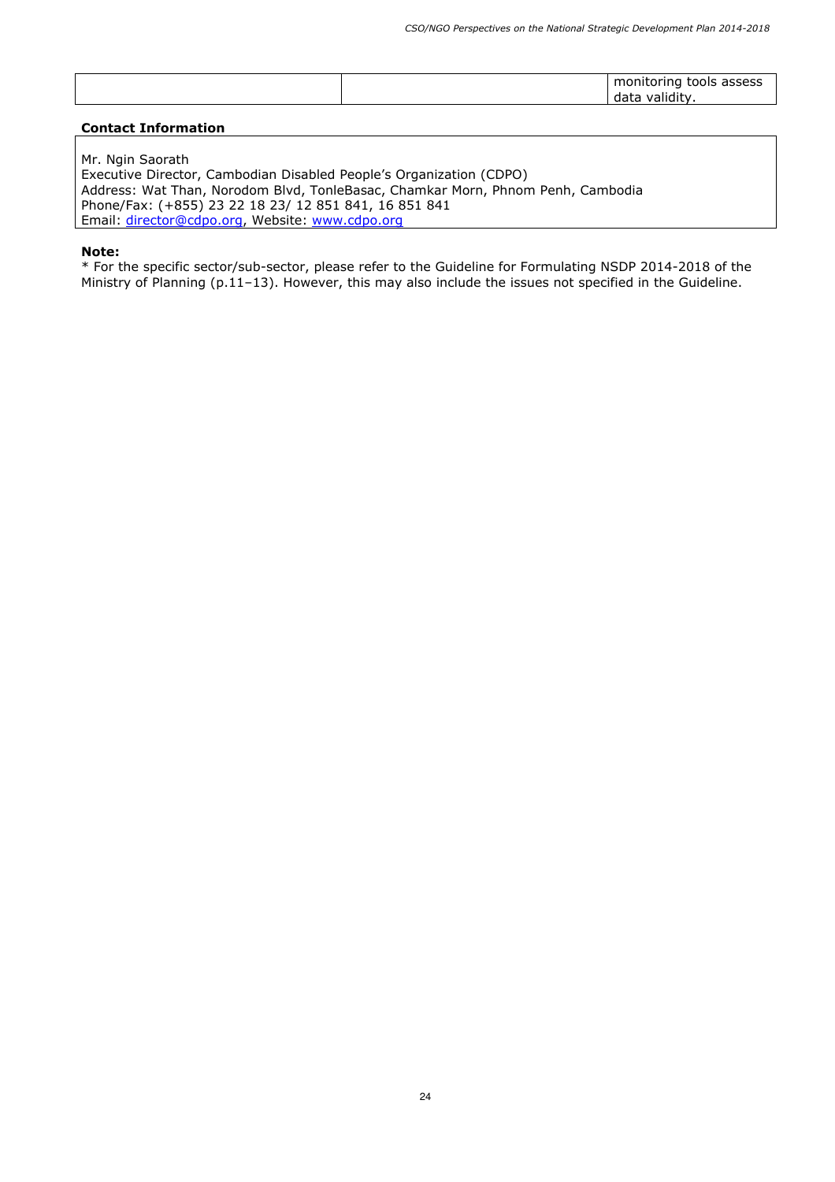| | | |
|---|---|---|
| | | monitoring tools assess data validity. |

**Contact Information**

Mr. Ngin Saorath
Executive Director, Cambodian Disabled People's Organization (CDPO)
Address: Wat Than, Norodom Blvd, TonleBasac, Chamkar Morn, Phnom Penh, Cambodia
Phone/Fax: (+855) 23 22 18 23/ 12 851 841, 16 851 841
Email: director@cdpo.org, Website: www.cdpo.org

**Note:**

* For the specific sector/sub-sector, please refer to the Guideline for Formulating NSDP 2014-2018 of the Ministry of Planning (p.11–13). However, this may also include the issues not specified in the Guideline.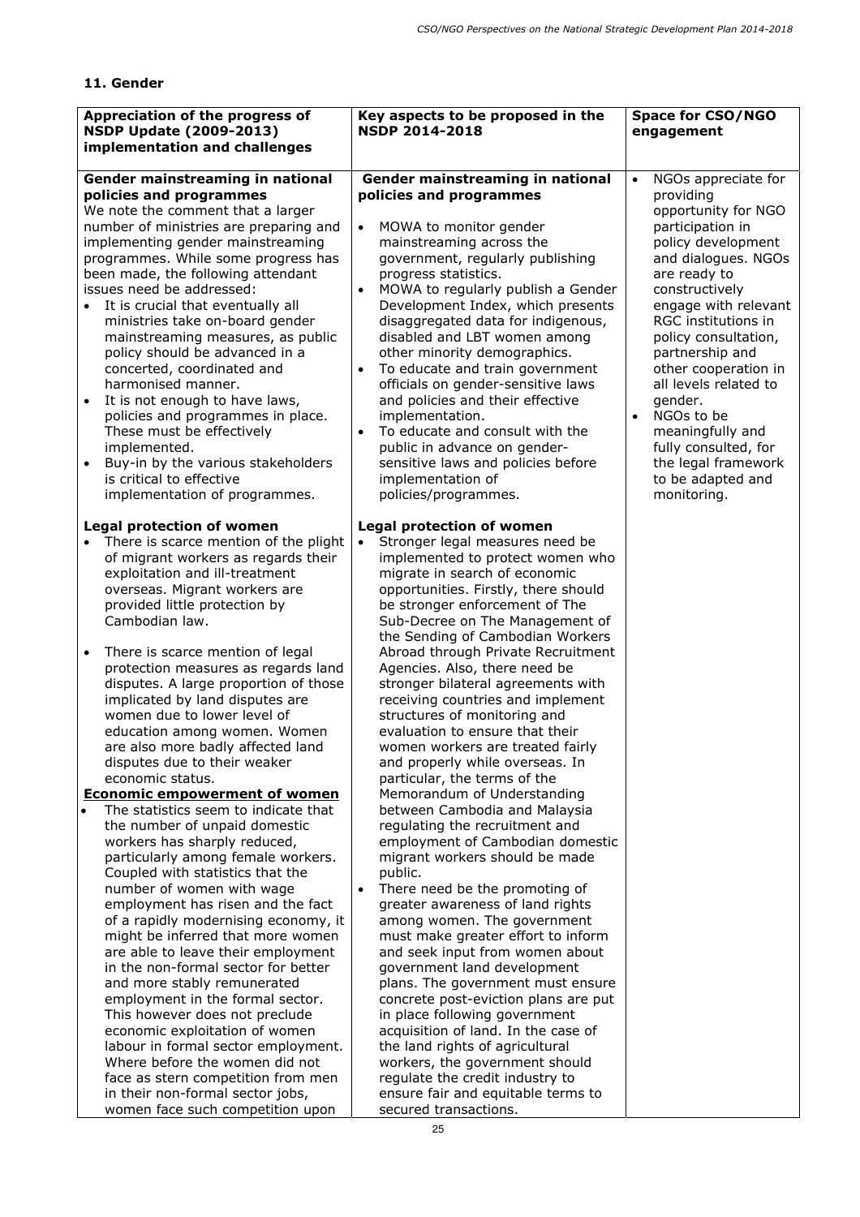## 11. Gender

| Appreciation of the progress of NSDP Update (2009-2013) implementation and challenges | Key aspects to be proposed in the NSDP 2014-2018 | Space for CSO/NGO engagement |
|---|---|---|
| **Gender mainstreaming in national policies and programmes**<br>We note the comment that a larger number of ministries are preparing and implementing gender mainstreaming programmes. While some progress has been made, the following attendant issues need be addressed:<br>• It is crucial that eventually all ministries take on-board gender mainstreaming measures, as public policy should be advanced in a concerted, coordinated and harmonised manner.<br>• It is not enough to have laws, policies and programmes in place. These must be effectively implemented.<br>• Buy-in by the various stakeholders is critical to effective implementation of programmes.<br><br>**Legal protection of women**<br>• There is scarce mention of the plight of migrant workers as regards their exploitation and ill-treatment overseas. Migrant workers are provided little protection by Cambodian law.<br><br>• There is scarce mention of legal protection measures as regards land disputes. A large proportion of those implicated by land disputes are women due to lower level of education among women. Women are also more badly affected land disputes due to their weaker economic status.<br>**<u>Economic empowerment of women</u>**<br>• The statistics seem to indicate that the number of unpaid domestic workers has sharply reduced, particularly among female workers. Coupled with statistics that the number of women with wage employment has risen and the fact of a rapidly modernising economy, it might be inferred that more women are able to leave their employment in the non-formal sector for better and more stably remunerated employment in the formal sector. This however does not preclude economic exploitation of women labour in formal sector employment. Where before the women did not face as stern competition from men in their non-formal sector jobs, women face such competition upon | **Gender mainstreaming in national policies and programmes**<br><br>• MOWA to monitor gender mainstreaming across the government, regularly publishing progress statistics.<br>• MOWA to regularly publish a Gender Development Index, which presents disaggregated data for indigenous, disabled and LBT women among other minority demographics.<br>• To educate and train government officials on gender-sensitive laws and policies and their effective implementation.<br>• To educate and consult with the public in advance on gender-sensitive laws and policies before implementation of policies/programmes.<br><br>**Legal protection of women**<br>• Stronger legal measures need be implemented to protect women who migrate in search of economic opportunities. Firstly, there should be stronger enforcement of The Sub-Decree on The Management of the Sending of Cambodian Workers Abroad through Private Recruitment Agencies. Also, there need be stronger bilateral agreements with receiving countries and implement structures of monitoring and evaluation to ensure that their women workers are treated fairly and properly while overseas. In particular, the terms of the Memorandum of Understanding between Cambodia and Malaysia regulating the recruitment and employment of Cambodian domestic migrant workers should be made public.<br>• There need be the promoting of greater awareness of land rights among women. The government must make greater effort to inform and seek input from women about government land development plans. The government must ensure concrete post-eviction plans are put in place following government acquisition of land. In the case of the land rights of agricultural workers, the government should regulate the credit industry to ensure fair and equitable terms to secured transactions. | • NGOs appreciate for providing opportunity for NGO participation in policy development and dialogues. NGOs are ready to constructively engage with relevant RGC institutions in policy consultation, partnership and other cooperation in all levels related to gender.<br>• NGOs to be meaningfully and fully consulted, for the legal framework to be adapted and monitoring. |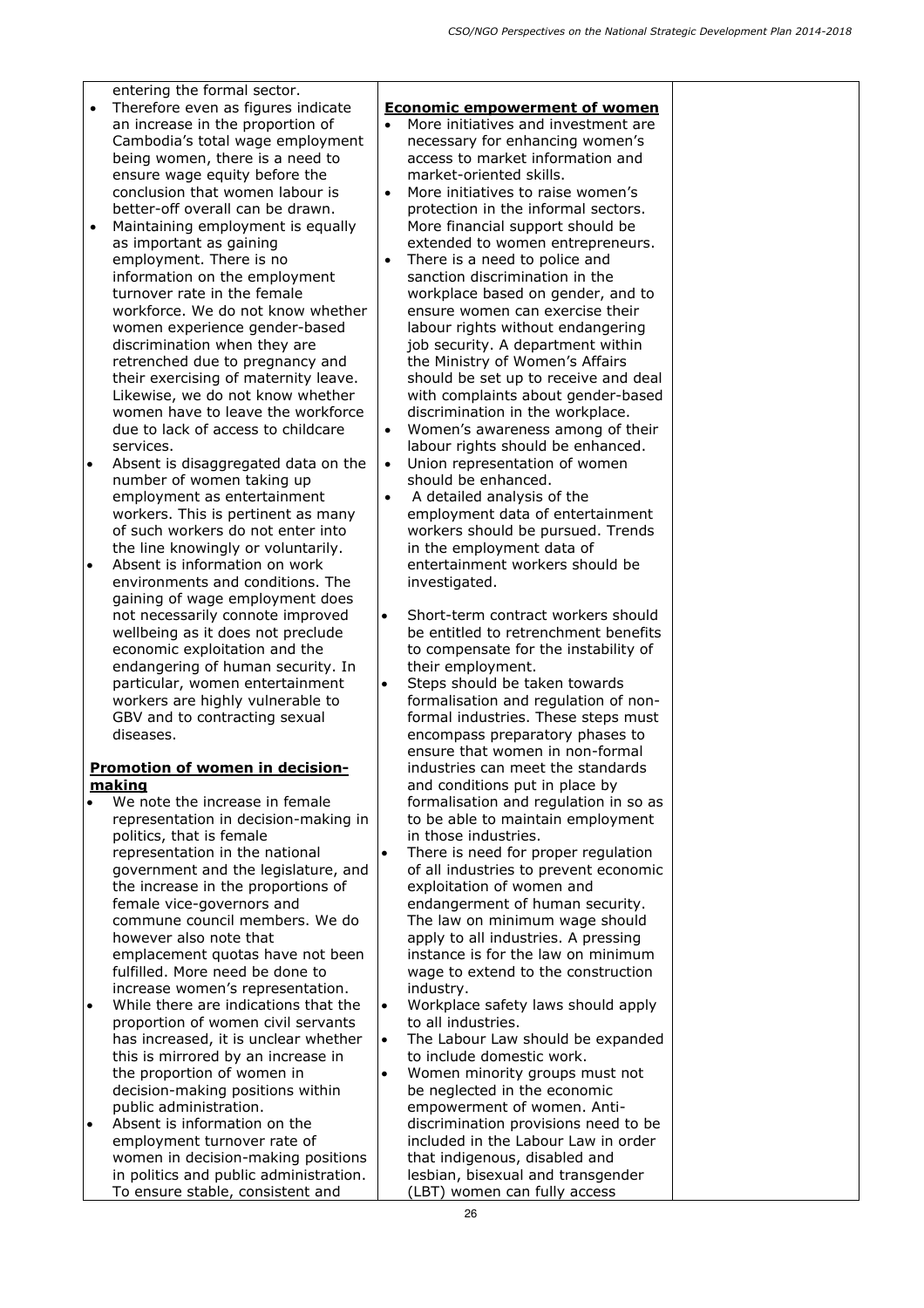| | | |
|---|---|---|
| entering the formal sector.<br>• Therefore even as figures indicate an increase in the proportion of Cambodia's total wage employment being women, there is a need to ensure wage equity before the conclusion that women labour is better-off overall can be drawn.<br>• Maintaining employment is equally as important as gaining employment. There is no information on the employment turnover rate in the female workforce. We do not know whether women experience gender-based discrimination when they are retrenched due to pregnancy and their exercising of maternity leave. Likewise, we do not know whether women have to leave the workforce due to lack of access to childcare services.<br>• Absent is disaggregated data on the number of women taking up employment as entertainment workers. This is pertinent as many of such workers do not enter into the line knowingly or voluntarily.<br>• Absent is information on work environments and conditions. The gaining of wage employment does not necessarily connote improved wellbeing as it does not preclude economic exploitation and the endangering of human security. In particular, women entertainment workers are highly vulnerable to GBV and to contracting sexual diseases.<br><br>**Promotion of women in decision-making**<br>• We note the increase in female representation in decision-making in politics, that is female representation in the national government and the legislature, and the increase in the proportions of female vice-governors and commune council members. We do however also note that emplacement quotas have not been fulfilled. More need be done to increase women's representation.<br>• While there are indications that the proportion of women civil servants has increased, it is unclear whether this is mirrored by an increase in the proportion of women in decision-making positions within public administration.<br>• Absent is information on the employment turnover rate of women in decision-making positions in politics and public administration. To ensure stable, consistent and | **Economic empowerment of women**<br>• More initiatives and investment are necessary for enhancing women's access to market information and market-oriented skills.<br>• More initiatives to raise women's protection in the informal sectors. More financial support should be extended to women entrepreneurs.<br>• There is a need to police and sanction discrimination in the workplace based on gender, and to ensure women can exercise their labour rights without endangering job security. A department within the Ministry of Women's Affairs should be set up to receive and deal with complaints about gender-based discrimination in the workplace.<br>• Women's awareness among of their labour rights should be enhanced.<br>• Union representation of women should be enhanced.<br>• A detailed analysis of the employment data of entertainment workers should be pursued. Trends in the employment data of entertainment workers should be investigated.<br><br>• Short-term contract workers should be entitled to retrenchment benefits to compensate for the instability of their employment.<br>• Steps should be taken towards formalisation and regulation of non-formal industries. These steps must encompass preparatory phases to ensure that women in non-formal industries can meet the standards and conditions put in place by formalisation and regulation in so as to be able to maintain employment in those industries.<br>• There is need for proper regulation of all industries to prevent economic exploitation of women and endangerment of human security. The law on minimum wage should apply to all industries. A pressing instance is for the law on minimum wage to extend to the construction industry.<br>• Workplace safety laws should apply to all industries.<br>• The Labour Law should be expanded to include domestic work.<br>• Women minority groups must not be neglected in the economic empowerment of women. Anti-discrimination provisions need to be included in the Labour Law in order that indigenous, disabled and lesbian, bisexual and transgender (LBT) women can fully access | |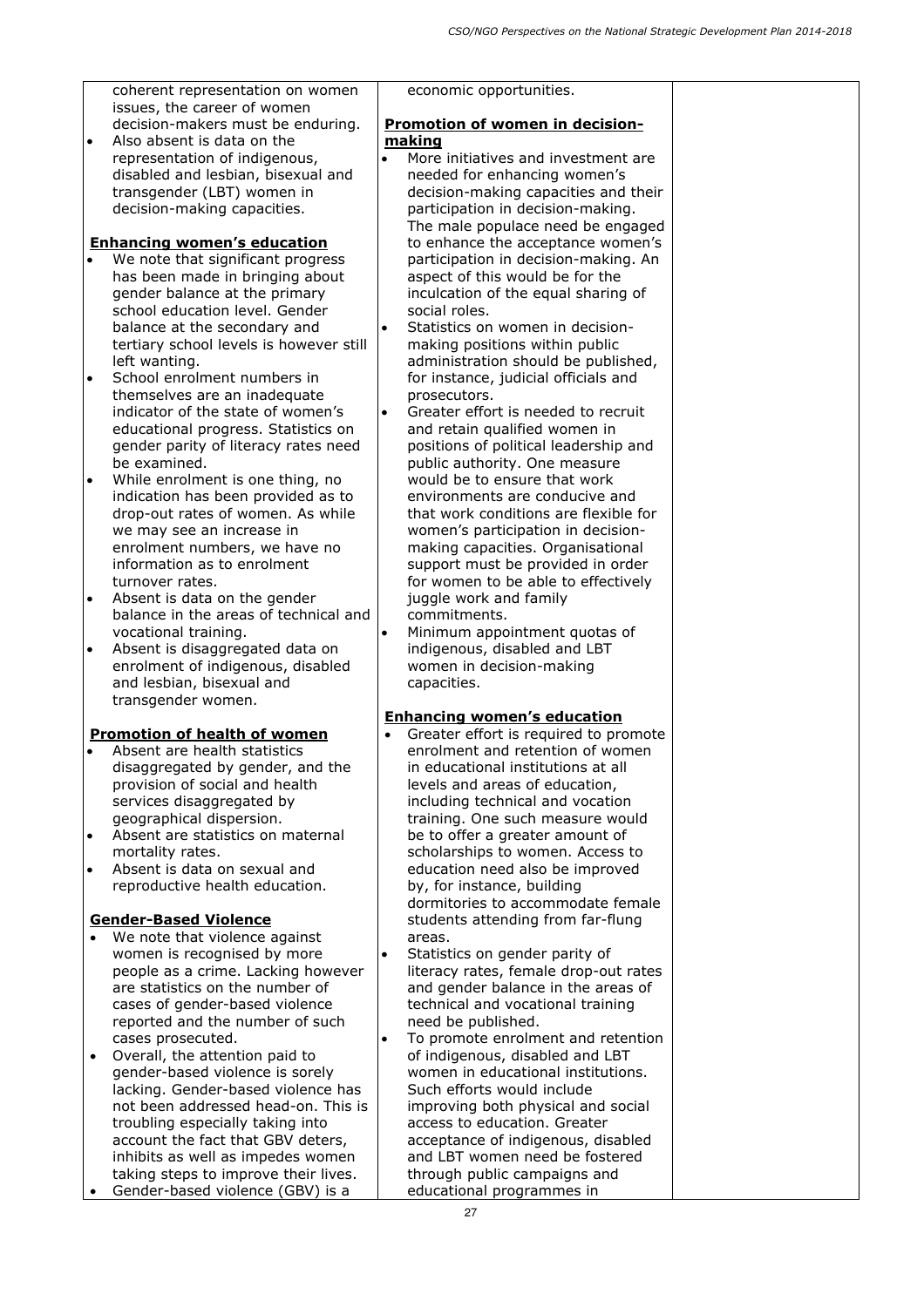| | | |
|---|---|---|
| coherent representation on women issues, the career of women decision-makers must be enduring.<br>• Also absent is data on the representation of indigenous, disabled and lesbian, bisexual and transgender (LBT) women in decision-making capacities.<br><br>**Enhancing women's education**<br>• We note that significant progress has been made in bringing about gender balance at the primary school education level. Gender balance at the secondary and tertiary school levels is however still left wanting.<br>• School enrolment numbers in themselves are an inadequate indicator of the state of women's educational progress. Statistics on gender parity of literacy rates need be examined.<br>• While enrolment is one thing, no indication has been provided as to drop-out rates of women. As while we may see an increase in enrolment numbers, we have no information as to enrolment turnover rates.<br>• Absent is data on the gender balance in the areas of technical and vocational training.<br>• Absent is disaggregated data on enrolment of indigenous, disabled and lesbian, bisexual and transgender women.<br><br>**Promotion of health of women**<br>• Absent are health statistics disaggregated by gender, and the provision of social and health services disaggregated by geographical dispersion.<br>• Absent are statistics on maternal mortality rates.<br>• Absent is data on sexual and reproductive health education.<br><br>**Gender-Based Violence**<br>• We note that violence against women is recognised by more people as a crime. Lacking however are statistics on the number of cases of gender-based violence reported and the number of such cases prosecuted.<br>• Overall, the attention paid to gender-based violence is sorely lacking. Gender-based violence has not been addressed head-on. This is troubling especially taking into account the fact that GBV deters, inhibits as well as impedes women taking steps to improve their lives.<br>• Gender-based violence (GBV) is a | economic opportunities.<br><br>**Promotion of women in decision-making**<br>• More initiatives and investment are needed for enhancing women's decision-making capacities and their participation in decision-making. The male populace need be engaged to enhance the acceptance women's participation in decision-making. An aspect of this would be for the inculcation of the equal sharing of social roles.<br>• Statistics on women in decision-making positions within public administration should be published, for instance, judicial officials and prosecutors.<br>• Greater effort is needed to recruit and retain qualified women in positions of political leadership and public authority. One measure would be to ensure that work environments are conducive and that work conditions are flexible for women's participation in decision-making capacities. Organisational support must be provided in order for women to be able to effectively juggle work and family commitments.<br>• Minimum appointment quotas of indigenous, disabled and LBT women in decision-making capacities.<br><br>**Enhancing women's education**<br>• Greater effort is required to promote enrolment and retention of women in educational institutions at all levels and areas of education, including technical and vocation training. One such measure would be to offer a greater amount of scholarships to women. Access to education need also be improved by, for instance, building dormitories to accommodate female students attending from far-flung areas.<br>• Statistics on gender parity of literacy rates, female drop-out rates and gender balance in the areas of technical and vocational training need be published.<br>• To promote enrolment and retention of indigenous, disabled and LBT women in educational institutions. Such efforts would include improving both physical and social access to education. Greater acceptance of indigenous, disabled and LBT women need be fostered through public campaigns and educational programmes in | |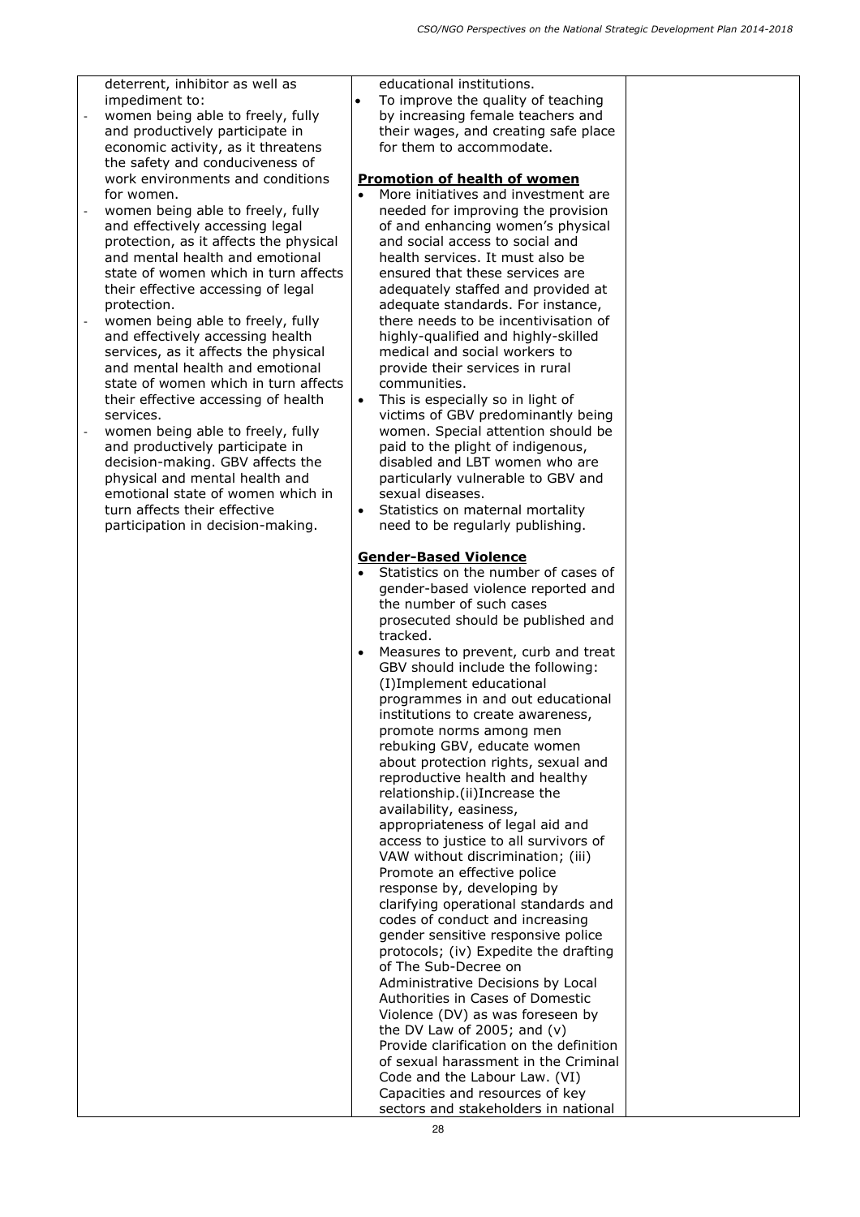| | | |
|---|---|---|
| deterrent, inhibitor as well as impediment to:<br>- women being able to freely, fully and productively participate in economic activity, as it threatens the safety and conduciveness of work environments and conditions for women.<br>- women being able to freely, fully and effectively accessing legal protection, as it affects the physical and mental health and emotional state of women which in turn affects their effective accessing of legal protection.<br>- women being able to freely, fully and effectively accessing health services, as it affects the physical and mental health and emotional state of women which in turn affects their effective accessing of health services.<br>- women being able to freely, fully and productively participate in decision-making. GBV affects the physical and mental health and emotional state of women which in turn affects their effective participation in decision-making. | educational institutions.<br>• To improve the quality of teaching by increasing female teachers and their wages, and creating safe place for them to accommodate.<br><br>**Promotion of health of women**<br>• More initiatives and investment are needed for improving the provision of and enhancing women's physical and social access to social and health services. It must also be ensured that these services are adequately staffed and provided at adequate standards. For instance, there needs to be incentivisation of highly-qualified and highly-skilled medical and social workers to provide their services in rural communities.<br>• This is especially so in light of victims of GBV predominantly being women. Special attention should be paid to the plight of indigenous, disabled and LBT women who are particularly vulnerable to GBV and sexual diseases.<br>• Statistics on maternal mortality need to be regularly publishing.<br><br>**Gender-Based Violence**<br>• Statistics on the number of cases of gender-based violence reported and the number of such cases prosecuted should be published and tracked.<br>• Measures to prevent, curb and treat GBV should include the following: (I)Implement educational programmes in and out educational institutions to create awareness, promote norms among men rebuking GBV, educate women about protection rights, sexual and reproductive health and healthy relationship.(ii)Increase the availability, easiness, appropriateness of legal aid and access to justice to all survivors of VAW without discrimination; (iii) Promote an effective police response by, developing by clarifying operational standards and codes of conduct and increasing gender sensitive responsive police protocols; (iv) Expedite the drafting of The Sub-Decree on Administrative Decisions by Local Authorities in Cases of Domestic Violence (DV) as was foreseen by the DV Law of 2005; and (v) Provide clarification on the definition of sexual harassment in the Criminal Code and the Labour Law. (VI) Capacities and resources of key sectors and stakeholders in national | |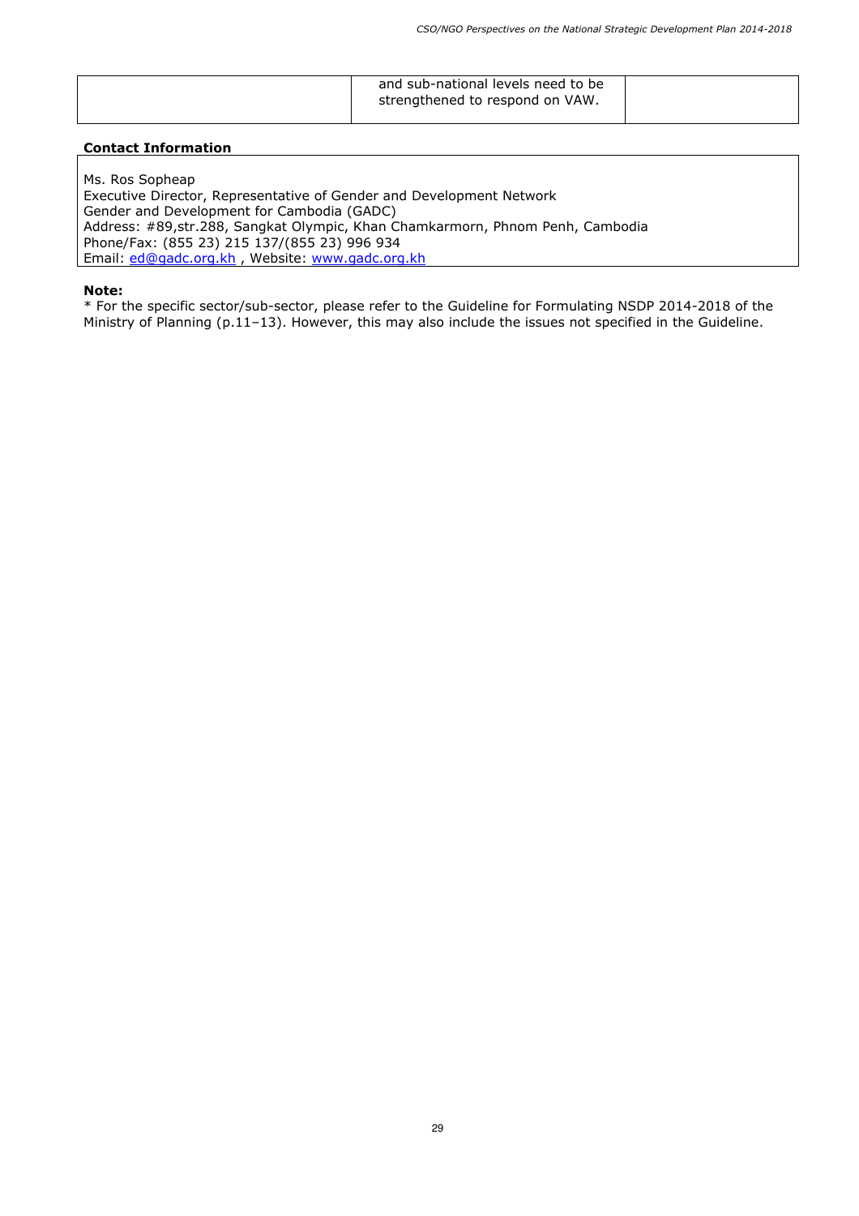|  | and sub-national levels need to be strengthened to respond on VAW. |  |
|---|---|---|

**Contact Information**

Ms. Ros Sopheap
Executive Director, Representative of Gender and Development Network
Gender and Development for Cambodia (GADC)
Address: #89,str.288, Sangkat Olympic, Khan Chamkarmorn, Phnom Penh, Cambodia
Phone/Fax: (855 23) 215 137/(855 23) 996 934
Email: ed@gadc.org.kh , Website: www.gadc.org.kh

**Note:**

* For the specific sector/sub-sector, please refer to the Guideline for Formulating NSDP 2014-2018 of the Ministry of Planning (p.11–13). However, this may also include the issues not specified in the Guideline.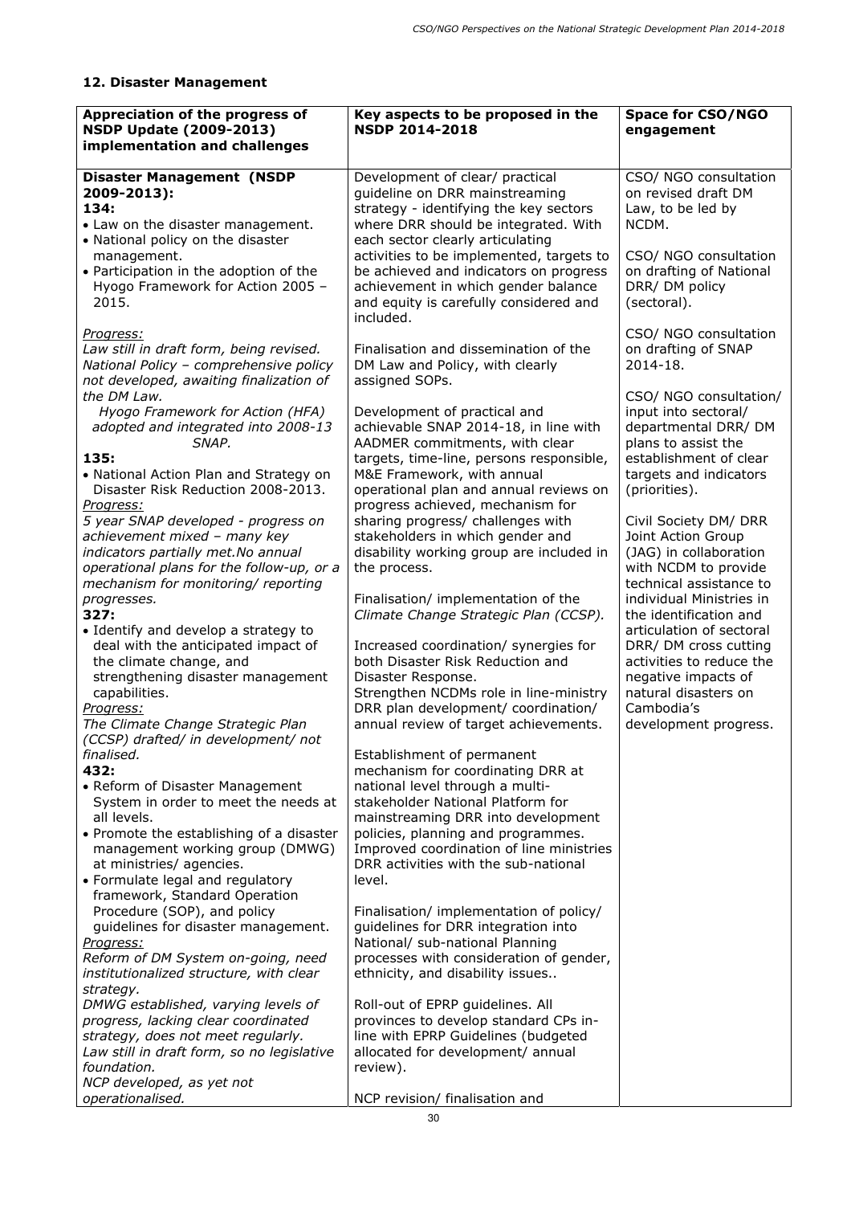## 12. Disaster Management

| Appreciation of the progress of NSDP Update (2009-2013) implementation and challenges | Key aspects to be proposed in the NSDP 2014-2018 | Space for CSO/NGO engagement |
|---|---|---|
| **Disaster Management (NSDP 2009-2013):**<br>**134:**<br>• Law on the disaster management.<br>• National policy on the disaster management.<br>• Participation in the adoption of the Hyogo Framework for Action 2005 – 2015.<br><br>*Progress:*<br>*Law still in draft form, being revised.*<br>*National Policy – comprehensive policy not developed, awaiting finalization of the DM Law.*<br>*Hyogo Framework for Action (HFA) adopted and integrated into 2008-13 SNAP.*<br>**135:**<br>• National Action Plan and Strategy on Disaster Risk Reduction 2008-2013.<br>*Progress:*<br>*5 year SNAP developed - progress on achievement mixed – many key indicators partially met.No annual operational plans for the follow-up, or a mechanism for monitoring/ reporting progresses.*<br>**327:**<br>• Identify and develop a strategy to deal with the anticipated impact of the climate change, and strengthening disaster management capabilities.<br>*Progress:*<br>*The Climate Change Strategic Plan (CCSP) drafted/ in development/ not finalised.*<br>**432:**<br>• Reform of Disaster Management System in order to meet the needs at all levels.<br>• Promote the establishing of a disaster management working group (DMWG) at ministries/ agencies.<br>• Formulate legal and regulatory framework, Standard Operation Procedure (SOP), and policy guidelines for disaster management.<br>*Progress:*<br>*Reform of DM System on-going, need institutionalized structure, with clear strategy.*<br>*DMWG established, varying levels of progress, lacking clear coordinated strategy, does not meet regularly.*<br>*Law still in draft form, so no legislative foundation.*<br>*NCP developed, as yet not operationalised.* | Development of clear/ practical guideline on DRR mainstreaming strategy - identifying the key sectors where DRR should be integrated. With each sector clearly articulating activities to be implemented, targets to be achieved and indicators on progress achievement in which gender balance and equity is carefully considered and included.<br><br>Finalisation and dissemination of the DM Law and Policy, with clearly assigned SOPs.<br><br>Development of practical and achievable SNAP 2014-18, in line with AADMER commitments, with clear targets, time-line, persons responsible, M&E Framework, with annual operational plan and annual reviews on progress achieved, mechanism for sharing progress/ challenges with stakeholders in which gender and disability working group are included in the process.<br><br>Finalisation/ implementation of the *Climate Change Strategic Plan (CCSP).*<br><br>Increased coordination/ synergies for both Disaster Risk Reduction and Disaster Response.<br>Strengthen NCDMs role in line-ministry DRR plan development/ coordination/ annual review of target achievements.<br><br>Establishment of permanent mechanism for coordinating DRR at national level through a multi-stakeholder National Platform for mainstreaming DRR into development policies, planning and programmes.<br>Improved coordination of line ministries DRR activities with the sub-national level.<br><br>Finalisation/ implementation of policy/ guidelines for DRR integration into National/ sub-national Planning processes with consideration of gender, ethnicity, and disability issues..<br><br>Roll-out of EPRP guidelines. All provinces to develop standard CPs in-line with EPRP Guidelines (budgeted allocated for development/ annual review).<br><br>NCP revision/ finalisation and | CSO/ NGO consultation on revised draft DM Law, to be led by NCDM.<br><br>CSO/ NGO consultation on drafting of National DRR/ DM policy (sectoral).<br><br>CSO/ NGO consultation on drafting of SNAP 2014-18.<br><br>CSO/ NGO consultation/ input into sectoral/ departmental DRR/ DM plans to assist the establishment of clear targets and indicators (priorities).<br><br>Civil Society DM/ DRR Joint Action Group (JAG) in collaboration with NCDM to provide technical assistance to individual Ministries in the identification and articulation of sectoral DRR/ DM cross cutting activities to reduce the negative impacts of natural disasters on Cambodia's development progress. |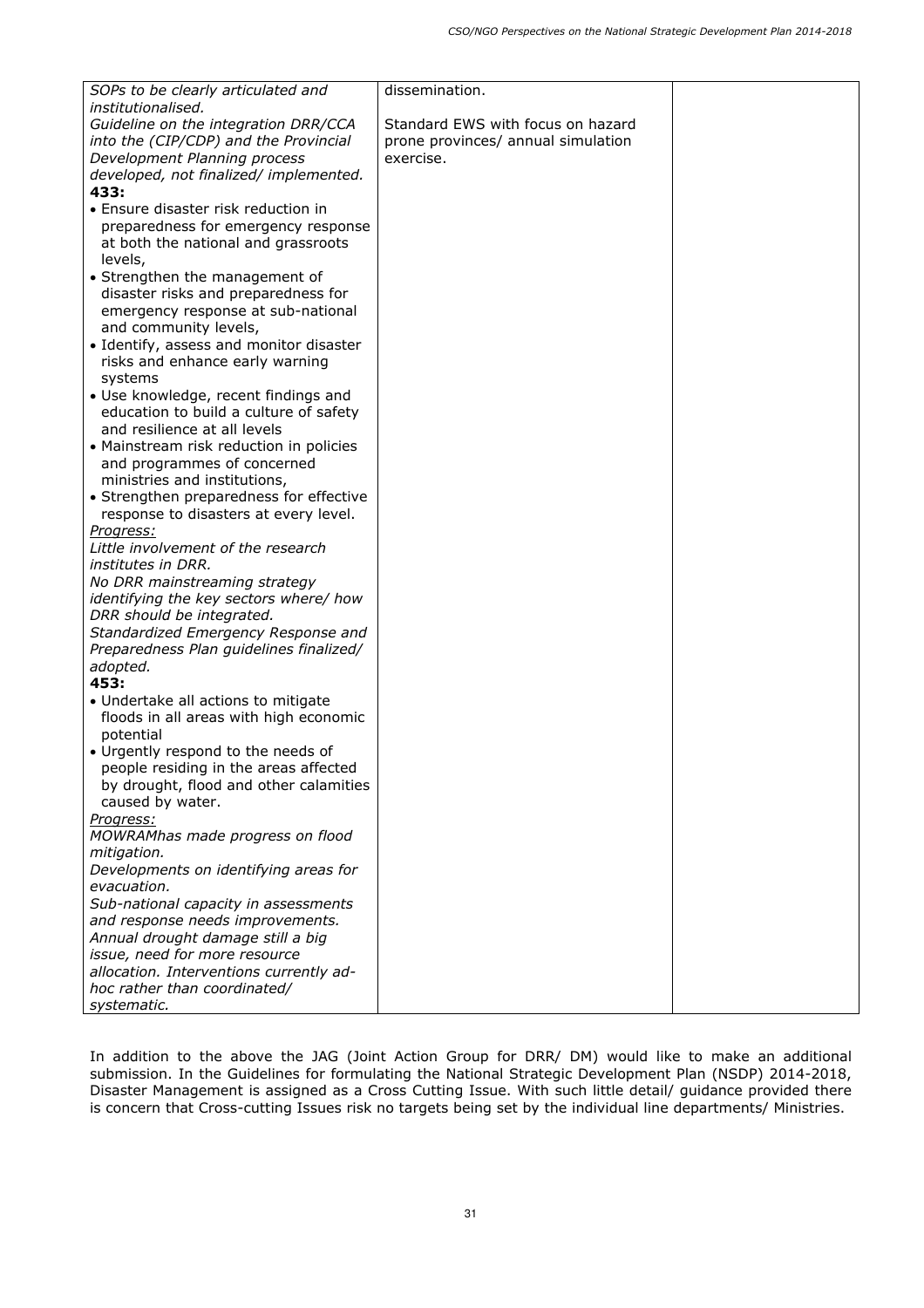| | | |
|---|---|---|
| *SOPs to be clearly articulated and institutionalised.*<br>*Guideline on the integration DRR/CCA into the (CIP/CDP) and the Provincial Development Planning process developed, not finalized/ implemented.*<br>**433:**<br>• Ensure disaster risk reduction in preparedness for emergency response at both the national and grassroots levels,<br>• Strengthen the management of disaster risks and preparedness for emergency response at sub-national and community levels,<br>• Identify, assess and monitor disaster risks and enhance early warning systems<br>• Use knowledge, recent findings and education to build a culture of safety and resilience at all levels<br>• Mainstream risk reduction in policies and programmes of concerned ministries and institutions,<br>• Strengthen preparedness for effective response to disasters at every level.<br>*Progress:*<br>*Little involvement of the research institutes in DRR.*<br>*No DRR mainstreaming strategy identifying the key sectors where/ how DRR should be integrated.*<br>*Standardized Emergency Response and Preparedness Plan guidelines finalized/ adopted.*<br>**453:**<br>• Undertake all actions to mitigate floods in all areas with high economic potential<br>• Urgently respond to the needs of people residing in the areas affected by drought, flood and other calamities caused by water.<br>*Progress:*<br>*MOWRAMhas made progress on flood mitigation.*<br>*Developments on identifying areas for evacuation.*<br>*Sub-national capacity in assessments and response needs improvements.*<br>*Annual drought damage still a big issue, need for more resource allocation. Interventions currently ad-hoc rather than coordinated/ systematic.* | dissemination.<br><br>Standard EWS with focus on hazard prone provinces/ annual simulation exercise. | |

In addition to the above the JAG (Joint Action Group for DRR/ DM) would like to make an additional submission. In the Guidelines for formulating the National Strategic Development Plan (NSDP) 2014-2018, Disaster Management is assigned as a Cross Cutting Issue. With such little detail/ guidance provided there is concern that Cross-cutting Issues risk no targets being set by the individual line departments/ Ministries.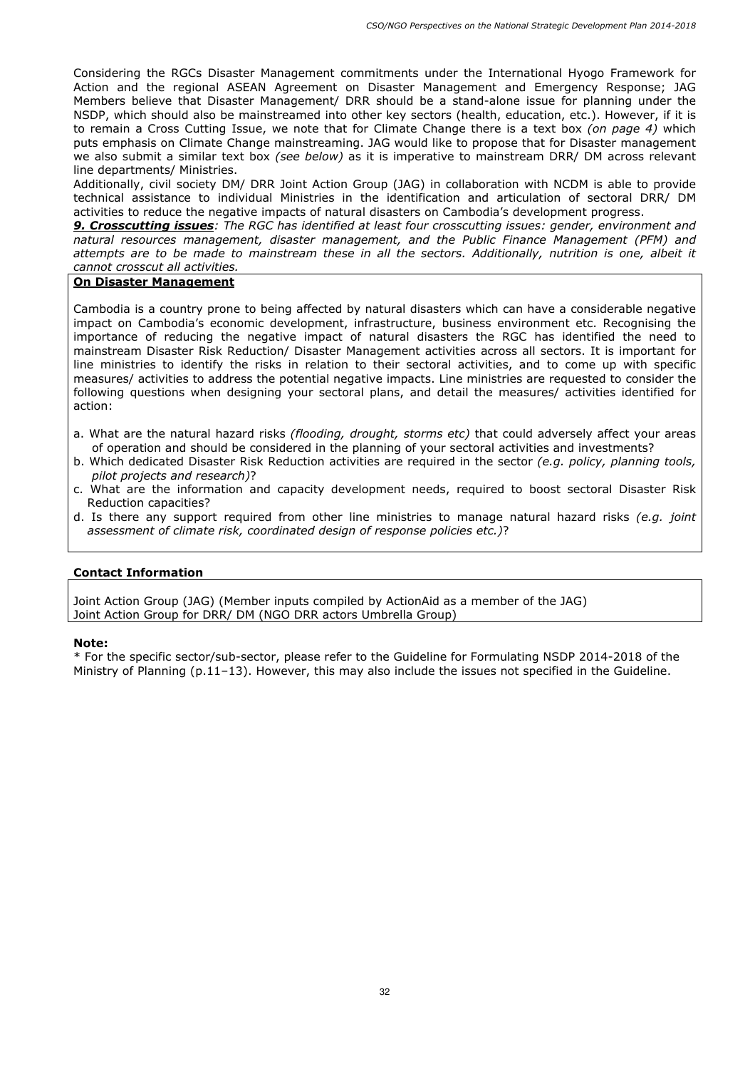Considering the RGCs Disaster Management commitments under the International Hyogo Framework for Action and the regional ASEAN Agreement on Disaster Management and Emergency Response; JAG Members believe that Disaster Management/ DRR should be a stand-alone issue for planning under the NSDP, which should also be mainstreamed into other key sectors (health, education, etc.). However, if it is to remain a Cross Cutting Issue, we note that for Climate Change there is a text box *(on page 4)* which puts emphasis on Climate Change mainstreaming. JAG would like to propose that for Disaster management we also submit a similar text box *(see below)* as it is imperative to mainstream DRR/ DM across relevant line departments/ Ministries.

Additionally, civil society DM/ DRR Joint Action Group (JAG) in collaboration with NCDM is able to provide technical assistance to individual Ministries in the identification and articulation of sectoral DRR/ DM activities to reduce the negative impacts of natural disasters on Cambodia's development progress.

***9. Crosscutting issues****: The RGC has identified at least four crosscutting issues: gender, environment and natural resources management, disaster management, and the Public Finance Management (PFM) and attempts are to be made to mainstream these in all the sectors. Additionally, nutrition is one, albeit it cannot crosscut all activities.*

**On Disaster Management**

Cambodia is a country prone to being affected by natural disasters which can have a considerable negative impact on Cambodia's economic development, infrastructure, business environment etc. Recognising the importance of reducing the negative impact of natural disasters the RGC has identified the need to mainstream Disaster Risk Reduction/ Disaster Management activities across all sectors. It is important for line ministries to identify the risks in relation to their sectoral activities, and to come up with specific measures/ activities to address the potential negative impacts. Line ministries are requested to consider the following questions when designing your sectoral plans, and detail the measures/ activities identified for action:

a. What are the natural hazard risks *(flooding, drought, storms etc)* that could adversely affect your areas of operation and should be considered in the planning of your sectoral activities and investments?
b. Which dedicated Disaster Risk Reduction activities are required in the sector *(e.g. policy, planning tools, pilot projects and research)*?
c. What are the information and capacity development needs, required to boost sectoral Disaster Risk Reduction capacities?
d. Is there any support required from other line ministries to manage natural hazard risks *(e.g. joint assessment of climate risk, coordinated design of response policies etc.)*?

**Contact Information**

Joint Action Group (JAG) (Member inputs compiled by ActionAid as a member of the JAG)
Joint Action Group for DRR/ DM (NGO DRR actors Umbrella Group)

**Note:**

\* For the specific sector/sub-sector, please refer to the Guideline for Formulating NSDP 2014-2018 of the Ministry of Planning (p.11–13). However, this may also include the issues not specified in the Guideline.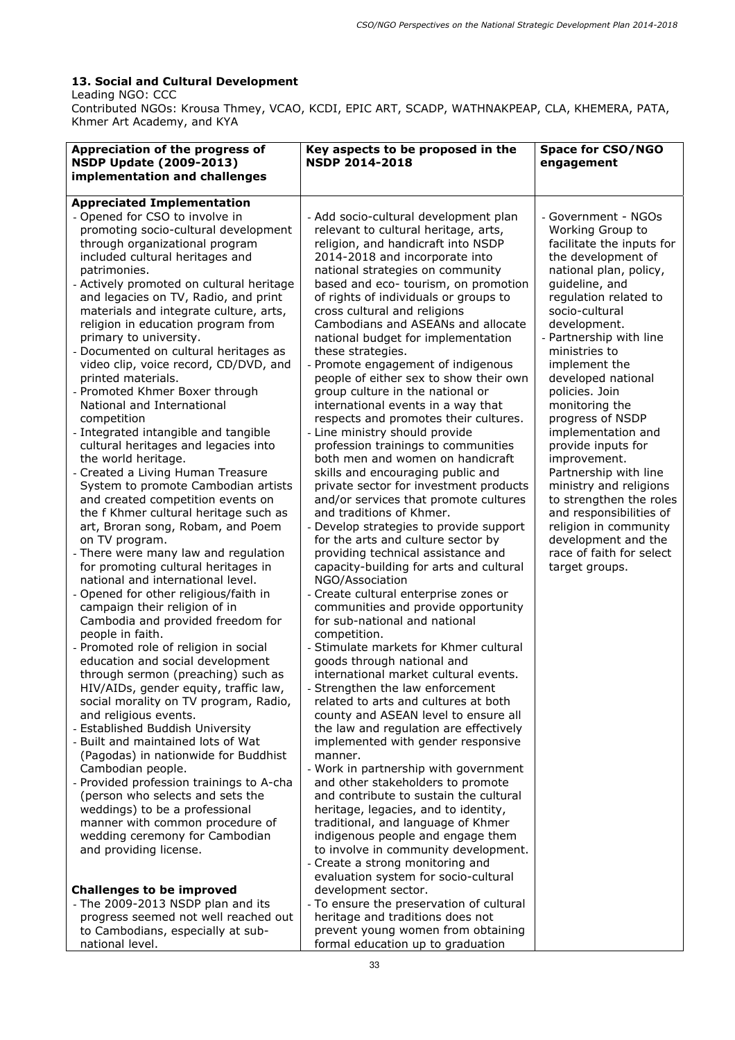### 13. Social and Cultural Development

Leading NGO: CCC

Contributed NGOs: Krousa Thmey, VCAO, KCDI, EPIC ART, SCADP, WATHNAKPEAP, CLA, KHEMERA, PATA, Khmer Art Academy, and KYA

| Appreciation of the progress of NSDP Update (2009-2013) implementation and challenges | Key aspects to be proposed in the NSDP 2014-2018 | Space for CSO/NGO engagement |
|---|---|---|
| **Appreciated Implementation**<br>- Opened for CSO to involve in promoting socio-cultural development through organizational program included cultural heritages and patrimonies.<br>- Actively promoted on cultural heritage and legacies on TV, Radio, and print materials and integrate culture, arts, religion in education program from primary to university.<br>- Documented on cultural heritages as video clip, voice record, CD/DVD, and printed materials.<br>- Promoted Khmer Boxer through National and International competition<br>- Integrated intangible and tangible cultural heritages and legacies into the world heritage.<br>- Created a Living Human Treasure System to promote Cambodian artists and created competition events on the f Khmer cultural heritage such as art, Broran song, Robam, and Poem on TV program.<br>- There were many law and regulation for promoting cultural heritages in national and international level.<br>- Opened for other religious/faith in campaign their religion of in Cambodia and provided freedom for people in faith.<br>- Promoted role of religion in social education and social development through sermon (preaching) such as HIV/AIDs, gender equity, traffic law, social morality on TV program, Radio, and religious events.<br>- Established Buddish University<br>- Built and maintained lots of Wat (Pagodas) in nationwide for Buddhist Cambodian people.<br>- Provided profession trainings to A-cha (person who selects and sets the weddings) to be a professional manner with common procedure of wedding ceremony for Cambodian and providing license.<br><br>**Challenges to be improved**<br>- The 2009-2013 NSDP plan and its progress seemed not well reached out to Cambodians, especially at sub-national level. | - Add socio-cultural development plan relevant to cultural heritage, arts, religion, and handicraft into NSDP 2014-2018 and incorporate into national strategies on community based and eco- tourism, on promotion of rights of individuals or groups to cross cultural and religions Cambodians and ASEANs and allocate national budget for implementation these strategies.<br>- Promote engagement of indigenous people of either sex to show their own group culture in the national or international events in a way that respects and promotes their cultures.<br>- Line ministry should provide profession trainings to communities both men and women on handicraft skills and encouraging public and private sector for investment products and/or services that promote cultures and traditions of Khmer.<br>- Develop strategies to provide support for the arts and culture sector by providing technical assistance and capacity-building for arts and cultural NGO/Association<br>- Create cultural enterprise zones or communities and provide opportunity for sub-national and national competition.<br>- Stimulate markets for Khmer cultural goods through national and international market cultural events.<br>- Strengthen the law enforcement related to arts and cultures at both county and ASEAN level to ensure all the law and regulation are effectively implemented with gender responsive manner.<br>- Work in partnership with government and other stakeholders to promote and contribute to sustain the cultural heritage, legacies, and to identity, traditional, and language of Khmer indigenous people and engage them to involve in community development.<br>- Create a strong monitoring and evaluation system for socio-cultural development sector.<br>- To ensure the preservation of cultural heritage and traditions does not prevent young women from obtaining formal education up to graduation | - Government - NGOs Working Group to facilitate the inputs for the development of national plan, policy, guideline, and regulation related to socio-cultural development.<br>- Partnership with line ministries to implement the developed national policies. Join monitoring the progress of NSDP implementation and provide inputs for improvement. Partnership with line ministry and religions to strengthen the roles and responsibilities of religion in community development and the race of faith for select target groups. |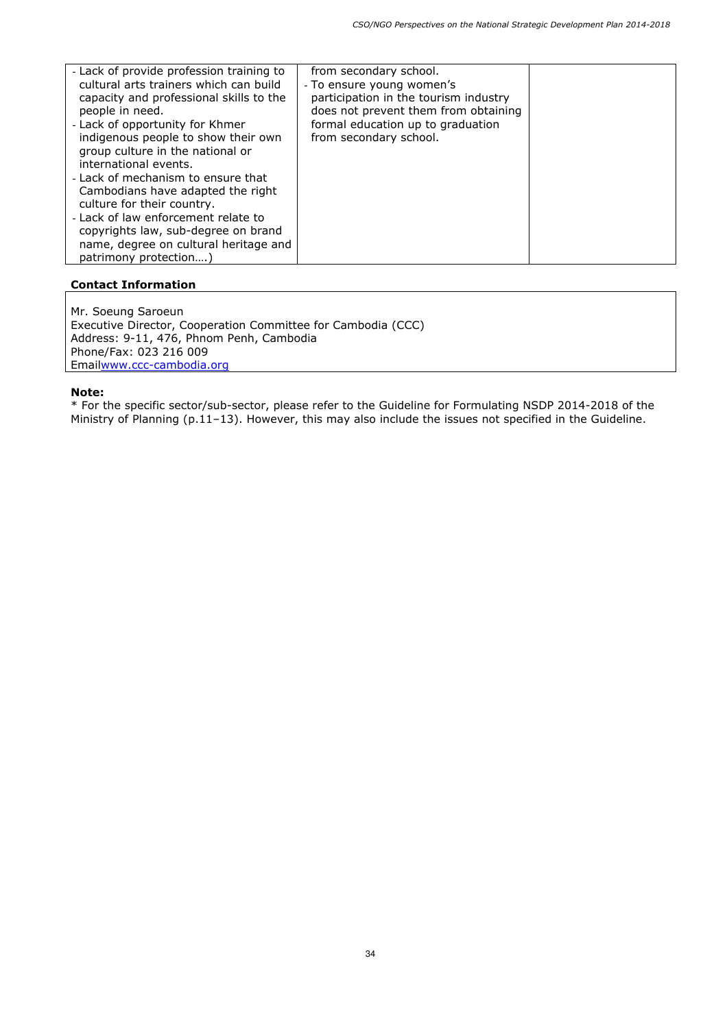| | | |
|---|---|---|
| - Lack of provide profession training to cultural arts trainers which can build capacity and professional skills to the people in need.<br>- Lack of opportunity for Khmer indigenous people to show their own group culture in the national or international events.<br>- Lack of mechanism to ensure that Cambodians have adapted the right culture for their country.<br>- Lack of law enforcement relate to copyrights law, sub-degree on brand name, degree on cultural heritage and patrimony protection….) | from secondary school.<br>- To ensure young women's participation in the tourism industry does not prevent them from obtaining formal education up to graduation from secondary school. | |

**Contact Information**

Mr. Soeung Saroeun
Executive Director, Cooperation Committee for Cambodia (CCC)
Address: 9-11, 476, Phnom Penh, Cambodia
Phone/Fax: 023 216 009
Emailwww.ccc-cambodia.org

**Note:**
* For the specific sector/sub-sector, please refer to the Guideline for Formulating NSDP 2014-2018 of the Ministry of Planning (p.11–13). However, this may also include the issues not specified in the Guideline.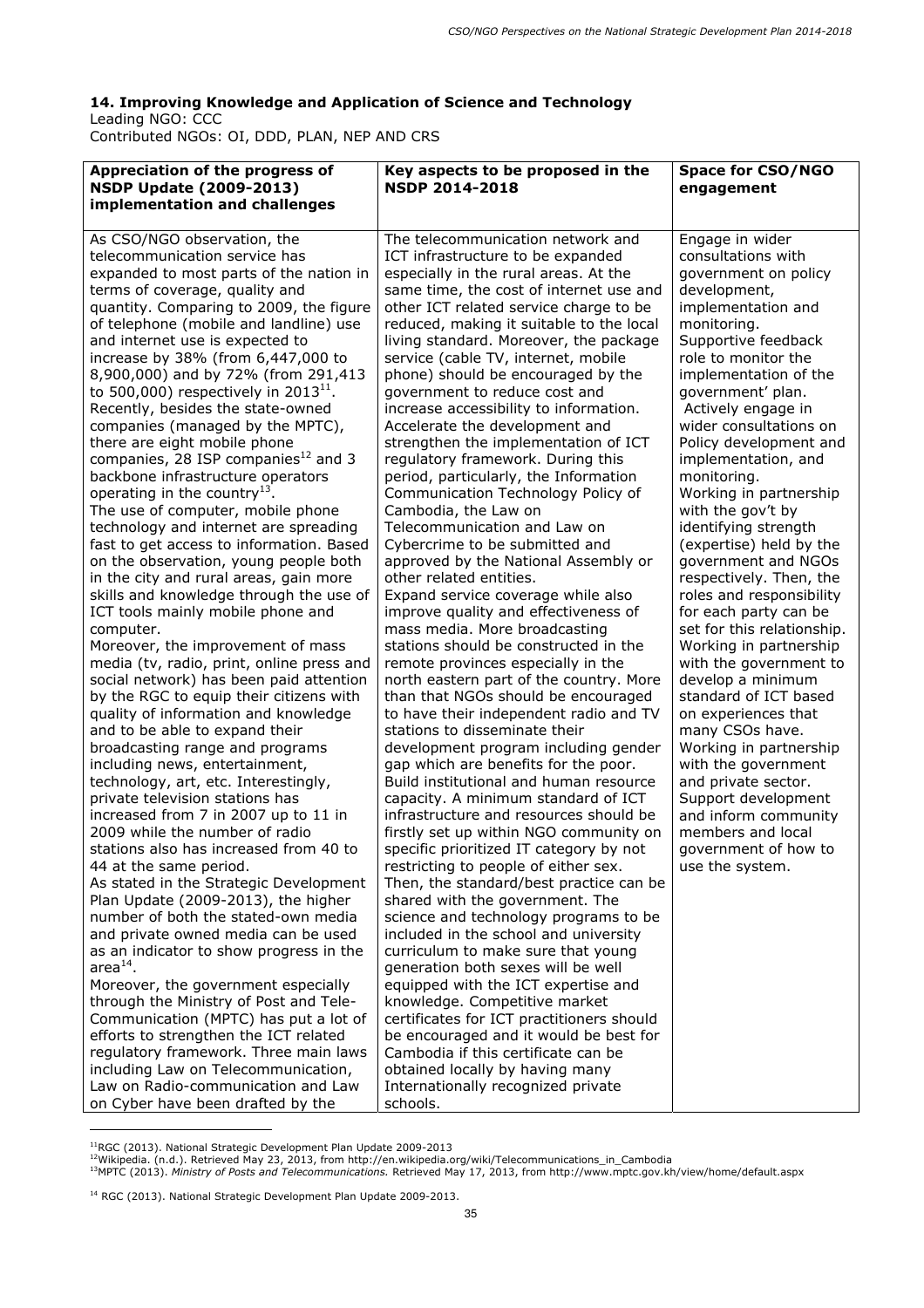**14. Improving Knowledge and Application of Science and Technology**

Leading NGO: CCC

Contributed NGOs: OI, DDD, PLAN, NEP AND CRS

| Appreciation of the progress of NSDP Update (2009-2013) implementation and challenges | Key aspects to be proposed in the NSDP 2014-2018 | Space for CSO/NGO engagement |
|---|---|---|
| As CSO/NGO observation, the telecommunication service has expanded to most parts of the nation in terms of coverage, quality and quantity. Comparing to 2009, the figure of telephone (mobile and landline) use and internet use is expected to increase by 38% (from 6,447,000 to 8,900,000) and by 72% (from 291,413 to 500,000) respectively in 2013[11].<br>Recently, besides the state-owned companies (managed by the MPTC), there are eight mobile phone companies, 28 ISP companies[12] and 3 backbone infrastructure operators operating in the country[13].<br>The use of computer, mobile phone technology and internet are spreading fast to get access to information. Based on the observation, young people both in the city and rural areas, gain more skills and knowledge through the use of ICT tools mainly mobile phone and computer.<br>Moreover, the improvement of mass media (tv, radio, print, online press and social network) has been paid attention by the RGC to equip their citizens with quality of information and knowledge and to be able to expand their broadcasting range and programs including news, entertainment, technology, art, etc. Interestingly, private television stations has increased from 7 in 2007 up to 11 in 2009 while the number of radio stations also has increased from 40 to 44 at the same period.<br>As stated in the Strategic Development Plan Update (2009-2013), the higher number of both the stated-own media and private owned media can be used as an indicator to show progress in the area[14].<br>Moreover, the government especially through the Ministry of Post and Tele-Communication (MPTC) has put a lot of efforts to strengthen the ICT related regulatory framework. Three main laws including Law on Telecommunication, Law on Radio-communication and Law on Cyber have been drafted by the | The telecommunication network and ICT infrastructure to be expanded especially in the rural areas. At the same time, the cost of internet use and other ICT related service charge to be reduced, making it suitable to the local living standard. Moreover, the package service (cable TV, internet, mobile phone) should be encouraged by the government to reduce cost and increase accessibility to information.<br>Accelerate the development and strengthen the implementation of ICT regulatory framework. During this period, particularly, the Information Communication Technology Policy of Cambodia, the Law on Telecommunication and Law on Cybercrime to be submitted and approved by the National Assembly or other related entities.<br>Expand service coverage while also improve quality and effectiveness of mass media. More broadcasting stations should be constructed in the remote provinces especially in the north eastern part of the country. More than that NGOs should be encouraged to have their independent radio and TV stations to disseminate their development program including gender gap which are benefits for the poor.<br>Build institutional and human resource capacity. A minimum standard of ICT infrastructure and resources should be firstly set up within NGO community on specific prioritized IT category by not restricting to people of either sex. Then, the standard/best practice can be shared with the government. The science and technology programs to be included in the school and university curriculum to make sure that young generation both sexes will be well equipped with the ICT expertise and knowledge. Competitive market certificates for ICT practitioners should be encouraged and it would be best for Cambodia if this certificate can be obtained locally by having many Internationally recognized private schools. | Engage in wider consultations with government on policy development, implementation and monitoring.<br>Supportive feedback role to monitor the implementation of the government' plan.<br>Actively engage in wider consultations on Policy development and implementation, and monitoring.<br>Working in partnership with the gov't by identifying strength (expertise) held by the government and NGOs respectively. Then, the roles and responsibility for each party can be set for this relationship.<br>Working in partnership with the government to develop a minimum standard of ICT based on experiences that many CSOs have.<br>Working in partnership with the government and private sector.<br>Support development and inform community members and local government of how to use the system. |

[11] RGC (2013). National Strategic Development Plan Update 2009-2013

[12] Wikipedia. (n.d.). Retrieved May 23, 2013, from http://en.wikipedia.org/wiki/Telecommunications_in_Cambodia

[13] MPTC (2013). *Ministry of Posts and Telecommunications.* Retrieved May 17, 2013, from http://www.mptc.gov.kh/view/home/default.aspx

[14] RGC (2013). National Strategic Development Plan Update 2009-2013.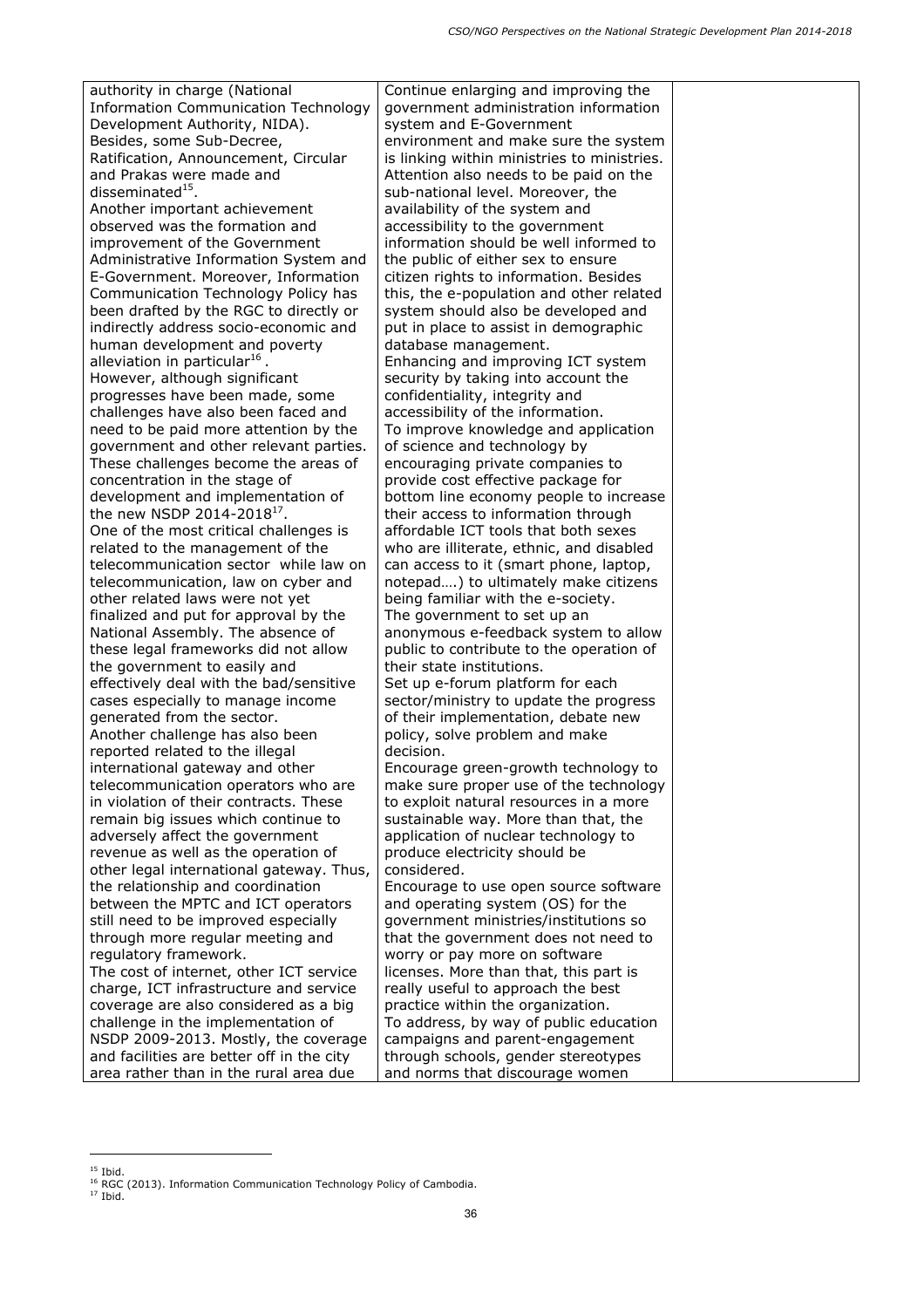| | | |
|---|---|---|
| authority in charge (National Information Communication Technology Development Authority, NIDA). Besides, some Sub-Decree, Ratification, Announcement, Circular and Prakas were made and disseminated[15].<br>Another important achievement observed was the formation and improvement of the Government Administrative Information System and E-Government. Moreover, Information Communication Technology Policy has been drafted by the RGC to directly or indirectly address socio-economic and human development and poverty alleviation in particular[16].<br>However, although significant progresses have been made, some challenges have also been faced and need to be paid more attention by the government and other relevant parties. These challenges become the areas of concentration in the stage of development and implementation of the new NSDP 2014-2018[17].<br>One of the most critical challenges is related to the management of the telecommunication sector while law on telecommunication, law on cyber and other related laws were not yet finalized and put for approval by the National Assembly. The absence of these legal frameworks did not allow the government to easily and effectively deal with the bad/sensitive cases especially to manage income generated from the sector.<br>Another challenge has also been reported related to the illegal international gateway and other telecommunication operators who are in violation of their contracts. These remain big issues which continue to adversely affect the government revenue as well as the operation of other legal international gateway. Thus, the relationship and coordination between the MPTC and ICT operators still need to be improved especially through more regular meeting and regulatory framework.<br>The cost of internet, other ICT service charge, ICT infrastructure and service coverage are also considered as a big challenge in the implementation of NSDP 2009-2013. Mostly, the coverage and facilities are better off in the city area rather than in the rural area due | Continue enlarging and improving the government administration information system and E-Government environment and make sure the system is linking within ministries to ministries. Attention also needs to be paid on the sub-national level. Moreover, the availability of the system and accessibility to the government information should be well informed to the public of either sex to ensure citizen rights to information. Besides this, the e-population and other related system should also be developed and put in place to assist in demographic database management.<br>Enhancing and improving ICT system security by taking into account the confidentiality, integrity and accessibility of the information.<br>To improve knowledge and application of science and technology by encouraging private companies to provide cost effective package for bottom line economy people to increase their access to information through affordable ICT tools that both sexes who are illiterate, ethnic, and disabled can access to it (smart phone, laptop, notepad….) to ultimately make citizens being familiar with the e-society.<br>The government to set up an anonymous e-feedback system to allow public to contribute to the operation of their state institutions.<br>Set up e-forum platform for each sector/ministry to update the progress of their implementation, debate new policy, solve problem and make decision.<br>Encourage green-growth technology to make sure proper use of the technology to exploit natural resources in a more sustainable way. More than that, the application of nuclear technology to produce electricity should be considered.<br>Encourage to use open source software and operating system (OS) for the government ministries/institutions so that the government does not need to worry or pay more on software licenses. More than that, this part is really useful to approach the best practice within the organization.<br>To address, by way of public education campaigns and parent-engagement through schools, gender stereotypes and norms that discourage women | |

[15] Ibid.
[16] RGC (2013). Information Communication Technology Policy of Cambodia.
[17] Ibid.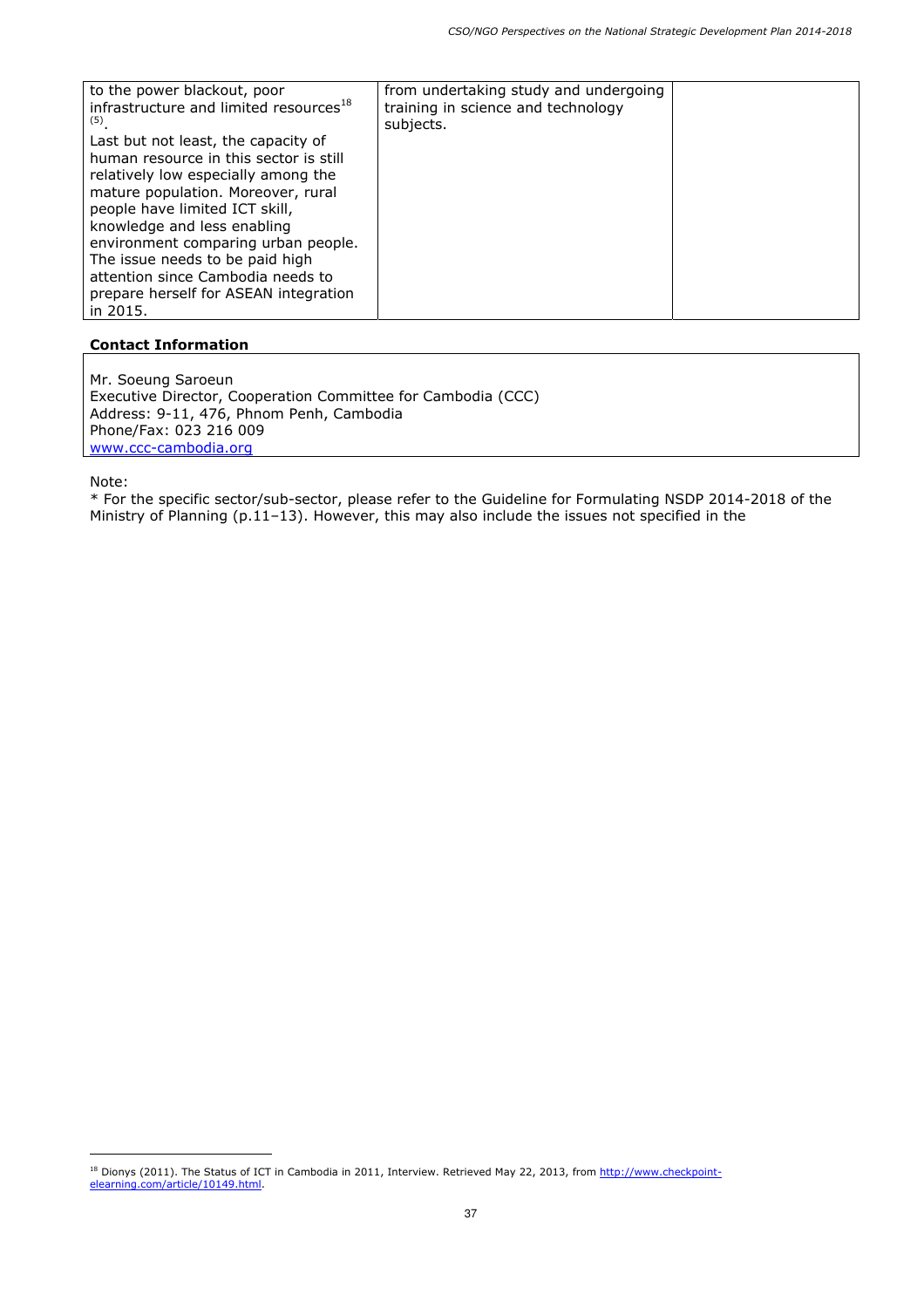| | | |
|---|---|---|
| to the power blackout, poor infrastructure and limited resources[18] (5).<br>Last but not least, the capacity of human resource in this sector is still relatively low especially among the mature population. Moreover, rural people have limited ICT skill, knowledge and less enabling environment comparing urban people. The issue needs to be paid high attention since Cambodia needs to prepare herself for ASEAN integration in 2015. | from undertaking study and undergoing training in science and technology subjects. | |

**Contact Information**

| |
|---|
| Mr. Soeung Saroeun<br>Executive Director, Cooperation Committee for Cambodia (CCC)<br>Address: 9-11, 476, Phnom Penh, Cambodia<br>Phone/Fax: 023 216 009<br>www.ccc-cambodia.org |

Note:

* For the specific sector/sub-sector, please refer to the Guideline for Formulating NSDP 2014-2018 of the Ministry of Planning (p.11–13). However, this may also include the issues not specified in the

[18] Dionys (2011). The Status of ICT in Cambodia in 2011, Interview. Retrieved May 22, 2013, from http://www.checkpoint-elearning.com/article/10149.html.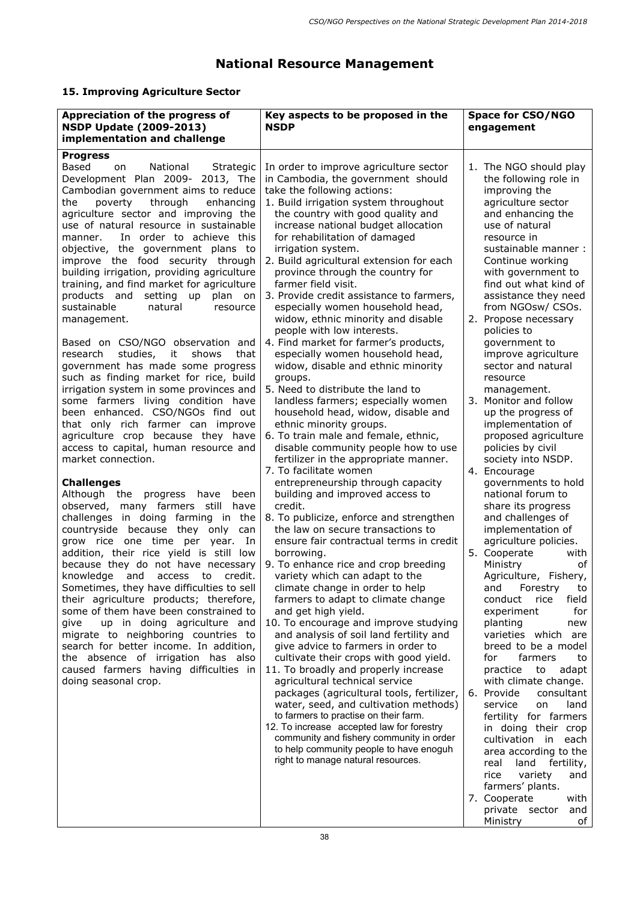# National Resource Management

## 15. Improving Agriculture Sector

| Appreciation of the progress of NSDP Update (2009-2013) implementation and challenge | Key aspects to be proposed in the NSDP | Space for CSO/NGO engagement |
|---|---|---|
| **Progress**<br>Based on National Strategic Development Plan 2009- 2013, The Cambodian government aims to reduce the poverty through enhancing agriculture sector and improving the use of natural resource in sustainable manner. In order to achieve this objective, the government plans to improve the food security through building irrigation, providing agriculture training, and find market for agriculture products and setting up plan on sustainable natural resource management.<br><br>Based on CSO/NGO observation and research studies, it shows that government has made some progress such as finding market for rice, build irrigation system in some provinces and some farmers living condition have been enhanced. CSO/NGOs find out that only rich farmer can improve agriculture crop because they have access to capital, human resource and market connection.<br><br>**Challenges**<br>Although the progress have been observed, many farmers still have challenges in doing farming in the countryside because they only can grow rice one time per year. In addition, their rice yield is still low because they do not have necessary knowledge and access to credit. Sometimes, they have difficulties to sell their agriculture products; therefore, some of them have been constrained to give up in doing agriculture and migrate to neighboring countries to search for better income. In addition, the absence of irrigation has also caused farmers having difficulties in doing seasonal crop. | In order to improve agriculture sector in Cambodia, the government should take the following actions:<br>1. Build irrigation system throughout the country with good quality and increase national budget allocation for rehabilitation of damaged irrigation system.<br>2. Build agricultural extension for each province through the country for farmer field visit.<br>3. Provide credit assistance to farmers, especially women household head, widow, ethnic minority and disable people with low interests.<br>4. Find market for farmer's products, especially women household head, widow, disable and ethnic minority groups.<br>5. Need to distribute the land to landless farmers; especially women household head, widow, disable and ethnic minority groups.<br>6. To train male and female, ethnic, disable community people how to use fertilizer in the appropriate manner.<br>7. To facilitate women entrepreneurship through capacity building and improved access to credit.<br>8. To publicize, enforce and strengthen the law on secure transactions to ensure fair contractual terms in credit borrowing.<br>9. To enhance rice and crop breeding variety which can adapt to the climate change in order to help farmers to adapt to climate change and get high yield.<br>10. To encourage and improve studying and analysis of soil land fertility and give advice to farmers in order to cultivate their crops with good yield.<br>11. To broadly and properly increase agricultural technical service packages (agricultural tools, fertilizer, water, seed, and cultivation methods) to farmers to practise on their farm.<br>12. To increase accepted law for forestry community and fishery community in order to help community people to have enoguh right to manage natural resources. | 1. The NGO should play the following role in improving the agriculture sector and enhancing the use of natural resource in sustainable manner : Continue working with government to find out what kind of assistance they need from NGOsw/ CSOs.<br>2. Propose necessary policies to government to improve agriculture sector and natural resource management.<br>3. Monitor and follow up the progress of implementation of proposed agriculture policies by civil society into NSDP.<br>4. Encourage governments to hold national forum to share its progress and challenges of implementation of agriculture policies.<br>5. Cooperate with Ministry of Agriculture, Fishery, and Forestry to conduct rice field experiment for planting new varieties which are breed to be a model for farmers to practice to adapt with climate change.<br>6. Provide consultant service on land fertility for farmers in doing their crop cultivation in each area according to the real land fertility, rice variety and farmers' plants.<br>7. Cooperate with private sector and Ministry of |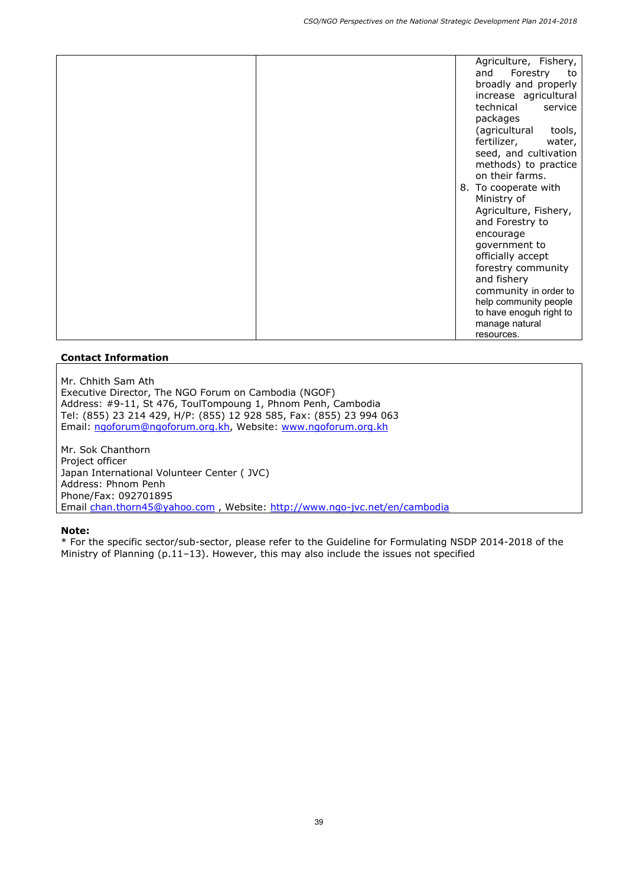| | | Agriculture, Fishery, and Forestry to broadly and properly increase agricultural technical service packages (agricultural tools, fertilizer, water, seed, and cultivation methods) to practice on their farms.<br>8. To cooperate with Ministry of Agriculture, Fishery, and Forestry to encourage government to officially accept forestry community and fishery community in order to help community people to have enoguh right to manage natural resources. |
|---|---|---|

**Contact Information**

Mr. Chhith Sam Ath
Executive Director, The NGO Forum on Cambodia (NGOF)
Address: #9-11, St 476, ToulTompoung 1, Phnom Penh, Cambodia
Tel: (855) 23 214 429, H/P: (855) 12 928 585, Fax: (855) 23 994 063
Email: ngoforum@ngoforum.org.kh, Website: www.ngoforum.org.kh

Mr. Sok Chanthorn
Project officer
Japan International Volunteer Center ( JVC)
Address: Phnom Penh
Phone/Fax: 092701895
Email chan.thorn45@yahoo.com , Website: http://www.ngo-jvc.net/en/cambodia

**Note:**
* For the specific sector/sub-sector, please refer to the Guideline for Formulating NSDP 2014-2018 of the Ministry of Planning (p.11–13). However, this may also include the issues not specified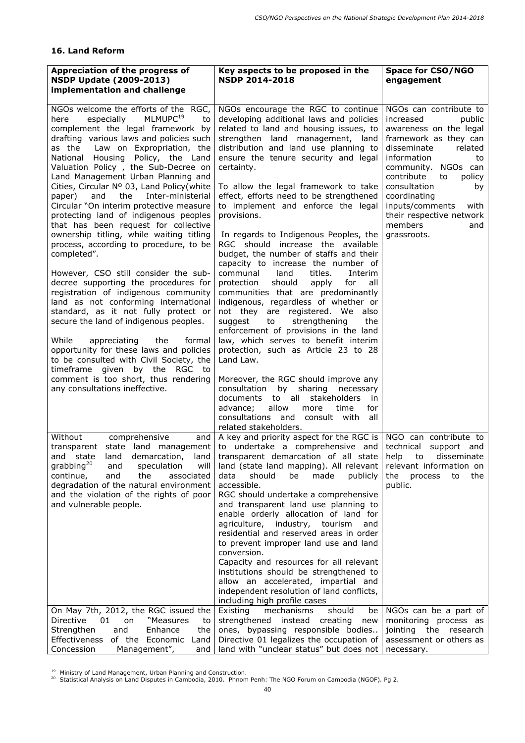### 16. Land Reform

| Appreciation of the progress of NSDP Update (2009-2013) implementation and challenge | Key aspects to be proposed in the NSDP 2014-2018 | Space for CSO/NGO engagement |
|---|---|---|
| NGOs welcome the efforts of the RGC, here especially MLMUPC[19] to complement the legal framework by drafting various laws and policies such as the Law on Expropriation, the National Housing Policy, the Land Valuation Policy , the Sub-Decree on Land Management Urban Planning and Cities, Circular Nº 03, Land Policy(white paper) and the Inter-ministerial Circular "On interim protective measure protecting land of indigenous peoples that has been request for collective ownership titling, while waiting titling process, according to procedure, to be completed".<br><br>However, CSO still consider the sub-decree supporting the procedures for registration of indigenous community land as not conforming international standard, as it not fully protect or secure the land of indigenous peoples.<br><br>While appreciating the formal opportunity for these laws and policies to be consulted with Civil Society, the timeframe given by the RGC to comment is too short, thus rendering any consultations ineffective. | NGOs encourage the RGC to continue developing additional laws and policies related to land and housing issues, to strengthen land management, land distribution and land use planning to ensure the tenure security and legal certainty.<br><br>To allow the legal framework to take effect, efforts need to be strengthened to implement and enforce the legal provisions.<br><br>In regards to Indigenous Peoples, the RGC should increase the available budget, the number of staffs and their capacity to increase the number of communal land titles. Interim protection should apply for all communities that are predominantly indigenous, regardless of whether or not they are registered. We also suggest to strengthening the enforcement of provisions in the land law, which serves to benefit interim protection, such as Article 23 to 28 Land Law.<br><br>Moreover, the RGC should improve any consultation by sharing necessary documents to all stakeholders in advance; allow more time for consultations and consult with all related stakeholders. | NGOs can contribute to increased public awareness on the legal framework as they can disseminate related information to community. NGOs can contribute to policy consultation by coordinating inputs/comments with their respective network members and grassroots. |
| Without comprehensive and transparent state land management and state land demarcation, land grabbing[20] and speculation will continue, and the associated degradation of the natural environment and the violation of the rights of poor and vulnerable people. | A key and priority aspect for the RGC is to undertake a comprehensive and transparent demarcation of all state land (state land mapping). All relevant data should be made publicly accessible.<br>RGC should undertake a comprehensive and transparent land use planning to enable orderly allocation of land for agriculture, industry, tourism and residential and reserved areas in order to prevent improper land use and land conversion.<br>Capacity and resources for all relevant institutions should be strengthened to allow an accelerated, impartial and independent resolution of land conflicts, including high profile cases | NGO can contribute to technical support and help to disseminate relevant information on the process to the public. |
| On May 7th, 2012, the RGC issued the Directive 01 on "Measures to Strengthen and Enhance the Effectiveness of the Economic Land Concession Management", and | Existing mechanisms should be strengthened instead creating new ones, bypassing responsible bodies.. Directive 01 legalizes the occupation of land with "unclear status" but does not | NGOs can be a part of monitoring process as jointing the research assessment or others as necessary. |

[19] Ministry of Land Management, Urban Planning and Construction.
[20] Statistical Analysis on Land Disputes in Cambodia, 2010. Phnom Penh: The NGO Forum on Cambodia (NGOF). Pg 2.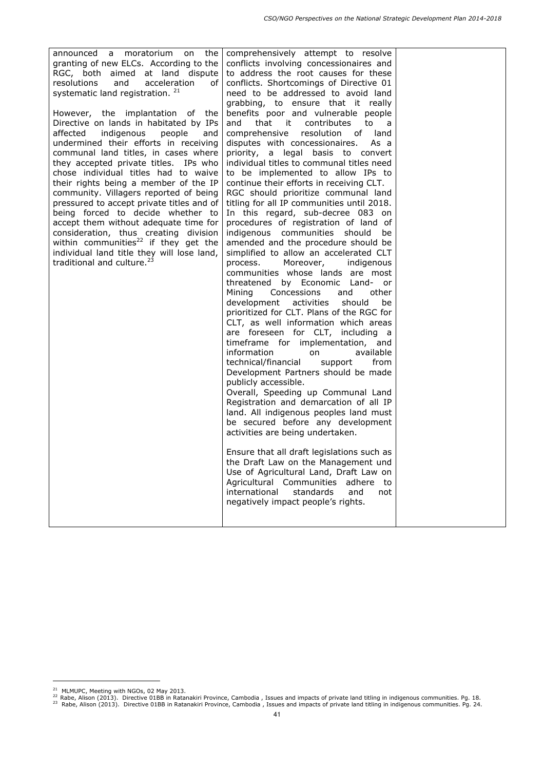| | | |
|---|---|---|
| announced a moratorium on the granting of new ELCs. According to the RGC, both aimed at land dispute resolutions and acceleration of systematic land registration. [21]<br><br>However, the implantation of the Directive on lands in habitated by IPs affected indigenous people and undermined their efforts in receiving communal land titles, in cases where they accepted private titles. IPs who chose individual titles had to waive their rights being a member of the IP community. Villagers reported of being pressured to accept private titles and of being forced to decide whether to accept them without adequate time for consideration, thus creating division within communities[22] if they get the individual land title they will lose land, traditional and culture.[23] | comprehensively attempt to resolve conflicts involving concessionaires and to address the root causes for these conflicts. Shortcomings of Directive 01 need to be addressed to avoid land grabbing, to ensure that it really benefits poor and vulnerable people and that it contributes to a comprehensive resolution of land disputes with concessionaires. As a priority, a legal basis to convert individual titles to communal titles need to be implemented to allow IPs to continue their efforts in receiving CLT. RGC should prioritize communal land titling for all IP communities until 2018. In this regard, sub-decree 083 on procedures of registration of land of indigenous communities should be amended and the procedure should be simplified to allow an accelerated CLT process. Moreover, indigenous communities whose lands are most threatened by Economic Land- or Mining Concessions and other development activities should be prioritized for CLT. Plans of the RGC for CLT, as well information which areas are foreseen for CLT, including a timeframe for implementation, and information on available technical/financial support from Development Partners should be made publicly accessible.<br>Overall, Speeding up Communal Land Registration and demarcation of all IP land. All indigenous peoples land must be secured before any development activities are being undertaken.<br><br>Ensure that all draft legislations such as the Draft Law on the Management und Use of Agricultural Land, Draft Law on Agricultural Communities adhere to international standards and not negatively impact people's rights. | |

[21] MLMUPC, Meeting with NGOs, 02 May 2013.

[22] Rabe, Alison (2013). Directive 01BB in Ratanakiri Province, Cambodia , Issues and impacts of private land titling in indigenous communities. Pg. 18.

[23] Rabe, Alison (2013). Directive 01BB in Ratanakiri Province, Cambodia , Issues and impacts of private land titling in indigenous communities. Pg. 24.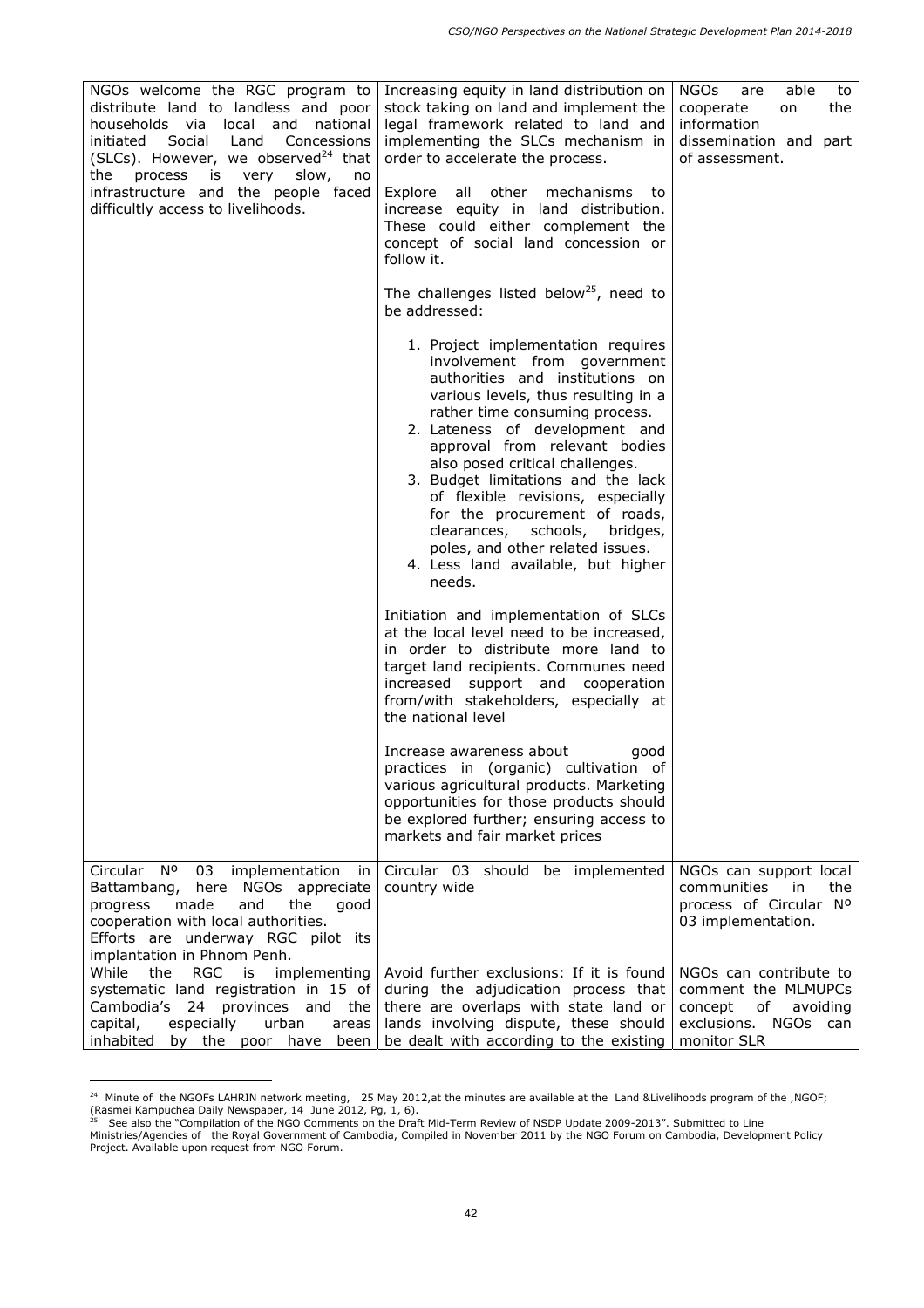| | | |
|---|---|---|
| NGOs welcome the RGC program to distribute land to landless and poor households via local and national initiated Social Land Concessions (SLCs). However, we observed[24] that the process is very slow, no infrastructure and the people faced difficultly access to livelihoods. | Increasing equity in land distribution on stock taking on land and implement the legal framework related to land and implementing the SLCs mechanism in order to accelerate the process.<br><br>Explore all other mechanisms to increase equity in land distribution. These could either complement the concept of social land concession or follow it.<br><br>The challenges listed below[25], need to be addressed:<br><br>1. Project implementation requires involvement from government authorities and institutions on various levels, thus resulting in a rather time consuming process.<br>2. Lateness of development and approval from relevant bodies also posed critical challenges.<br>3. Budget limitations and the lack of flexible revisions, especially for the procurement of roads, clearances, schools, bridges, poles, and other related issues.<br>4. Less land available, but higher needs.<br><br>Initiation and implementation of SLCs at the local level need to be increased, in order to distribute more land to target land recipients. Communes need increased support and cooperation from/with stakeholders, especially at the national level<br><br>Increase awareness about good practices in (organic) cultivation of various agricultural products. Marketing opportunities for those products should be explored further; ensuring access to markets and fair market prices | NGOs are able to cooperate on the information dissemination and part of assessment. |
| Circular Nº 03 implementation in Battambang, here NGOs appreciate progress made and the good cooperation with local authorities. Efforts are underway RGC pilot its implantation in Phnom Penh. | Circular 03 should be implemented country wide | NGOs can support local communities in the process of Circular Nº 03 implementation. |
| While the RGC is implementing systematic land registration in 15 of Cambodia's 24 provinces and the capital, especially urban areas inhabited by the poor have been | Avoid further exclusions: If it is found during the adjudication process that there are overlaps with state land or lands involving dispute, these should be dealt with according to the existing | NGOs can contribute to comment the MLMUPCs concept of avoiding exclusions. NGOs can monitor SLR |

[24] Minute of the NGOFs LAHRIN network meeting, 25 May 2012,at the minutes are available at the Land &Livelihoods program of the ,NGOF; (Rasmei Kampuchea Daily Newspaper, 14 June 2012, Pg, 1, 6).

[25] See also the "Compilation of the NGO Comments on the Draft Mid-Term Review of NSDP Update 2009-2013". Submitted to Line Ministries/Agencies of the Royal Government of Cambodia, Compiled in November 2011 by the NGO Forum on Cambodia, Development Policy Project. Available upon request from NGO Forum.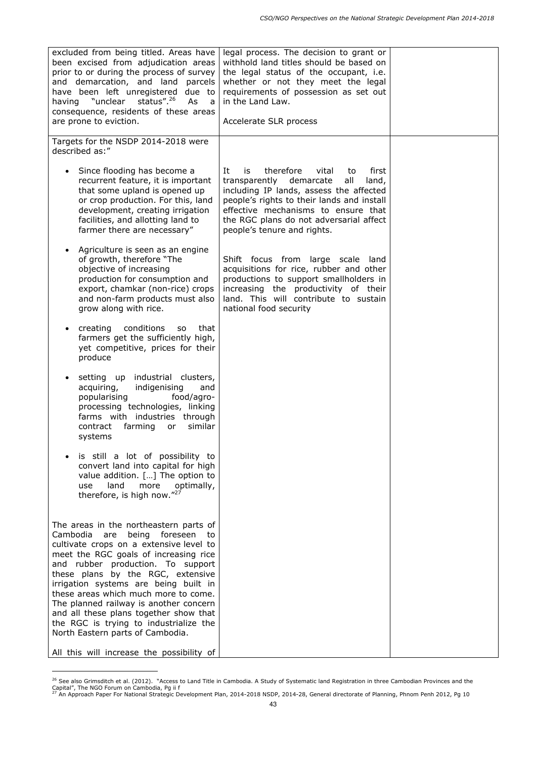| | | |
|---|---|---|
| excluded from being titled. Areas have been excised from adjudication areas prior to or during the process of survey and demarcation, and land parcels have been left unregistered due to having "unclear status".[26] As a consequence, residents of these areas are prone to eviction. | legal process. The decision to grant or withhold land titles should be based on the legal status of the occupant, i.e. whether or not they meet the legal requirements of possession as set out in the Land Law.<br><br>Accelerate SLR process | |
| Targets for the NSDP 2014-2018 were described as:"<br><br>• Since flooding has become a recurrent feature, it is important that some upland is opened up or crop production. For this, land development, creating irrigation facilities, and allotting land to farmer there are necessary"<br><br>• Agriculture is seen as an engine of growth, therefore "The objective of increasing production for consumption and export, chamkar (non-rice) crops and non-farm products must also grow along with rice.<br><br>• creating conditions so that farmers get the sufficiently high, yet competitive, prices for their produce<br><br>• setting up industrial clusters, acquiring, indigenising and popularising food/agro-processing technologies, linking farms with industries through contract farming or similar systems<br><br>• is still a lot of possibility to convert land into capital for high value addition. […] The option to use land more optimally, therefore, is high now."[27]<br><br>The areas in the northeastern parts of Cambodia are being foreseen to cultivate crops on a extensive level to meet the RGC goals of increasing rice and rubber production. To support these plans by the RGC, extensive irrigation systems are being built in these areas which much more to come. The planned railway is another concern and all these plans together show that the RGC is trying to industrialize the North Eastern parts of Cambodia.<br><br>All this will increase the possibility of | It is therefore vital to first transparently demarcate all land, including IP lands, assess the affected people's rights to their lands and install effective mechanisms to ensure that the RGC plans do not adversarial affect people's tenure and rights.<br><br>Shift focus from large scale land acquisitions for rice, rubber and other productions to support smallholders in increasing the productivity of their land. This will contribute to sustain national food security | |

[26] See also Grimsditch et al. (2012). "Access to Land Title in Cambodia. A Study of Systematic land Registration in three Cambodian Provinces and the Capital", The NGO Forum on Cambodia, Pg ii f

[27] An Approach Paper For National Strategic Development Plan, 2014-2018 NSDP, 2014-28, General directorate of Planning, Phnom Penh 2012, Pg 10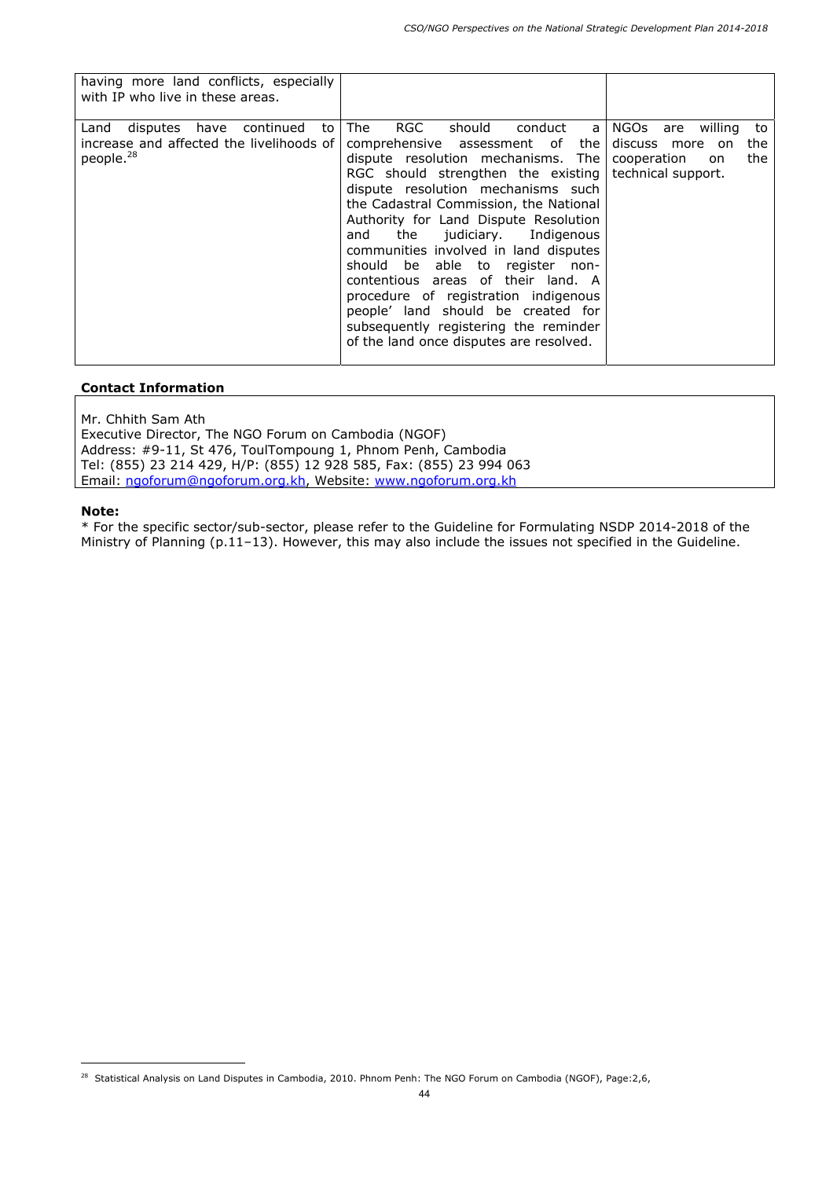| | | |
|---|---|---|
| having more land conflicts, especially with IP who live in these areas. | | |
| Land disputes have continued to increase and affected the livelihoods of people.[28] | The RGC should conduct a comprehensive assessment of the dispute resolution mechanisms. The RGC should strengthen the existing dispute resolution mechanisms such the Cadastral Commission, the National Authority for Land Dispute Resolution and the judiciary. Indigenous communities involved in land disputes should be able to register non-contentious areas of their land. A procedure of registration indigenous people' land should be created for subsequently registering the reminder of the land once disputes are resolved. | NGOs are willing to discuss more on the cooperation on the technical support. |

**Contact Information**

Mr. Chhith Sam Ath
Executive Director, The NGO Forum on Cambodia (NGOF)
Address: #9-11, St 476, ToulTompoung 1, Phnom Penh, Cambodia
Tel: (855) 23 214 429, H/P: (855) 12 928 585, Fax: (855) 23 994 063
Email: ngoforum@ngoforum.org.kh, Website: www.ngoforum.org.kh

**Note:**

* For the specific sector/sub-sector, please refer to the Guideline for Formulating NSDP 2014-2018 of the Ministry of Planning (p.11–13). However, this may also include the issues not specified in the Guideline.

[28] Statistical Analysis on Land Disputes in Cambodia, 2010. Phnom Penh: The NGO Forum on Cambodia (NGOF), Page:2,6,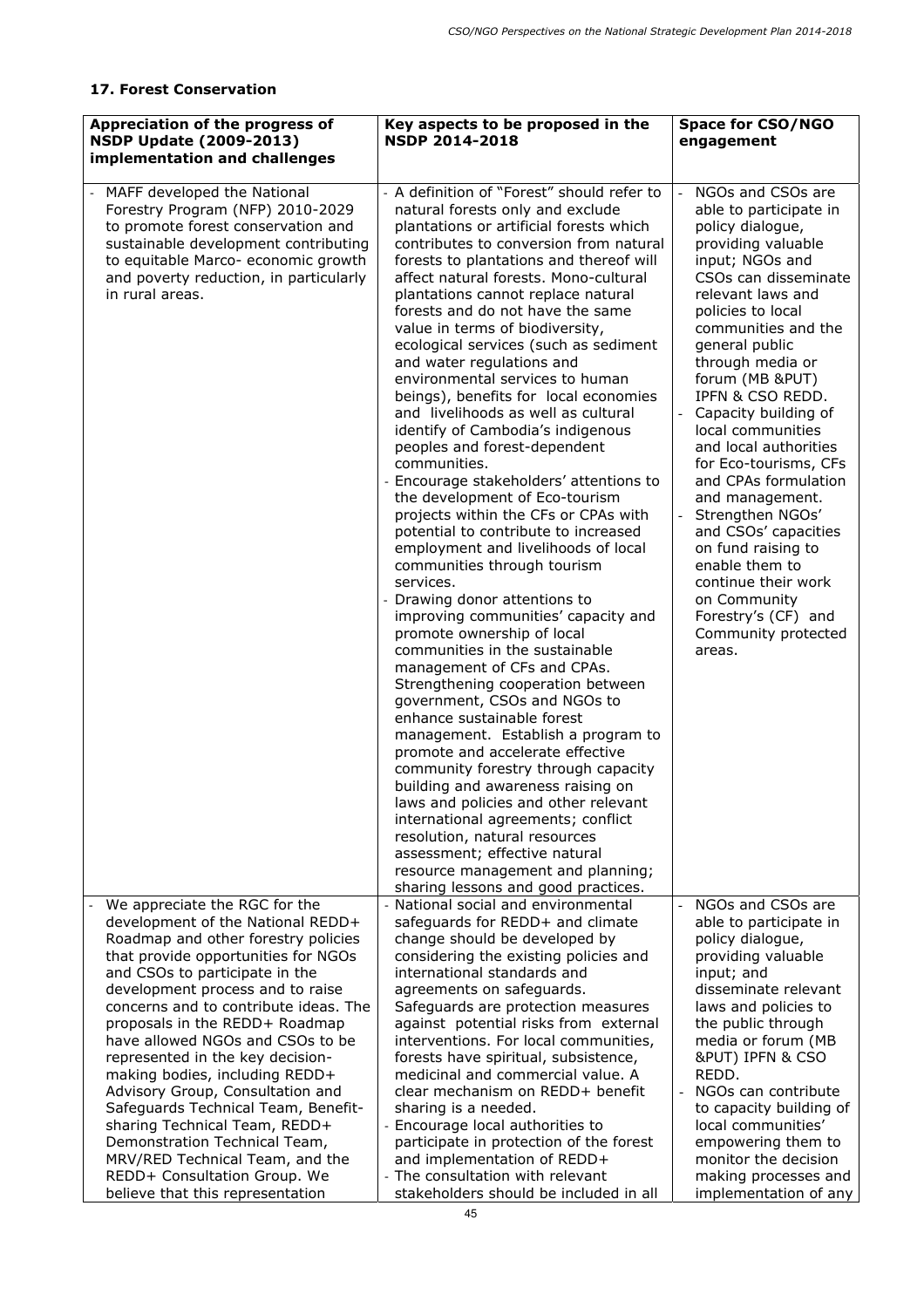## 17. Forest Conservation

| Appreciation of the progress of NSDP Update (2009-2013) implementation and challenges | Key aspects to be proposed in the NSDP 2014-2018 | Space for CSO/NGO engagement |
|---|---|---|
| - MAFF developed the National Forestry Program (NFP) 2010-2029 to promote forest conservation and sustainable development contributing to equitable Marco- economic growth and poverty reduction, in particularly in rural areas. | - A definition of "Forest" should refer to natural forests only and exclude plantations or artificial forests which contributes to conversion from natural forests to plantations and thereof will affect natural forests. Mono-cultural plantations cannot replace natural forests and do not have the same value in terms of biodiversity, ecological services (such as sediment and water regulations and environmental services to human beings), benefits for local economies and livelihoods as well as cultural identify of Cambodia's indigenous peoples and forest-dependent communities.<br>- Encourage stakeholders' attentions to the development of Eco-tourism projects within the CFs or CPAs with potential to contribute to increased employment and livelihoods of local communities through tourism services.<br>- Drawing donor attentions to improving communities' capacity and promote ownership of local communities in the sustainable management of CFs and CPAs. Strengthening cooperation between government, CSOs and NGOs to enhance sustainable forest management. Establish a program to promote and accelerate effective community forestry through capacity building and awareness raising on laws and policies and other relevant international agreements; conflict resolution, natural resources assessment; effective natural resource management and planning; sharing lessons and good practices. | - NGOs and CSOs are able to participate in policy dialogue, providing valuable input; NGOs and CSOs can disseminate relevant laws and policies to local communities and the general public through media or forum (MB &PUT) IPFN & CSO REDD.<br>- Capacity building of local communities and local authorities for Eco-tourisms, CFs and CPAs formulation and management.<br>- Strengthen NGOs' and CSOs' capacities on fund raising to enable them to continue their work on Community Forestry's (CF) and Community protected areas. |
| - We appreciate the RGC for the development of the National REDD+ Roadmap and other forestry policies that provide opportunities for NGOs and CSOs to participate in the development process and to raise concerns and to contribute ideas. The proposals in the REDD+ Roadmap have allowed NGOs and CSOs to be represented in the key decision-making bodies, including REDD+ Advisory Group, Consultation and Safeguards Technical Team, Benefit-sharing Technical Team, REDD+ Demonstration Technical Team, MRV/RED Technical Team, and the REDD+ Consultation Group. We believe that this representation | - National social and environmental safeguards for REDD+ and climate change should be developed by considering the existing policies and international standards and agreements on safeguards. Safeguards are protection measures against potential risks from external interventions. For local communities, forests have spiritual, subsistence, medicinal and commercial value. A clear mechanism on REDD+ benefit sharing is a needed.<br>- Encourage local authorities to participate in protection of the forest and implementation of REDD+<br>- The consultation with relevant stakeholders should be included in all | - NGOs and CSOs are able to participate in policy dialogue, providing valuable input; and disseminate relevant laws and policies to the public through media or forum (MB &PUT) IPFN & CSO REDD.<br>- NGOs can contribute to capacity building of local communities' empowering them to monitor the decision making processes and implementation of any |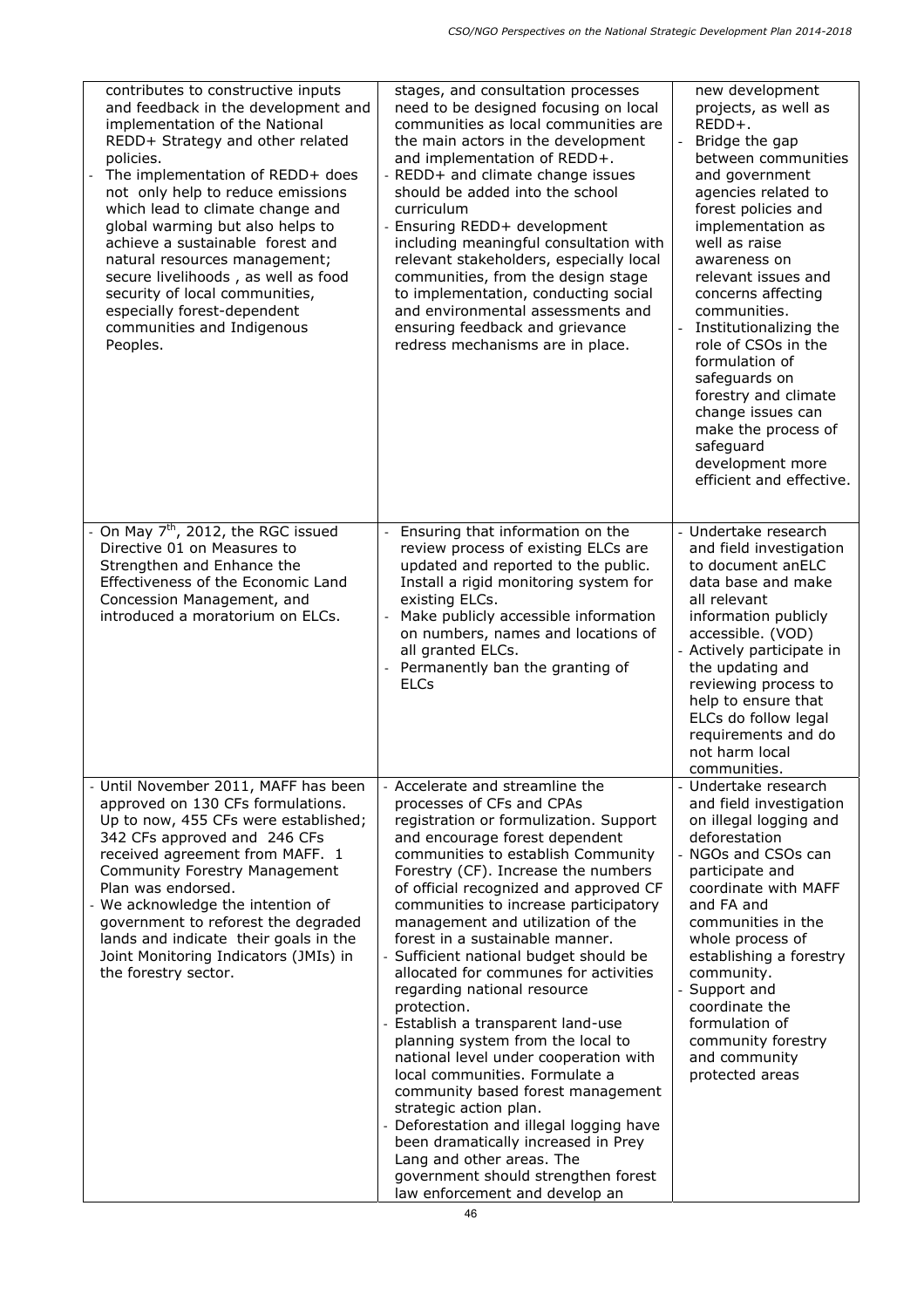| | | |
|---|---|---|
| contributes to constructive inputs and feedback in the development and implementation of the National REDD+ Strategy and other related policies.<br>- The implementation of REDD+ does not only help to reduce emissions which lead to climate change and global warming but also helps to achieve a sustainable forest and natural resources management; secure livelihoods , as well as food security of local communities, especially forest-dependent communities and Indigenous Peoples. | stages, and consultation processes need to be designed focusing on local communities as local communities are the main actors in the development and implementation of REDD+.<br>- REDD+ and climate change issues should be added into the school curriculum<br>- Ensuring REDD+ development including meaningful consultation with relevant stakeholders, especially local communities, from the design stage to implementation, conducting social and environmental assessments and ensuring feedback and grievance redress mechanisms are in place. | new development projects, as well as REDD+.<br>- Bridge the gap between communities and government agencies related to forest policies and implementation as well as raise awareness on relevant issues and concerns affecting communities.<br>- Institutionalizing the role of CSOs in the formulation of safeguards on forestry and climate change issues can make the process of safeguard development more efficient and effective. |
| - On May 7th, 2012, the RGC issued Directive 01 on Measures to Strengthen and Enhance the Effectiveness of the Economic Land Concession Management, and introduced a moratorium on ELCs. | - Ensuring that information on the review process of existing ELCs are updated and reported to the public. Install a rigid monitoring system for existing ELCs.<br>- Make publicly accessible information on numbers, names and locations of all granted ELCs.<br>- Permanently ban the granting of ELCs | - Undertake research and field investigation to document anELC data base and make all relevant information publicly accessible. (VOD)<br>- Actively participate in the updating and reviewing process to help to ensure that ELCs do follow legal requirements and do not harm local communities. |
| - Until November 2011, MAFF has been approved on 130 CFs formulations. Up to now, 455 CFs were established; 342 CFs approved and 246 CFs received agreement from MAFF. 1 Community Forestry Management Plan was endorsed.<br>- We acknowledge the intention of government to reforest the degraded lands and indicate their goals in the Joint Monitoring Indicators (JMIs) in the forestry sector. | - Accelerate and streamline the processes of CFs and CPAs registration or formulization. Support and encourage forest dependent communities to establish Community Forestry (CF). Increase the numbers of official recognized and approved CF communities to increase participatory management and utilization of the forest in a sustainable manner.<br>- Sufficient national budget should be allocated for communes for activities regarding national resource protection.<br>- Establish a transparent land-use planning system from the local to national level under cooperation with local communities. Formulate a community based forest management strategic action plan.<br>- Deforestation and illegal logging have been dramatically increased in Prey Lang and other areas. The government should strengthen forest law enforcement and develop an | - Undertake research and field investigation on illegal logging and deforestation<br>- NGOs and CSOs can participate and coordinate with MAFF and FA and communities in the whole process of establishing a forestry community.<br>- Support and coordinate the formulation of community forestry and community protected areas |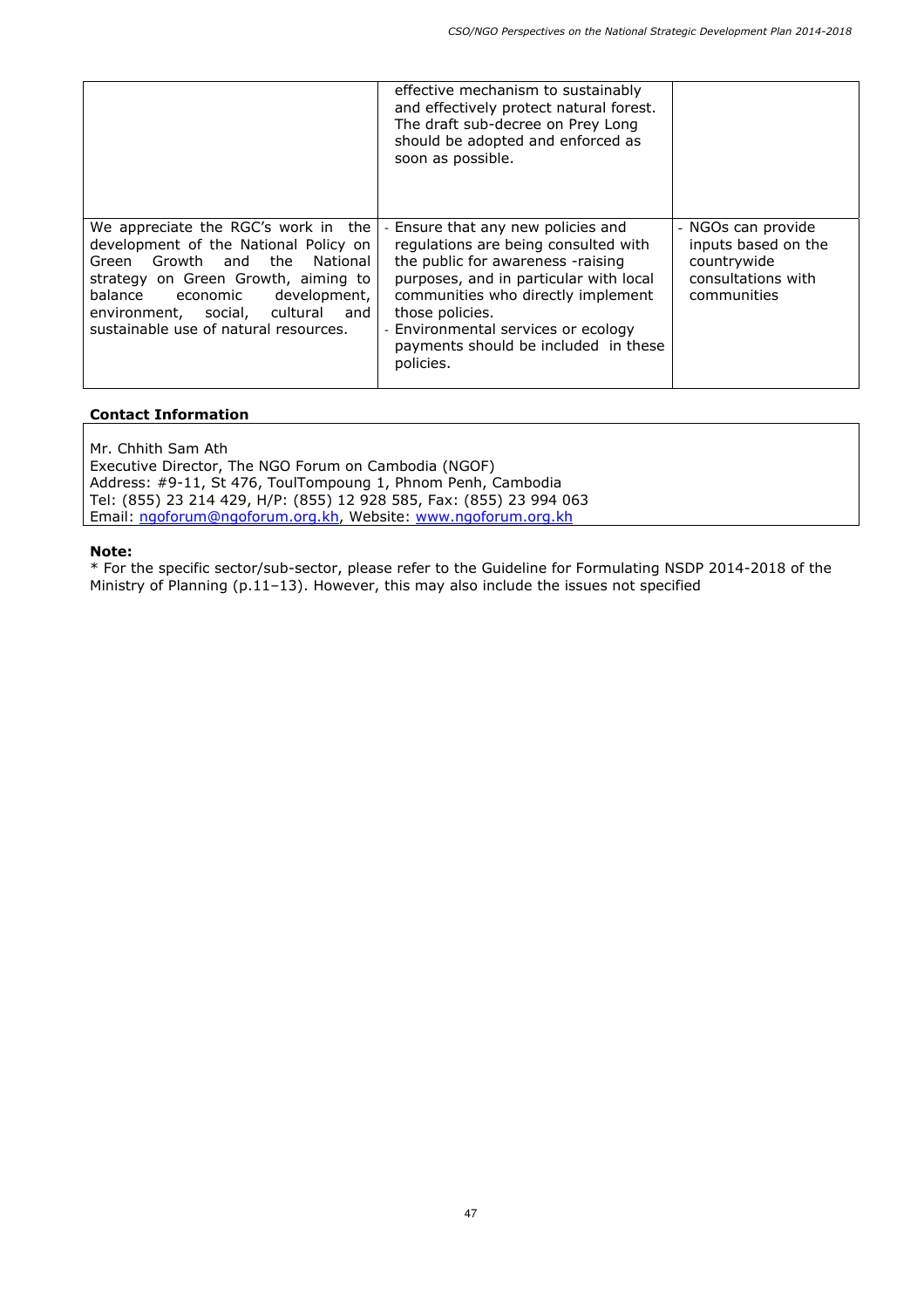| | | |
|---|---|---|
| | effective mechanism to sustainably and effectively protect natural forest. The draft sub-decree on Prey Long should be adopted and enforced as soon as possible. | |
| We appreciate the RGC's work in the development of the National Policy on Green Growth and the National strategy on Green Growth, aiming to balance economic development, environment, social, cultural and sustainable use of natural resources. | - Ensure that any new policies and regulations are being consulted with the public for awareness -raising purposes, and in particular with local communities who directly implement those policies.<br>- Environmental services or ecology payments should be included in these policies. | - NGOs can provide inputs based on the countrywide consultations with communities |

**Contact Information**

Mr. Chhith Sam Ath
Executive Director, The NGO Forum on Cambodia (NGOF)
Address: #9-11, St 476, ToulTompoung 1, Phnom Penh, Cambodia
Tel: (855) 23 214 429, H/P: (855) 12 928 585, Fax: (855) 23 994 063
Email: ngoforum@ngoforum.org.kh, Website: www.ngoforum.org.kh

**Note:**
* For the specific sector/sub-sector, please refer to the Guideline for Formulating NSDP 2014-2018 of the Ministry of Planning (p.11–13). However, this may also include the issues not specified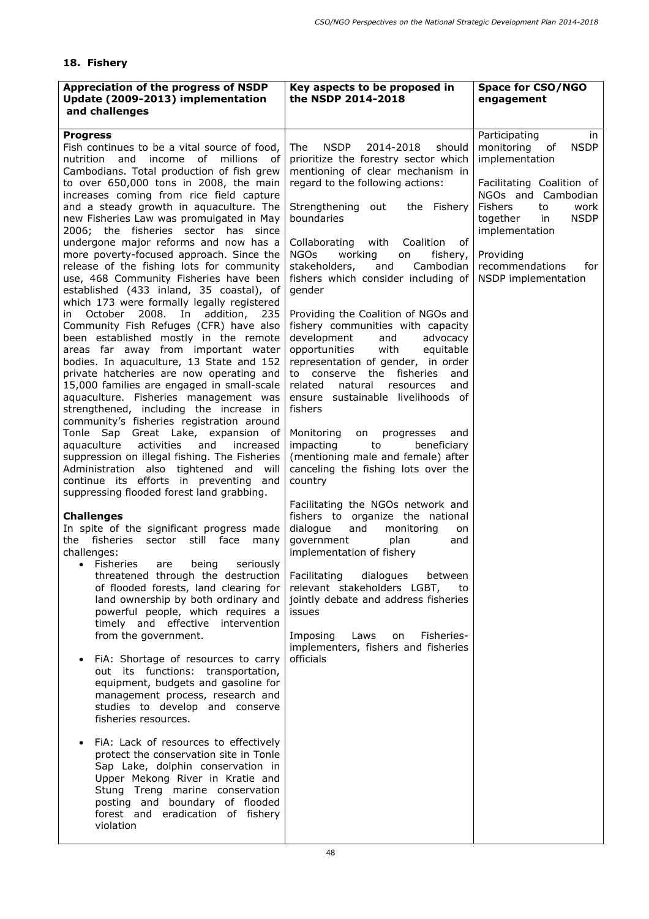## 18. Fishery

| Appreciation of the progress of NSDP Update (2009-2013) implementation and challenges | Key aspects to be proposed in the NSDP 2014-2018 | Space for CSO/NGO engagement |
|---|---|---|
| **Progress**<br>Fish continues to be a vital source of food, nutrition and income of millions of Cambodians. Total production of fish grew to over 650,000 tons in 2008, the main increases coming from rice field capture and a steady growth in aquaculture. The new Fisheries Law was promulgated in May 2006; the fisheries sector has since undergone major reforms and now has a more poverty-focused approach. Since the release of the fishing lots for community use, 468 Community Fisheries have been established (433 inland, 35 coastal), of which 173 were formally legally registered in October 2008. In addition, 235 Community Fish Refuges (CFR) have also been established mostly in the remote areas far away from important water bodies. In aquaculture, 13 State and 152 private hatcheries are now operating and 15,000 families are engaged in small-scale aquaculture. Fisheries management was strengthened, including the increase in community's fisheries registration around Tonle Sap Great Lake, expansion of aquaculture activities and increased suppression on illegal fishing. The Fisheries Administration also tightened and will continue its efforts in preventing and suppressing flooded forest land grabbing.<br><br>**Challenges**<br>In spite of the significant progress made the fisheries sector still face many challenges:<br>• Fisheries are being seriously threatened through the destruction of flooded forests, land clearing for land ownership by both ordinary and powerful people, which requires a timely and effective intervention from the government.<br>• FiA: Shortage of resources to carry out its functions: transportation, equipment, budgets and gasoline for management process, research and studies to develop and conserve fisheries resources.<br>• FiA: Lack of resources to effectively protect the conservation site in Tonle Sap Lake, dolphin conservation in Upper Mekong River in Kratie and Stung Treng marine conservation posting and boundary of flooded forest and eradication of fishery violation | The NSDP 2014-2018 should prioritize the forestry sector which mentioning of clear mechanism in regard to the following actions:<br><br>Strengthening out the Fishery boundaries<br><br>Collaborating with Coalition of NGOs working on fishery, stakeholders, and Cambodian fishers which consider including of gender<br><br>Providing the Coalition of NGOs and fishery communities with capacity development and advocacy opportunities with equitable representation of gender, in order to conserve the fisheries and related natural resources and ensure sustainable livelihoods of fishers<br><br>Monitoring on progresses and impacting to beneficiary (mentioning male and female) after canceling the fishing lots over the country<br><br>Facilitating the NGOs network and fishers to organize the national dialogue and monitoring on government plan and implementation of fishery<br><br>Facilitating dialogues between relevant stakeholders LGBT, to jointly debate and address fisheries issues<br><br>Imposing Laws on Fisheries-implementers, fishers and fisheries officials | Participating in monitoring of NSDP implementation<br><br>Facilitating Coalition of NGOs and Cambodian Fishers to work together in NSDP implementation<br><br>Providing recommendations for NSDP implementation |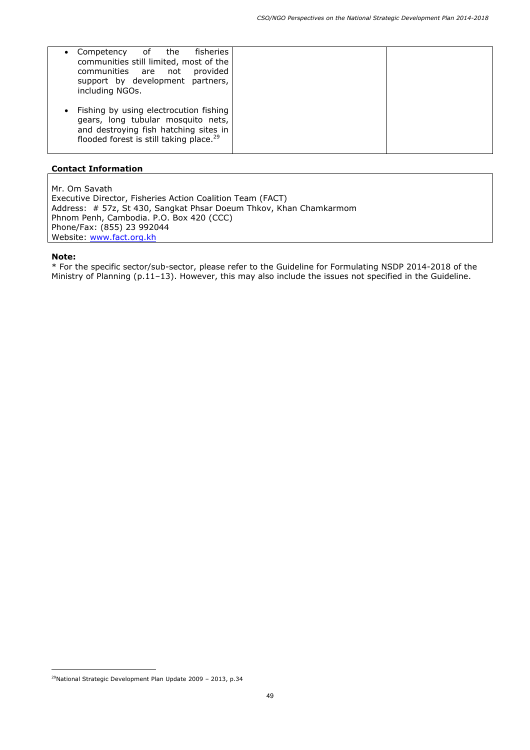| | | |
|---|---|---|
| • Competency of the fisheries communities still limited, most of the communities are not provided support by development partners, including NGOs.<br><br>• Fishing by using electrocution fishing gears, long tubular mosquito nets, and destroying fish hatching sites in flooded forest is still taking place.[29] | | |

**Contact Information**

Mr. Om Savath
Executive Director, Fisheries Action Coalition Team (FACT)
Address: # 57z, St 430, Sangkat Phsar Doeum Thkov, Khan Chamkarmom
Phnom Penh, Cambodia. P.O. Box 420 (CCC)
Phone/Fax: (855) 23 992044
Website: [www.fact.org.kh](http://www.fact.org.kh)

**Note:**

* For the specific sector/sub-sector, please refer to the Guideline for Formulating NSDP 2014-2018 of the Ministry of Planning (p.11–13). However, this may also include the issues not specified in the Guideline.

---

[29] National Strategic Development Plan Update 2009 – 2013, p.34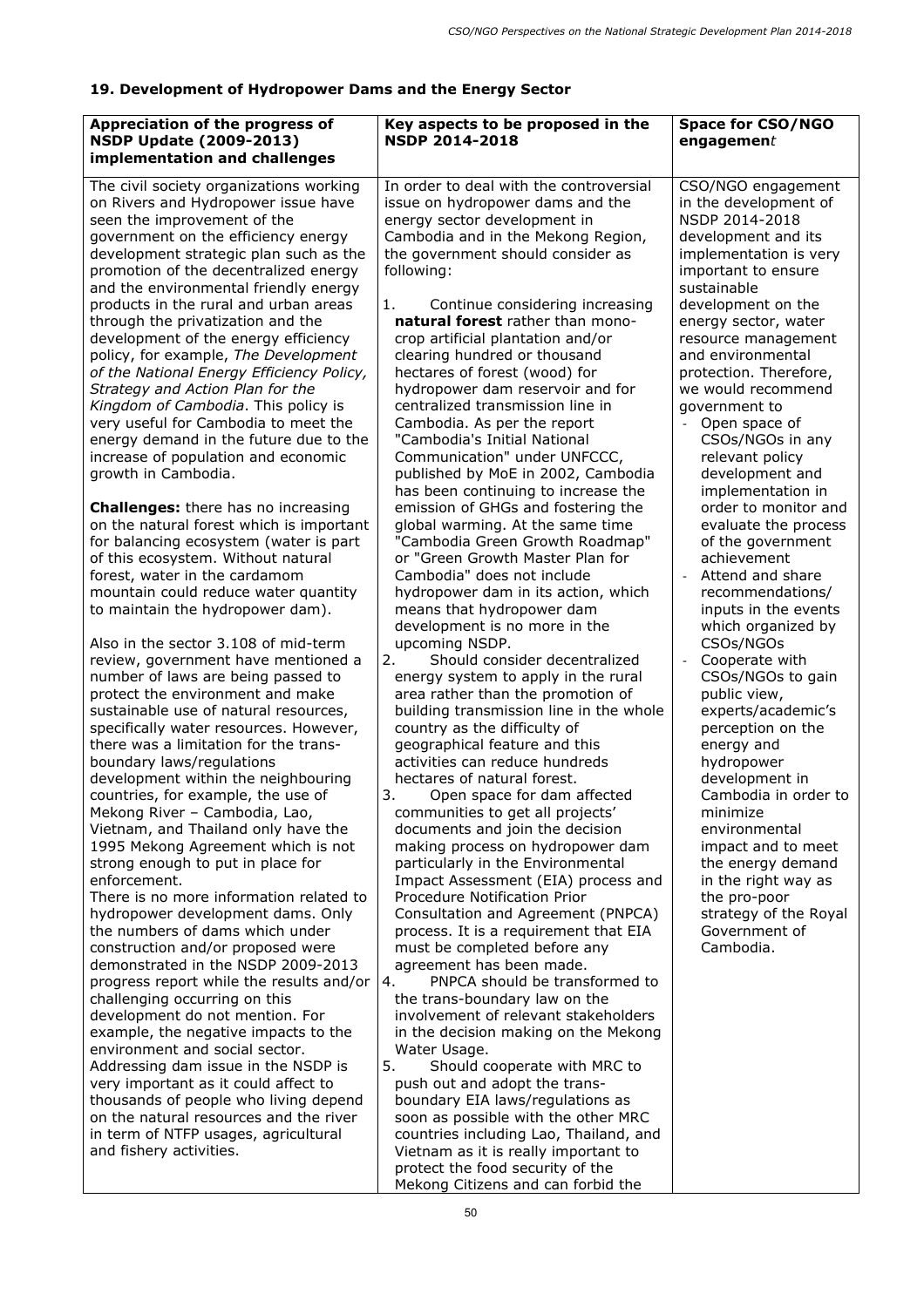## 19. Development of Hydropower Dams and the Energy Sector

| Appreciation of the progress of NSDP Update (2009-2013) implementation and challenges | Key aspects to be proposed in the NSDP 2014-2018 | Space for CSO/NGO engagement |
|---|---|---|
| The civil society organizations working on Rivers and Hydropower issue have seen the improvement of the government on the efficiency energy development strategic plan such as the promotion of the decentralized energy and the environmental friendly energy products in the rural and urban areas through the privatization and the development of the energy efficiency policy, for example, *The Development of the National Energy Efficiency Policy, Strategy and Action Plan for the Kingdom of Cambodia*. This policy is very useful for Cambodia to meet the energy demand in the future due to the increase of population and economic growth in Cambodia.<br><br>**Challenges:** there has no increasing on the natural forest which is important for balancing ecosystem (water is part of this ecosystem. Without natural forest, water in the cardamom mountain could reduce water quantity to maintain the hydropower dam).<br><br>Also in the sector 3.108 of mid-term review, government have mentioned a number of laws are being passed to protect the environment and make sustainable use of natural resources, specifically water resources. However, there was a limitation for the trans-boundary laws/regulations development within the neighbouring countries, for example, the use of Mekong River – Cambodia, Lao, Vietnam, and Thailand only have the 1995 Mekong Agreement which is not strong enough to put in place for enforcement.<br>There is no more information related to hydropower development dams. Only the numbers of dams which under construction and/or proposed were demonstrated in the NSDP 2009-2013 progress report while the results and/or challenging occurring on this development do not mention. For example, the negative impacts to the environment and social sector.<br>Addressing dam issue in the NSDP is very important as it could affect to thousands of people who living depend on the natural resources and the river in term of NTFP usages, agricultural and fishery activities. | In order to deal with the controversial issue on hydropower dams and the energy sector development in Cambodia and in the Mekong Region, the government should consider as following:<br><br>1. Continue considering increasing **natural forest** rather than mono-crop artificial plantation and/or clearing hundred or thousand hectares of forest (wood) for hydropower dam reservoir and for centralized transmission line in Cambodia. As per the report "Cambodia's Initial National Communication" under UNFCCC, published by MoE in 2002, Cambodia has been continuing to increase the emission of GHGs and fostering the global warming. At the same time "Cambodia Green Growth Roadmap" or "Green Growth Master Plan for Cambodia" does not include hydropower dam in its action, which means that hydropower dam development is no more in the upcoming NSDP.<br>2. Should consider decentralized energy system to apply in the rural area rather than the promotion of building transmission line in the whole country as the difficulty of geographical feature and this activities can reduce hundreds hectares of natural forest.<br>3. Open space for dam affected communities to get all projects' documents and join the decision making process on hydropower dam particularly in the Environmental Impact Assessment (EIA) process and Procedure Notification Prior Consultation and Agreement (PNPCA) process. It is a requirement that EIA must be completed before any agreement has been made.<br>4. PNPCA should be transformed to the trans-boundary law on the involvement of relevant stakeholders in the decision making on the Mekong Water Usage.<br>5. Should cooperate with MRC to push out and adopt the trans-boundary EIA laws/regulations as soon as possible with the other MRC countries including Lao, Thailand, and Vietnam as it is really important to protect the food security of the Mekong Citizens and can forbid the | CSO/NGO engagement in the development of NSDP 2014-2018 development and its implementation is very important to ensure sustainable development on the energy sector, water resource management and environmental protection. Therefore, we would recommend government to<br>- Open space of CSOs/NGOs in any relevant policy development and implementation in order to monitor and evaluate the process of the government achievement<br>- Attend and share recommendations/ inputs in the events which organized by CSOs/NGOs<br>- Cooperate with CSOs/NGOs to gain public view, experts/academic's perception on the energy and hydropower development in Cambodia in order to minimize environmental impact and to meet the energy demand in the right way as the pro-poor strategy of the Royal Government of Cambodia. |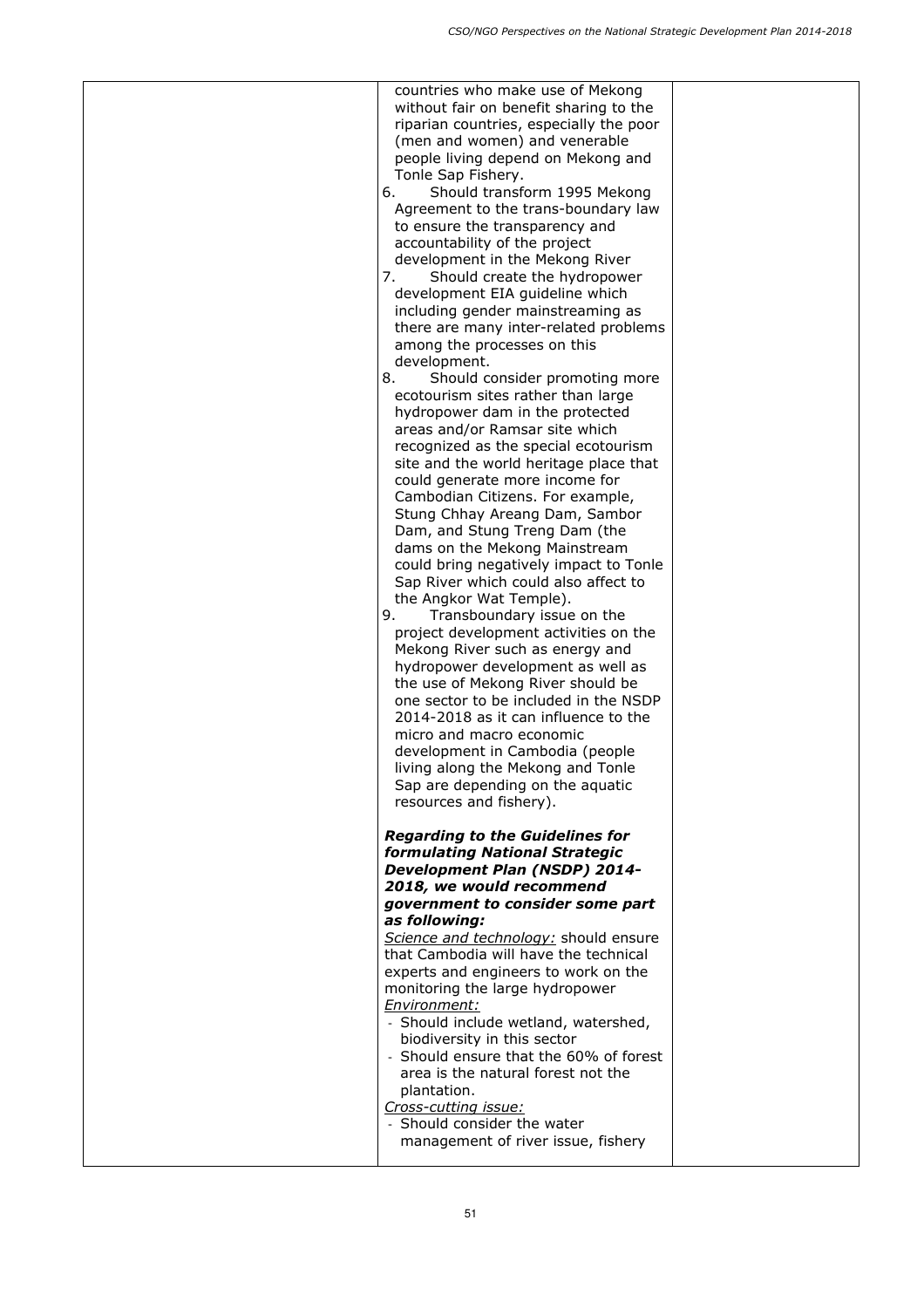| | | |
|---|---|---|
| | countries who make use of Mekong without fair on benefit sharing to the riparian countries, especially the poor (men and women) and venerable people living depend on Mekong and Tonle Sap Fishery.<br>6. Should transform 1995 Mekong Agreement to the trans-boundary law to ensure the transparency and accountability of the project development in the Mekong River<br>7. Should create the hydropower development EIA guideline which including gender mainstreaming as there are many inter-related problems among the processes on this development.<br>8. Should consider promoting more ecotourism sites rather than large hydropower dam in the protected areas and/or Ramsar site which recognized as the special ecotourism site and the world heritage place that could generate more income for Cambodian Citizens. For example, Stung Chhay Areang Dam, Sambor Dam, and Stung Treng Dam (the dams on the Mekong Mainstream could bring negatively impact to Tonle Sap River which could also affect to the Angkor Wat Temple).<br>9. Transboundary issue on the project development activities on the Mekong River such as energy and hydropower development as well as the use of Mekong River should be one sector to be included in the NSDP 2014-2018 as it can influence to the micro and macro economic development in Cambodia (people living along the Mekong and Tonle Sap are depending on the aquatic resources and fishery).<br><br>***Regarding to the Guidelines for formulating National Strategic Development Plan (NSDP) 2014-2018, we would recommend government to consider some part as following:***<br>*Science and technology:* should ensure that Cambodia will have the technical experts and engineers to work on the monitoring the large hydropower<br>*Environment:*<br>- Should include wetland, watershed, biodiversity in this sector<br>- Should ensure that the 60% of forest area is the natural forest not the plantation.<br>*Cross-cutting issue:*<br>- Should consider the water management of river issue, fishery | |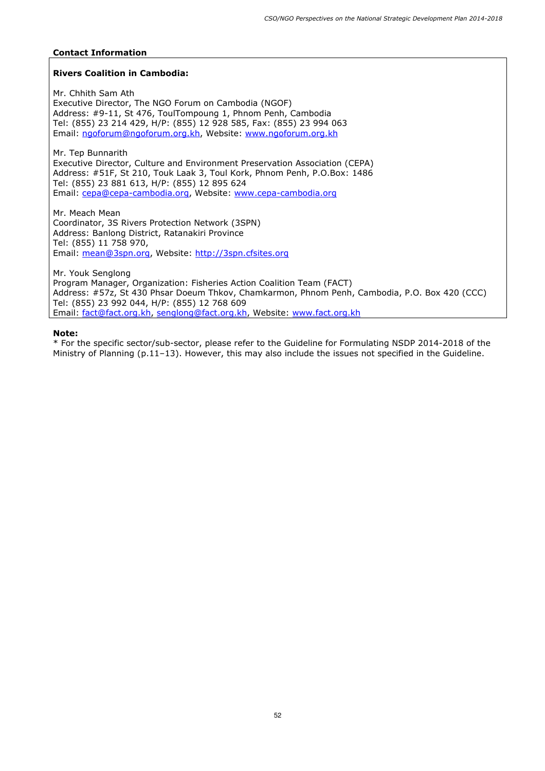**Contact Information**

**Rivers Coalition in Cambodia:**

Mr. Chhith Sam Ath
Executive Director, The NGO Forum on Cambodia (NGOF)
Address: #9-11, St 476, ToulTompoung 1, Phnom Penh, Cambodia
Tel: (855) 23 214 429, H/P: (855) 12 928 585, Fax: (855) 23 994 063
Email: ngoforum@ngoforum.org.kh, Website: www.ngoforum.org.kh

Mr. Tep Bunnarith
Executive Director, Culture and Environment Preservation Association (CEPA)
Address: #51F, St 210, Touk Laak 3, Toul Kork, Phnom Penh, P.O.Box: 1486
Tel: (855) 23 881 613, H/P: (855) 12 895 624
Email: cepa@cepa-cambodia.org, Website: www.cepa-cambodia.org

Mr. Meach Mean
Coordinator, 3S Rivers Protection Network (3SPN)
Address: Banlong District, Ratanakiri Province
Tel: (855) 11 758 970,
Email: mean@3spn.org, Website: http://3spn.cfsites.org

Mr. Youk Senglong
Program Manager, Organization: Fisheries Action Coalition Team (FACT)
Address: #57z, St 430 Phsar Doeum Thkov, Chamkarmon, Phnom Penh, Cambodia, P.O. Box 420 (CCC)
Tel: (855) 23 992 044, H/P: (855) 12 768 609
Email: fact@fact.org.kh, senglong@fact.org.kh, Website: www.fact.org.kh

**Note:**
* For the specific sector/sub-sector, please refer to the Guideline for Formulating NSDP 2014-2018 of the Ministry of Planning (p.11–13). However, this may also include the issues not specified in the Guideline.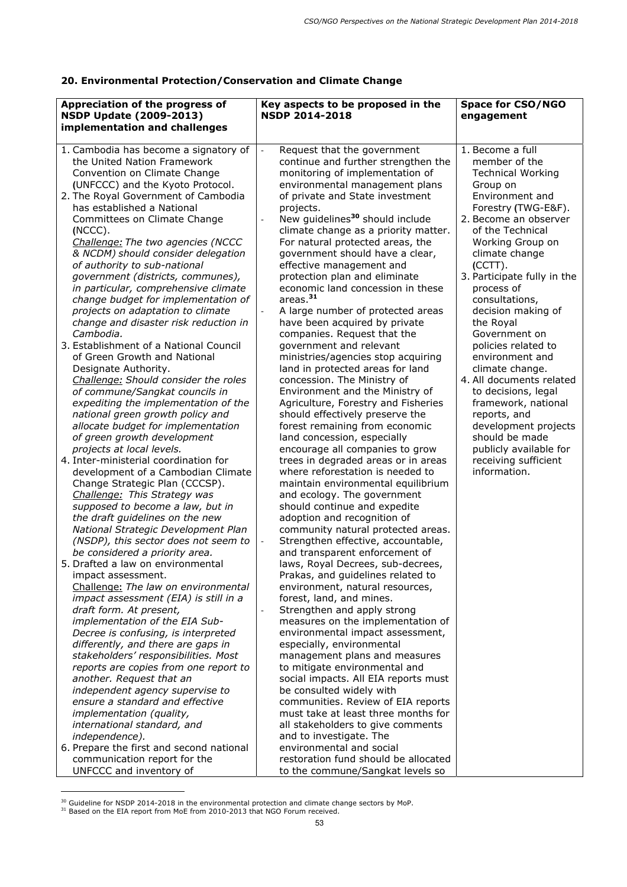## 20. Environmental Protection/Conservation and Climate Change

| Appreciation of the progress of NSDP Update (2009-2013) implementation and challenges | Key aspects to be proposed in the NSDP 2014-2018 | Space for CSO/NGO engagement |
|---|---|---|
| 1. Cambodia has become a signatory of the United Nation Framework Convention on Climate Change (UNFCCC) and the Kyoto Protocol.<br>2. The Royal Government of Cambodia has established a National Committees on Climate Change (NCCC).<br>*Challenge: The two agencies (NCCC & NCDM) should consider delegation of authority to sub-national government (districts, communes), in particular, comprehensive climate change budget for implementation of projects on adaptation to climate change and disaster risk reduction in Cambodia.*<br>3. Establishment of a National Council of Green Growth and National Designate Authority.<br>*Challenge: Should consider the roles of commune/Sangkat councils in expediting the implementation of the national green growth policy and allocate budget for implementation of green growth development projects at local levels.*<br>4. Inter-ministerial coordination for development of a Cambodian Climate Change Strategic Plan (CCCSP).<br>*Challenge: This Strategy was supposed to become a law, but in the draft guidelines on the new National Strategic Development Plan (NSDP), this sector does not seem to be considered a priority area.*<br>5. Drafted a law on environmental impact assessment.<br>Challenge: *The law on environmental impact assessment (EIA) is still in a draft form. At present, implementation of the EIA Sub-Decree is confusing, is interpreted differently, and there are gaps in stakeholders' responsibilities. Most reports are copies from one report to another. Request that an independent agency supervise to ensure a standard and effective implementation (quality, international standard, and independence).*<br>6. Prepare the first and second national communication report for the UNFCCC and inventory of | - Request that the government continue and further strengthen the monitoring of implementation of environmental management plans of private and State investment projects.<br>- New guidelines[30] should include climate change as a priority matter. For natural protected areas, the government should have a clear, effective management and protection plan and eliminate economic land concession in these areas.[31]<br>- A large number of protected areas have been acquired by private companies. Request that the government and relevant ministries/agencies stop acquiring land in protected areas for land concession. The Ministry of Environment and the Ministry of Agriculture, Forestry and Fisheries should effectively preserve the forest remaining from economic land concession, especially encourage all companies to grow trees in degraded areas or in areas where reforestation is needed to maintain environmental equilibrium and ecology. The government should continue and expedite adoption and recognition of community natural protected areas.<br>- Strengthen effective, accountable, and transparent enforcement of laws, Royal Decrees, sub-decrees, Prakas, and guidelines related to environment, natural resources, forest, land, and mines.<br>- Strengthen and apply strong measures on the implementation of environmental impact assessment, especially, environmental management plans and measures to mitigate environmental and social impacts. All EIA reports must be consulted widely with communities. Review of EIA reports must take at least three months for all stakeholders to give comments and to investigate. The environmental and social restoration fund should be allocated to the commune/Sangkat levels so | 1. Become a full member of the Technical Working Group on Environment and Forestry (TWG-E&F).<br>2. Become an observer of the Technical Working Group on climate change (CCTT).<br>3. Participate fully in the process of consultations, decision making of the Royal Government on policies related to environment and climate change.<br>4. All documents related to decisions, legal framework, national reports, and development projects should be made publicly available for receiving sufficient information. |

[30] Guideline for NSDP 2014-2018 in the environmental protection and climate change sectors by MoP.

[31] Based on the EIA report from MoE from 2010-2013 that NGO Forum received.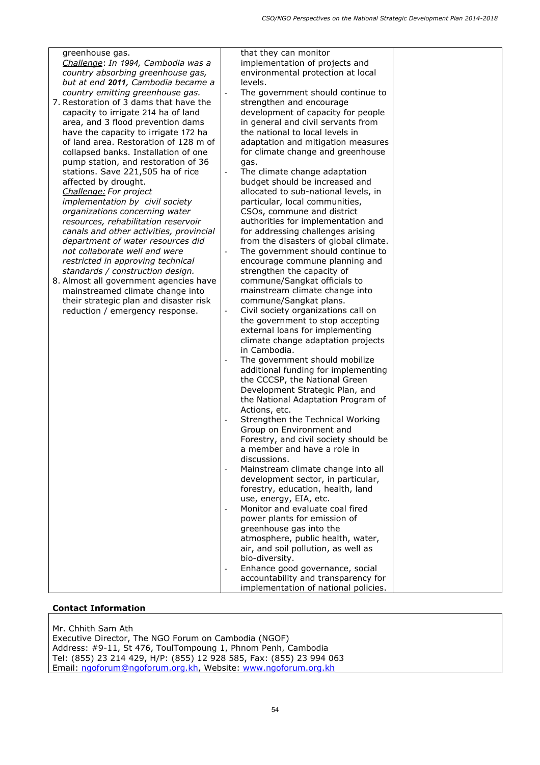| | | |
|---|---|---|
| greenhouse gas.<br>*Challenge: In 1994, Cambodia was a country absorbing greenhouse gas, but at end **2011**, Cambodia became a country emitting greenhouse gas.*<br>7. Restoration of 3 dams that have the capacity to irrigate 214 ha of land area, and 3 flood prevention dams have the capacity to irrigate 172 ha of land area. Restoration of 128 m of collapsed banks. Installation of one pump station, and restoration of 36 stations. Save 221,505 ha of rice affected by drought.<br>*Challenge: For project implementation by civil society organizations concerning water resources, rehabilitation reservoir canals and other activities, provincial department of water resources did not collaborate well and were restricted in approving technical standards / construction design.*<br>8. Almost all government agencies have mainstreamed climate change into their strategic plan and disaster risk reduction / emergency response. | that they can monitor implementation of projects and environmental protection at local levels.<br>- The government should continue to strengthen and encourage development of capacity for people in general and civil servants from the national to local levels in adaptation and mitigation measures for climate change and greenhouse gas.<br>- The climate change adaptation budget should be increased and allocated to sub-national levels, in particular, local communities, CSOs, commune and district authorities for implementation and for addressing challenges arising from the disasters of global climate.<br>- The government should continue to encourage commune planning and strengthen the capacity of commune/Sangkat officials to mainstream climate change into commune/Sangkat plans.<br>- Civil society organizations call on the government to stop accepting external loans for implementing climate change adaptation projects in Cambodia.<br>- The government should mobilize additional funding for implementing the CCCSP, the National Green Development Strategic Plan, and the National Adaptation Program of Actions, etc.<br>- Strengthen the Technical Working Group on Environment and Forestry, and civil society should be a member and have a role in discussions.<br>- Mainstream climate change into all development sector, in particular, forestry, education, health, land use, energy, EIA, etc.<br>- Monitor and evaluate coal fired power plants for emission of greenhouse gas into the atmosphere, public health, water, air, and soil pollution, as well as bio-diversity.<br>- Enhance good governance, social accountability and transparency for implementation of national policies. | |

**Contact Information**

Mr. Chhith Sam Ath
Executive Director, The NGO Forum on Cambodia (NGOF)
Address: #9-11, St 476, ToulTompoung 1, Phnom Penh, Cambodia
Tel: (855) 23 214 429, H/P: (855) 12 928 585, Fax: (855) 23 994 063
Email: ngoforum@ngoforum.org.kh, Website: www.ngoforum.org.kh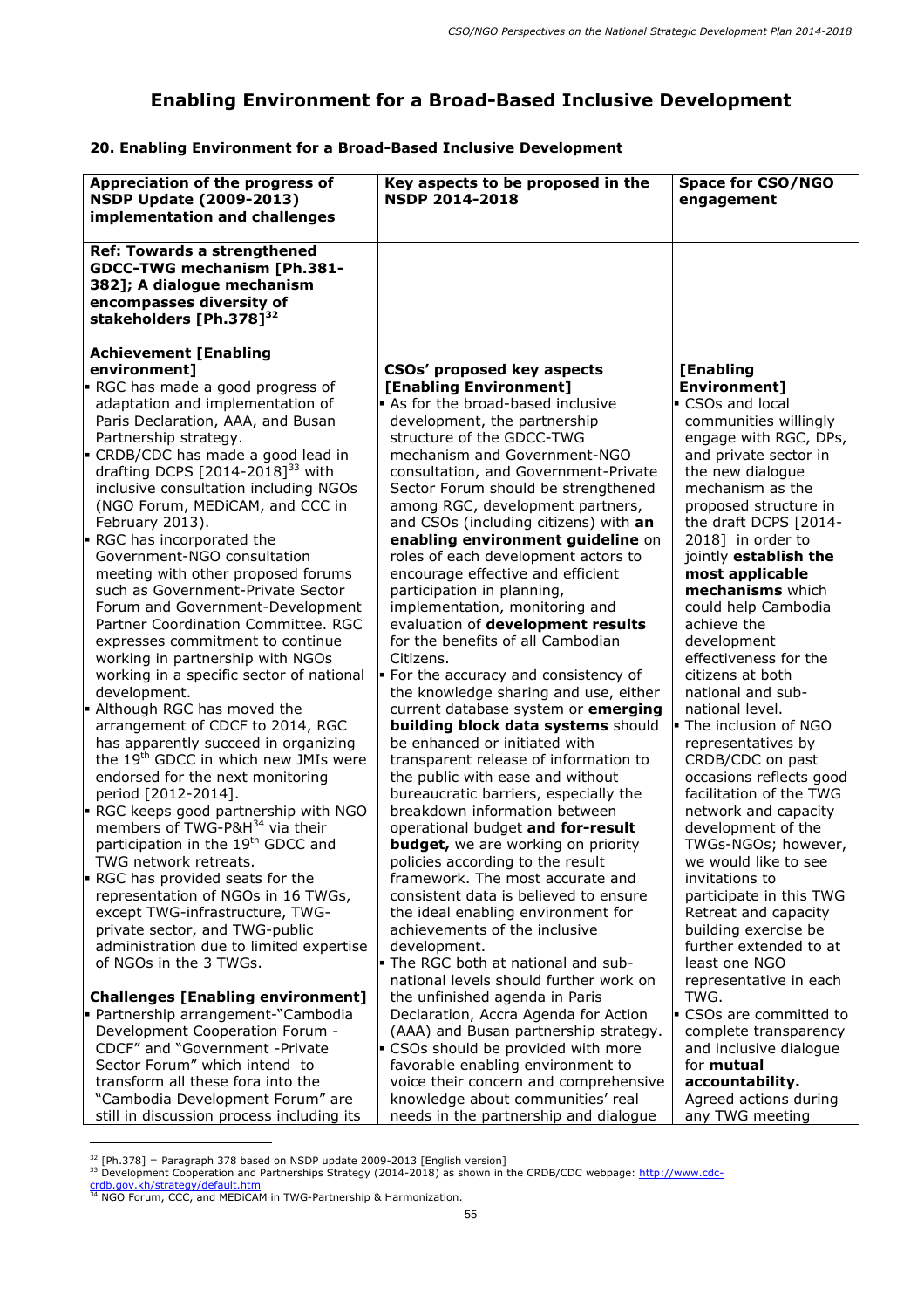# Enabling Environment for a Broad-Based Inclusive Development

**20. Enabling Environment for a Broad-Based Inclusive Development**

| Appreciation of the progress of NSDP Update (2009-2013) implementation and challenges | Key aspects to be proposed in the NSDP 2014-2018 | Space for CSO/NGO engagement |
|---|---|---|
| **Ref: Towards a strengthened GDCC-TWG mechanism [Ph.381-382]; A dialogue mechanism encompasses diversity of stakeholders [Ph.378][32]** | | |
| **Achievement [Enabling environment]**<br>▪ RGC has made a good progress of adaptation and implementation of Paris Declaration, AAA, and Busan Partnership strategy.<br>▪ CRDB/CDC has made a good lead in drafting DCPS [2014-2018][33] with inclusive consultation including NGOs (NGO Forum, MEDiCAM, and CCC in February 2013).<br>▪ RGC has incorporated the Government-NGO consultation meeting with other proposed forums such as Government-Private Sector Forum and Government-Development Partner Coordination Committee. RGC expresses commitment to continue working in partnership with NGOs working in a specific sector of national development.<br>▪ Although RGC has moved the arrangement of CDCF to 2014, RGC has apparently succeed in organizing the 19th GDCC in which new JMIs were endorsed for the next monitoring period [2012-2014].<br>▪ RGC keeps good partnership with NGO members of TWG-P&H[34] via their participation in the 19th GDCC and TWG network retreats.<br>▪ RGC has provided seats for the representation of NGOs in 16 TWGs, except TWG-infrastructure, TWG-private sector, and TWG-public administration due to limited expertise of NGOs in the 3 TWGs.<br><br>**Challenges [Enabling environment]**<br>▪ Partnership arrangement-"Cambodia Development Cooperation Forum - CDCF" and "Government -Private Sector Forum" which intend to transform all these fora into the "Cambodia Development Forum" are still in discussion process including its | **CSOs' proposed key aspects [Enabling Environment]**<br>▪ As for the broad-based inclusive development, the partnership structure of the GDCC-TWG mechanism and Government-NGO consultation, and Government-Private Sector Forum should be strengthened among RGC, development partners, and CSOs (including citizens) with **an enabling environment guideline** on roles of each development actors to encourage effective and efficient participation in planning, implementation, monitoring and evaluation of **development results** for the benefits of all Cambodian Citizens.<br>▪ For the accuracy and consistency of the knowledge sharing and use, either current database system or **emerging building block data systems** should be enhanced or initiated with transparent release of information to the public with ease and without bureaucratic barriers, especially the breakdown information between operational budget **and for-result budget,** we are working on priority policies according to the result framework. The most accurate and consistent data is believed to ensure the ideal enabling environment for achievements of the inclusive development.<br>▪ The RGC both at national and sub-national levels should further work on the unfinished agenda in Paris Declaration, Accra Agenda for Action (AAA) and Busan partnership strategy.<br>▪ CSOs should be provided with more favorable enabling environment to voice their concern and comprehensive knowledge about communities' real needs in the partnership and dialogue | **[Enabling Environment]**<br>▪ CSOs and local communities willingly engage with RGC, DPs, and private sector in the new dialogue mechanism as the proposed structure in the draft DCPS [2014-2018] in order to jointly **establish the most applicable mechanisms** which could help Cambodia achieve the development effectiveness for the citizens at both national and sub-national level.<br>▪ The inclusion of NGO representatives by CRDB/CDC on past occasions reflects good facilitation of the TWG network and capacity development of the TWGs-NGOs; however, we would like to see invitations to participate in this TWG Retreat and capacity building exercise be further extended to at least one NGO representative in each TWG.<br>▪ CSOs are committed to complete transparency and inclusive dialogue for **mutual accountability.** Agreed actions during any TWG meeting |

[32] [Ph.378] = Paragraph 378 based on NSDP update 2009-2013 [English version]

[33] Development Cooperation and Partnerships Strategy (2014-2018) as shown in the CRDB/CDC webpage: http://www.cdc-crdb.gov.kh/strategy/default.htm

[34] NGO Forum, CCC, and MEDiCAM in TWG-Partnership & Harmonization.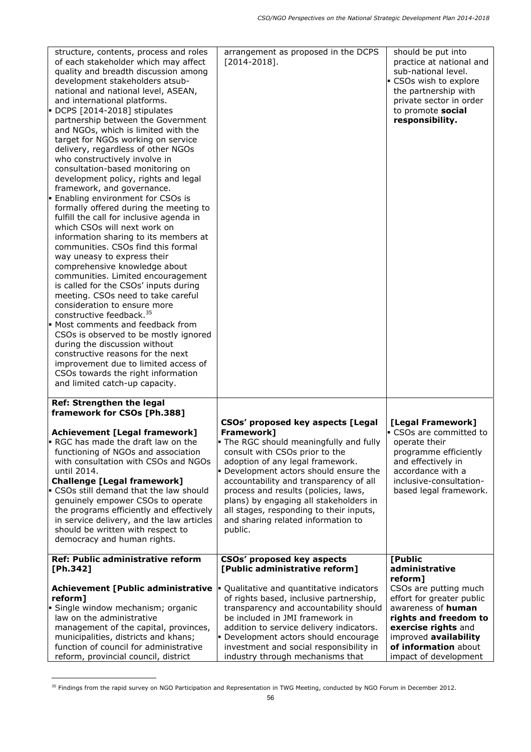| | | |
|---|---|---|
| structure, contents, process and roles of each stakeholder which may affect quality and breadth discussion among development stakeholders atsub-national and national level, ASEAN, and international platforms.<br>▪ DCPS [2014-2018] stipulates partnership between the Government and NGOs, which is limited with the target for NGOs working on service delivery, regardless of other NGOs who constructively involve in consultation-based monitoring on development policy, rights and legal framework, and governance.<br>▪ Enabling environment for CSOs is formally offered during the meeting to fulfill the call for inclusive agenda in which CSOs will next work on information sharing to its members at communities. CSOs find this formal way uneasy to express their comprehensive knowledge about communities. Limited encouragement is called for the CSOs' inputs during meeting. CSOs need to take careful consideration to ensure more constructive feedback.[35]<br>▪ Most comments and feedback from CSOs is observed to be mostly ignored during the discussion without constructive reasons for the next improvement due to limited access of CSOs towards the right information and limited catch-up capacity. | arrangement as proposed in the DCPS [2014-2018]. | should be put into practice at national and sub-national level.<br>▪ CSOs wish to explore the partnership with private sector in order to promote **social responsibility.** |
| **Ref: Strengthen the legal framework for CSOs [Ph.388]**<br><br>**Achievement [Legal framework]**<br>▪ RGC has made the draft law on the functioning of NGOs and association with consultation with CSOs and NGOs until 2014.<br>**Challenge [Legal framework]**<br>▪ CSOs still demand that the law should genuinely empower CSOs to operate the programs efficiently and effectively in service delivery, and the law articles should be written with respect to democracy and human rights. | **CSOs' proposed key aspects [Legal Framework]**<br>▪ The RGC should meaningfully and fully consult with CSOs prior to the adoption of any legal framework.<br>▪ Development actors should ensure the accountability and transparency of all process and results (policies, laws, plans) by engaging all stakeholders in all stages, responding to their inputs, and sharing related information to public. | **[Legal Framework]**<br>▪ CSOs are committed to operate their programme efficiently and effectively in accordance with a inclusive-consultation-based legal framework. |
| **Ref: Public administrative reform [Ph.342]**<br><br>**Achievement [Public administrative reform]**<br>▪ Single window mechanism; organic law on the administrative management of the capital, provinces, municipalities, districts and khans; function of council for administrative reform, provincial council, district | **CSOs' proposed key aspects [Public administrative reform]**<br>▪ Qualitative and quantitative indicators of rights based, inclusive partnership, transparency and accountability should be included in JMI framework in addition to service delivery indicators.<br>▪ Development actors should encourage investment and social responsibility in industry through mechanisms that | **[Public administrative reform]**<br>CSOs are putting much effort for greater public awareness of **human rights and freedom to exercise rights** and improved **availability of information** about impact of development |

[35] Findings from the rapid survey on NGO Participation and Representation in TWG Meeting, conducted by NGO Forum in December 2012.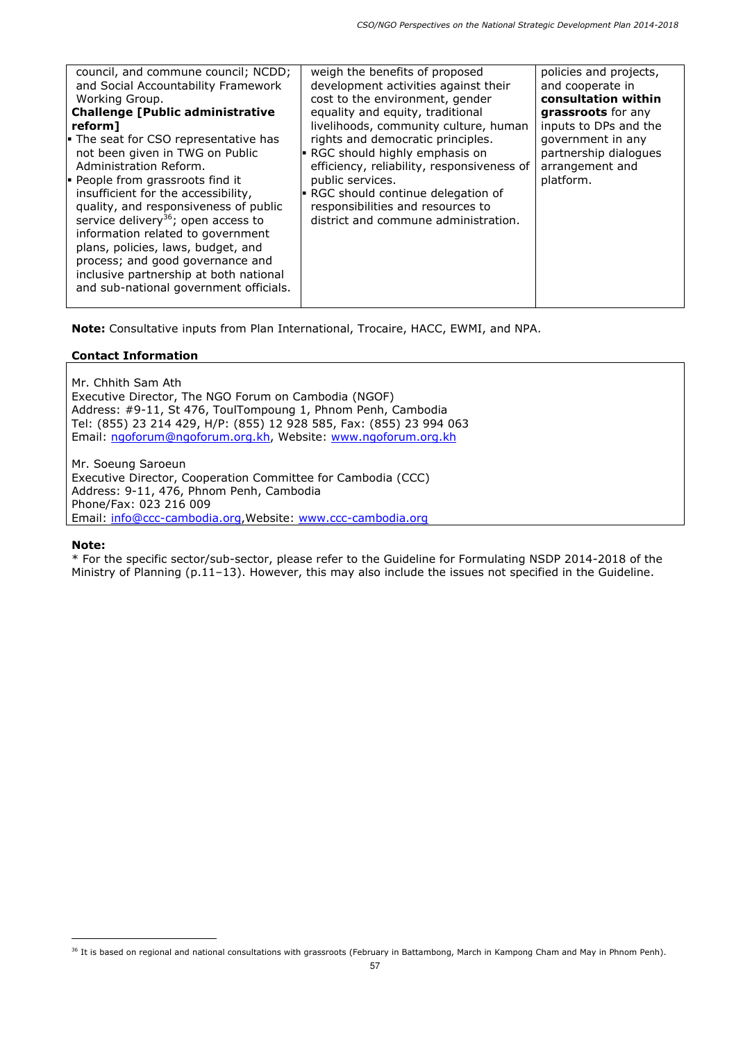| | | |
|---|---|---|
| council, and commune council; NCDD; and Social Accountability Framework Working Group.<br>**Challenge [Public administrative reform]**<br>▪ The seat for CSO representative has not been given in TWG on Public Administration Reform.<br>▪ People from grassroots find it insufficient for the accessibility, quality, and responsiveness of public service delivery[36]; open access to information related to government plans, policies, laws, budget, and process; and good governance and inclusive partnership at both national and sub-national government officials. | weigh the benefits of proposed development activities against their cost to the environment, gender equality and equity, traditional livelihoods, community culture, human rights and democratic principles.<br>▪ RGC should highly emphasis on efficiency, reliability, responsiveness of public services.<br>▪ RGC should continue delegation of responsibilities and resources to district and commune administration. | policies and projects, and cooperate in **consultation within grassroots** for any inputs to DPs and the government in any partnership dialogues arrangement and platform. |

**Note:** Consultative inputs from Plan International, Trocaire, HACC, EWMI, and NPA.

**Contact Information**

Mr. Chhith Sam Ath
Executive Director, The NGO Forum on Cambodia (NGOF)
Address: #9-11, St 476, ToulTompoung 1, Phnom Penh, Cambodia
Tel: (855) 23 214 429, H/P: (855) 12 928 585, Fax: (855) 23 994 063
Email: ngoforum@ngoforum.org.kh, Website: www.ngoforum.org.kh

Mr. Soeung Saroeun
Executive Director, Cooperation Committee for Cambodia (CCC)
Address: 9-11, 476, Phnom Penh, Cambodia
Phone/Fax: 023 216 009
Email: info@ccc-cambodia.org,Website: www.ccc-cambodia.org

**Note:**
* For the specific sector/sub-sector, please refer to the Guideline for Formulating NSDP 2014-2018 of the Ministry of Planning (p.11–13). However, this may also include the issues not specified in the Guideline.

[36] It is based on regional and national consultations with grassroots (February in Battambong, March in Kampong Cham and May in Phnom Penh).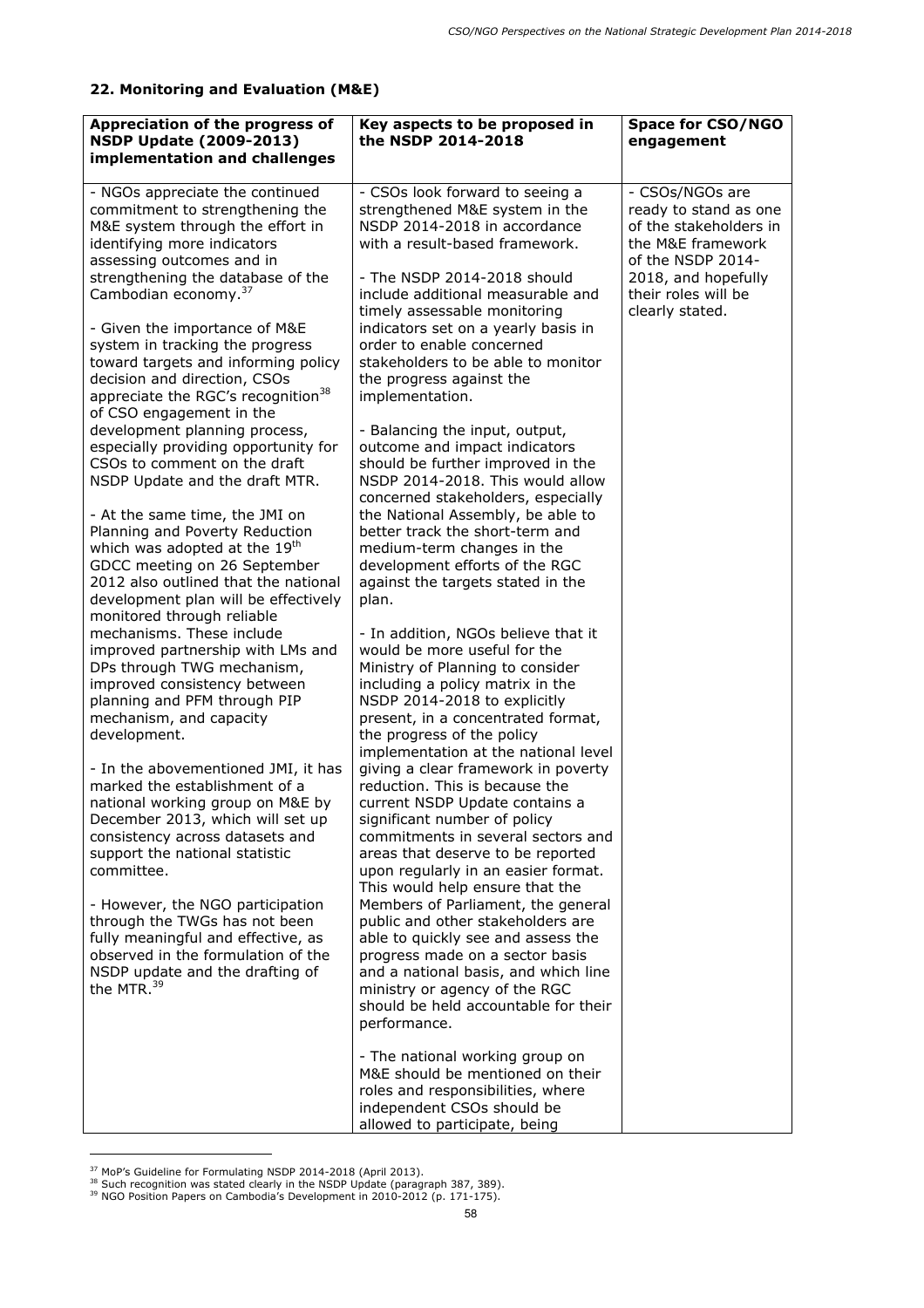## 22. Monitoring and Evaluation (M&E)

| Appreciation of the progress of NSDP Update (2009-2013) implementation and challenges | Key aspects to be proposed in the NSDP 2014-2018 | Space for CSO/NGO engagement |
|---|---|---|
| - NGOs appreciate the continued commitment to strengthening the M&E system through the effort in identifying more indicators assessing outcomes and in strengthening the database of the Cambodian economy.[37]<br><br>- Given the importance of M&E system in tracking the progress toward targets and informing policy decision and direction, CSOs appreciate the RGC's recognition[38] of CSO engagement in the development planning process, especially providing opportunity for CSOs to comment on the draft NSDP Update and the draft MTR.<br><br>- At the same time, the JMI on Planning and Poverty Reduction which was adopted at the 19th GDCC meeting on 26 September 2012 also outlined that the national development plan will be effectively monitored through reliable mechanisms. These include improved partnership with LMs and DPs through TWG mechanism, improved consistency between planning and PFM through PIP mechanism, and capacity development.<br><br>- In the abovementioned JMI, it has marked the establishment of a national working group on M&E by December 2013, which will set up consistency across datasets and support the national statistic committee.<br><br>- However, the NGO participation through the TWGs has not been fully meaningful and effective, as observed in the formulation of the NSDP update and the drafting of the MTR.[39] | - CSOs look forward to seeing a strengthened M&E system in the NSDP 2014-2018 in accordance with a result-based framework.<br><br>- The NSDP 2014-2018 should include additional measurable and timely assessable monitoring indicators set on a yearly basis in order to enable concerned stakeholders to be able to monitor the progress against the implementation.<br><br>- Balancing the input, output, outcome and impact indicators should be further improved in the NSDP 2014-2018. This would allow concerned stakeholders, especially the National Assembly, be able to better track the short-term and medium-term changes in the development efforts of the RGC against the targets stated in the plan.<br><br>- In addition, NGOs believe that it would be more useful for the Ministry of Planning to consider including a policy matrix in the NSDP 2014-2018 to explicitly present, in a concentrated format, the progress of the policy implementation at the national level giving a clear framework in poverty reduction. This is because the current NSDP Update contains a significant number of policy commitments in several sectors and areas that deserve to be reported upon regularly in an easier format. This would help ensure that the Members of Parliament, the general public and other stakeholders are able to quickly see and assess the progress made on a sector basis and a national basis, and which line ministry or agency of the RGC should be held accountable for their performance.<br><br>- The national working group on M&E should be mentioned on their roles and responsibilities, where independent CSOs should be allowed to participate, being | - CSOs/NGOs are ready to stand as one of the stakeholders in the M&E framework of the NSDP 2014-2018, and hopefully their roles will be clearly stated. |

[37] MoP's Guideline for Formulating NSDP 2014-2018 (April 2013).

[38] Such recognition was stated clearly in the NSDP Update (paragraph 387, 389).

[39] NGO Position Papers on Cambodia's Development in 2010-2012 (p. 171-175).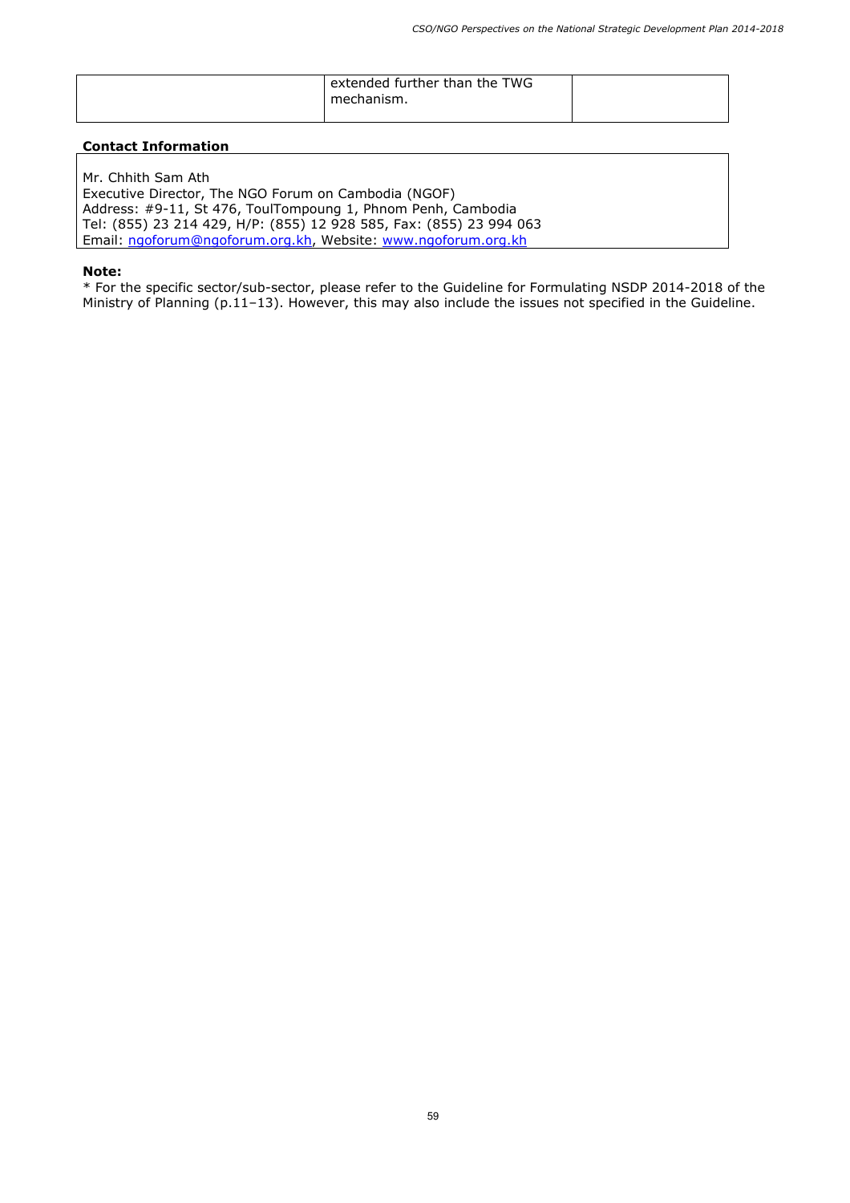|  | extended further than the TWG mechanism. |  |
|---|---|---|

**Contact Information**

Mr. Chhith Sam Ath
Executive Director, The NGO Forum on Cambodia (NGOF)
Address: #9-11, St 476, ToulTompoung 1, Phnom Penh, Cambodia
Tel: (855) 23 214 429, H/P: (855) 12 928 585, Fax: (855) 23 994 063
Email: ngoforum@ngoforum.org.kh, Website: www.ngoforum.org.kh

**Note:**
* For the specific sector/sub-sector, please refer to the Guideline for Formulating NSDP 2014-2018 of the Ministry of Planning (p.11–13). However, this may also include the issues not specified in the Guideline.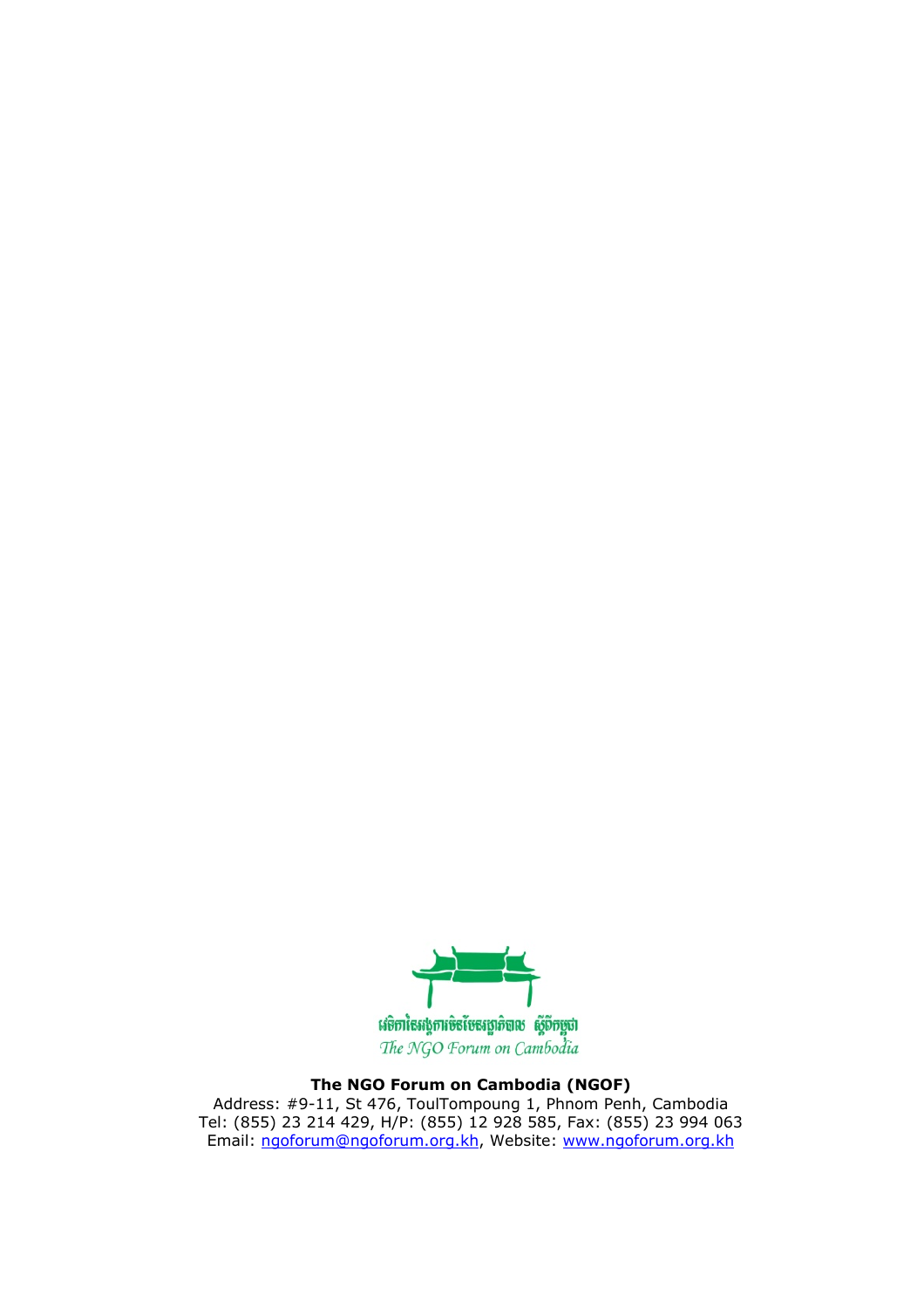អង្គការក្រៅរដ្ឋាភិបាល ស្តីពីកម្ពុជា
*The NGO Forum on Cambodia*

**The NGO Forum on Cambodia (NGOF)**
Address: #9-11, St 476, ToulTompoung 1, Phnom Penh, Cambodia
Tel: (855) 23 214 429, H/P: (855) 12 928 585, Fax: (855) 23 994 063
Email: ngoforum@ngoforum.org.kh, Website: www.ngoforum.org.kh